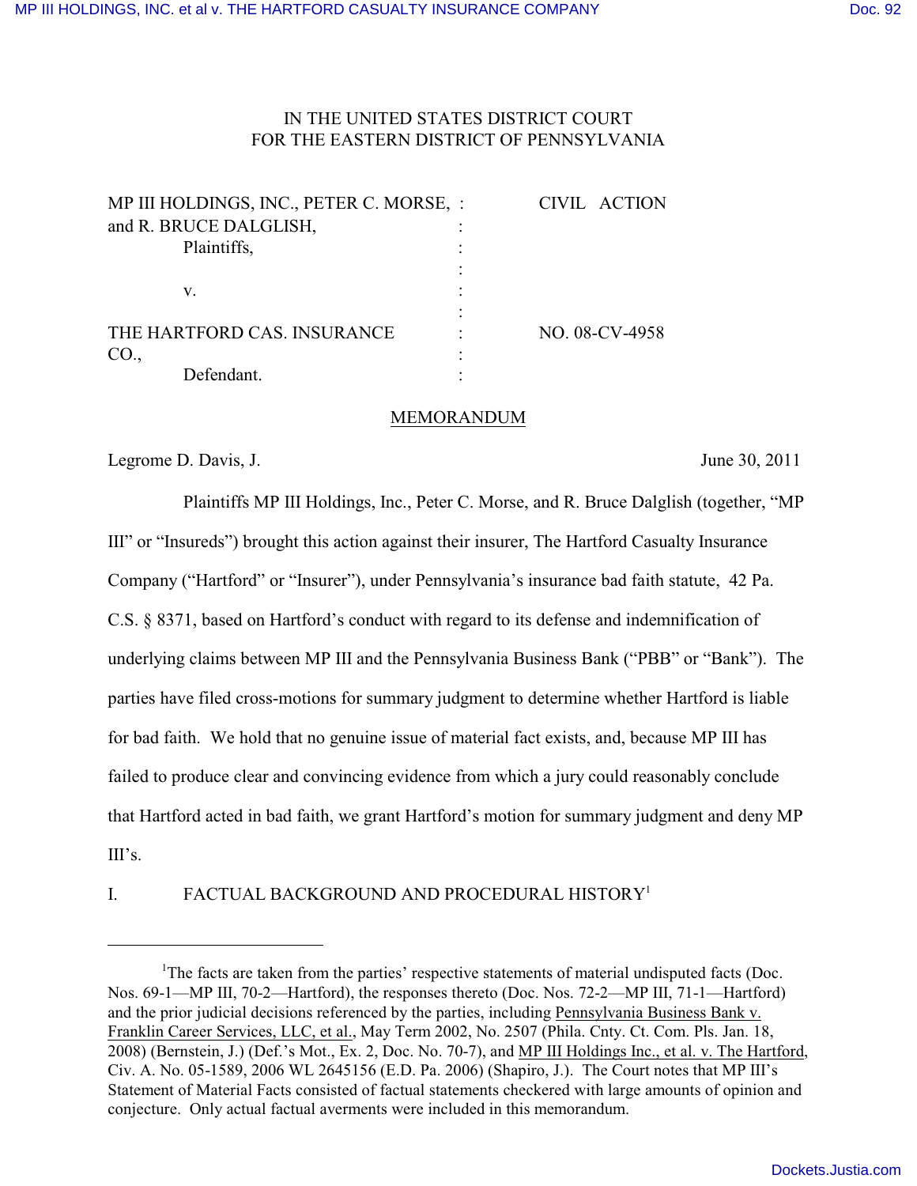IN THE UNITED STATES DISTRICT COURT
FOR THE EASTERN DISTRICT OF PENNSYLVANIA

| | | |
|---|---|---|
| MP III HOLDINGS, INC., PETER C. MORSE, and R. BRUCE DALGLISH, Plaintiffs, | : | CIVIL ACTION |
| v. | : | |
| THE HARTFORD CAS. INSURANCE CO., Defendant. | : | NO. 08-CV-4958 |

MEMORANDUM

Legrome D. Davis, J. June 30, 2011

Plaintiffs MP III Holdings, Inc., Peter C. Morse, and R. Bruce Dalglish (together, "MP III" or "Insureds") brought this action against their insurer, The Hartford Casualty Insurance Company ("Hartford" or "Insurer"), under Pennsylvania's insurance bad faith statute, 42 Pa. C.S. § 8371, based on Hartford's conduct with regard to its defense and indemnification of underlying claims between MP III and the Pennsylvania Business Bank ("PBB" or "Bank"). The parties have filed cross-motions for summary judgment to determine whether Hartford is liable for bad faith. We hold that no genuine issue of material fact exists, and, because MP III has failed to produce clear and convincing evidence from which a jury could reasonably conclude that Hartford acted in bad faith, we grant Hartford's motion for summary judgment and deny MP III's.

## I. FACTUAL BACKGROUND AND PROCEDURAL HISTORY[1]

---

[1]The facts are taken from the parties' respective statements of material undisputed facts (Doc. Nos. 69-1—MP III, 70-2—Hartford), the responses thereto (Doc. Nos. 72-2—MP III, 71-1—Hartford) and the prior judicial decisions referenced by the parties, including Pennsylvania Business Bank v. Franklin Career Services, LLC, et al., May Term 2002, No. 2507 (Phila. Cnty. Ct. Com. Pls. Jan. 18, 2008) (Bernstein, J.) (Def.'s Mot., Ex. 2, Doc. No. 70-7), and MP III Holdings Inc., et al. v. The Hartford, Civ. A. No. 05-1589, 2006 WL 2645156 (E.D. Pa. 2006) (Shapiro, J.). The Court notes that MP III's Statement of Material Facts consisted of factual statements checkered with large amounts of opinion and conjecture. Only actual factual averments were included in this memorandum.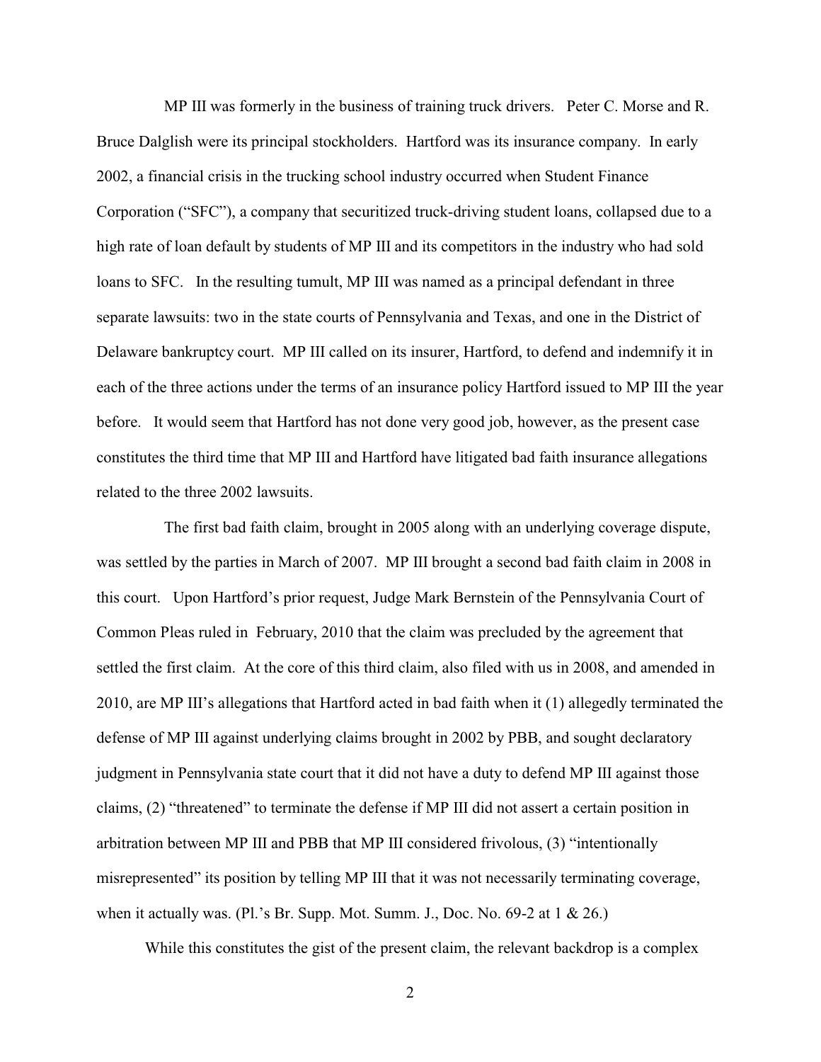MP III was formerly in the business of training truck drivers. Peter C. Morse and R. Bruce Dalglish were its principal stockholders. Hartford was its insurance company. In early 2002, a financial crisis in the trucking school industry occurred when Student Finance Corporation ("SFC"), a company that securitized truck-driving student loans, collapsed due to a high rate of loan default by students of MP III and its competitors in the industry who had sold loans to SFC. In the resulting tumult, MP III was named as a principal defendant in three separate lawsuits: two in the state courts of Pennsylvania and Texas, and one in the District of Delaware bankruptcy court. MP III called on its insurer, Hartford, to defend and indemnify it in each of the three actions under the terms of an insurance policy Hartford issued to MP III the year before. It would seem that Hartford has not done very good job, however, as the present case constitutes the third time that MP III and Hartford have litigated bad faith insurance allegations related to the three 2002 lawsuits.

The first bad faith claim, brought in 2005 along with an underlying coverage dispute, was settled by the parties in March of 2007. MP III brought a second bad faith claim in 2008 in this court. Upon Hartford's prior request, Judge Mark Bernstein of the Pennsylvania Court of Common Pleas ruled in February, 2010 that the claim was precluded by the agreement that settled the first claim. At the core of this third claim, also filed with us in 2008, and amended in 2010, are MP III's allegations that Hartford acted in bad faith when it (1) allegedly terminated the defense of MP III against underlying claims brought in 2002 by PBB, and sought declaratory judgment in Pennsylvania state court that it did not have a duty to defend MP III against those claims, (2) "threatened" to terminate the defense if MP III did not assert a certain position in arbitration between MP III and PBB that MP III considered frivolous, (3) "intentionally misrepresented" its position by telling MP III that it was not necessarily terminating coverage, when it actually was. (Pl.'s Br. Supp. Mot. Summ. J., Doc. No. 69-2 at 1 & 26.)

While this constitutes the gist of the present claim, the relevant backdrop is a complex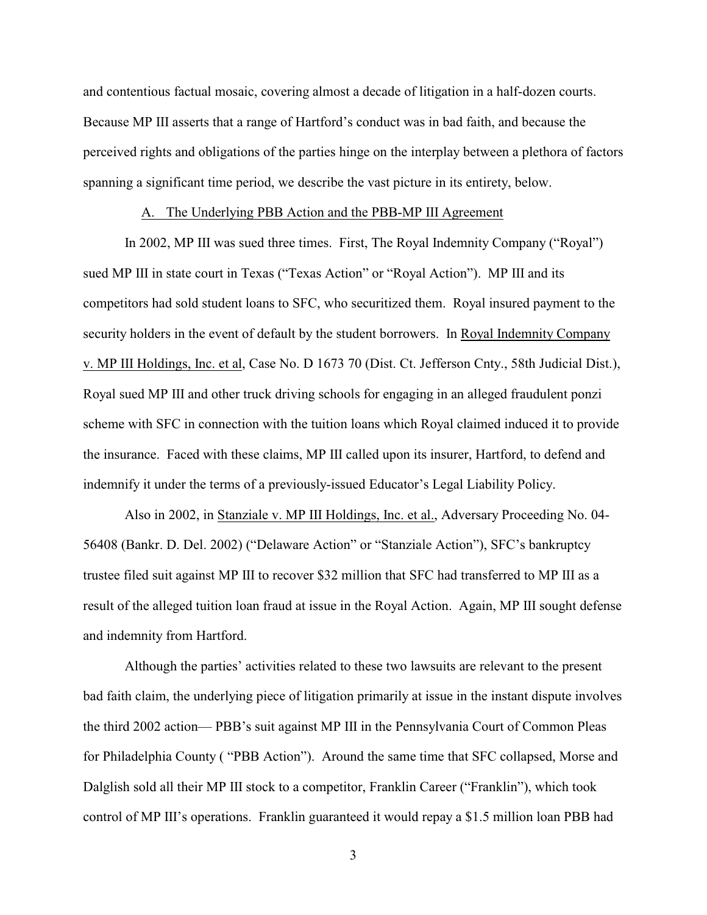and contentious factual mosaic, covering almost a decade of litigation in a half-dozen courts. Because MP III asserts that a range of Hartford's conduct was in bad faith, and because the perceived rights and obligations of the parties hinge on the interplay between a plethora of factors spanning a significant time period, we describe the vast picture in its entirety, below.

### A. The Underlying PBB Action and the PBB-MP III Agreement

In 2002, MP III was sued three times. First, The Royal Indemnity Company ("Royal") sued MP III in state court in Texas ("Texas Action" or "Royal Action"). MP III and its competitors had sold student loans to SFC, who securitized them. Royal insured payment to the security holders in the event of default by the student borrowers. In Royal Indemnity Company v. MP III Holdings, Inc. et al, Case No. D 1673 70 (Dist. Ct. Jefferson Cnty., 58th Judicial Dist.), Royal sued MP III and other truck driving schools for engaging in an alleged fraudulent ponzi scheme with SFC in connection with the tuition loans which Royal claimed induced it to provide the insurance. Faced with these claims, MP III called upon its insurer, Hartford, to defend and indemnify it under the terms of a previously-issued Educator's Legal Liability Policy.

Also in 2002, in Stanziale v. MP III Holdings, Inc. et al., Adversary Proceeding No. 04-56408 (Bankr. D. Del. 2002) ("Delaware Action" or "Stanziale Action"), SFC's bankruptcy trustee filed suit against MP III to recover $32 million that SFC had transferred to MP III as a result of the alleged tuition loan fraud at issue in the Royal Action. Again, MP III sought defense and indemnity from Hartford.

Although the parties' activities related to these two lawsuits are relevant to the present bad faith claim, the underlying piece of litigation primarily at issue in the instant dispute involves the third 2002 action— PBB's suit against MP III in the Pennsylvania Court of Common Pleas for Philadelphia County ( "PBB Action"). Around the same time that SFC collapsed, Morse and Dalglish sold all their MP III stock to a competitor, Franklin Career ("Franklin"), which took control of MP III's operations. Franklin guaranteed it would repay a $1.5 million loan PBB had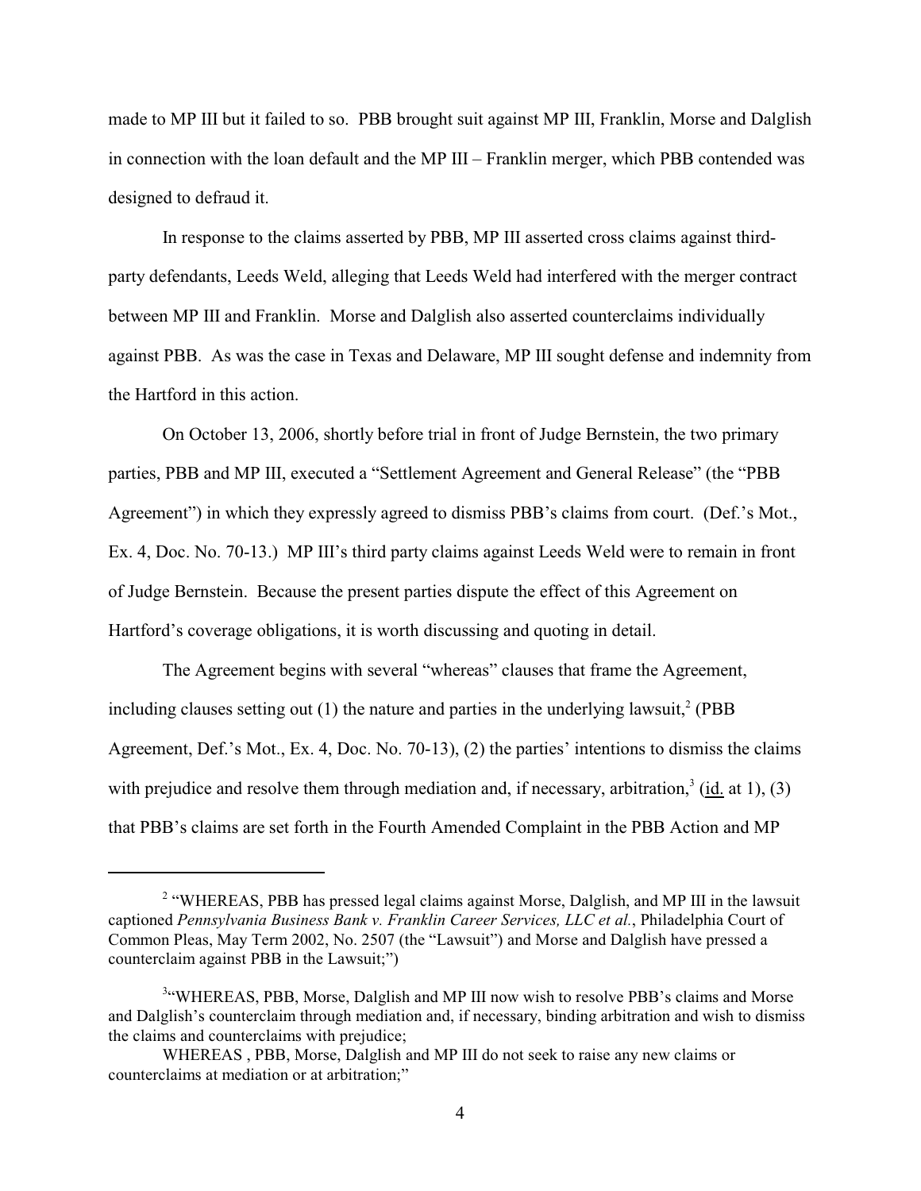made to MP III but it failed to so. PBB brought suit against MP III, Franklin, Morse and Dalglish in connection with the loan default and the MP III – Franklin merger, which PBB contended was designed to defraud it.

In response to the claims asserted by PBB, MP III asserted cross claims against third-party defendants, Leeds Weld, alleging that Leeds Weld had interfered with the merger contract between MP III and Franklin. Morse and Dalglish also asserted counterclaims individually against PBB. As was the case in Texas and Delaware, MP III sought defense and indemnity from the Hartford in this action.

On October 13, 2006, shortly before trial in front of Judge Bernstein, the two primary parties, PBB and MP III, executed a "Settlement Agreement and General Release" (the "PBB Agreement") in which they expressly agreed to dismiss PBB's claims from court. (Def.'s Mot., Ex. 4, Doc. No. 70-13.) MP III's third party claims against Leeds Weld were to remain in front of Judge Bernstein. Because the present parties dispute the effect of this Agreement on Hartford's coverage obligations, it is worth discussing and quoting in detail.

The Agreement begins with several "whereas" clauses that frame the Agreement, including clauses setting out (1) the nature and parties in the underlying lawsuit,[2] (PBB Agreement, Def.'s Mot., Ex. 4, Doc. No. 70-13), (2) the parties' intentions to dismiss the claims with prejudice and resolve them through mediation and, if necessary, arbitration,[3] (id. at 1), (3) that PBB's claims are set forth in the Fourth Amended Complaint in the PBB Action and MP

---

[2] "WHEREAS, PBB has pressed legal claims against Morse, Dalglish, and MP III in the lawsuit captioned *Pennsylvania Business Bank v. Franklin Career Services, LLC et al.*, Philadelphia Court of Common Pleas, May Term 2002, No. 2507 (the "Lawsuit") and Morse and Dalglish have pressed a counterclaim against PBB in the Lawsuit;")

[3] "WHEREAS, PBB, Morse, Dalglish and MP III now wish to resolve PBB's claims and Morse and Dalglish's counterclaim through mediation and, if necessary, binding arbitration and wish to dismiss the claims and counterclaims with prejudice;

WHEREAS , PBB, Morse, Dalglish and MP III do not seek to raise any new claims or counterclaims at mediation or at arbitration;"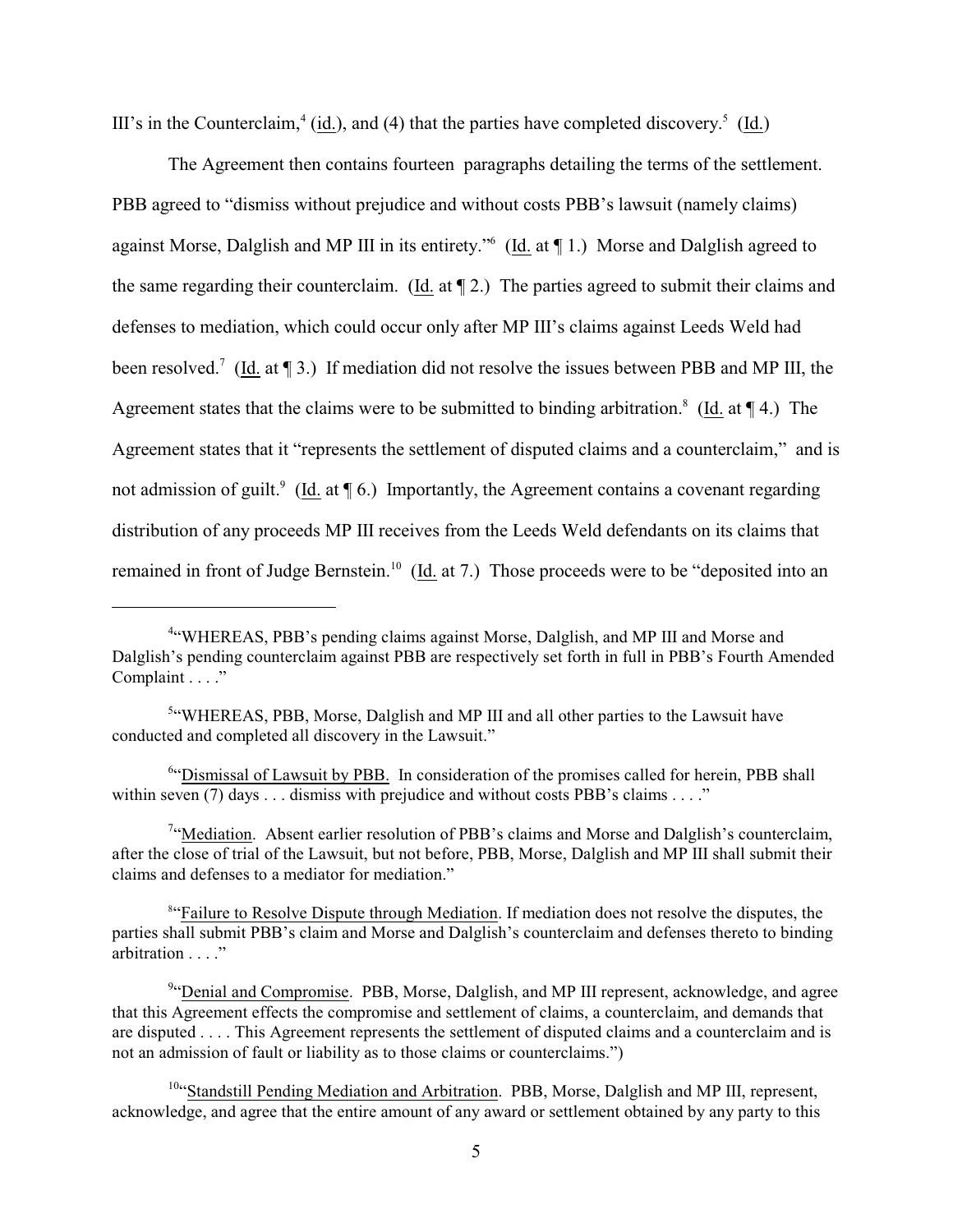III's in the Counterclaim,[4] (id.), and (4) that the parties have completed discovery.[5] (Id.)

The Agreement then contains fourteen paragraphs detailing the terms of the settlement. PBB agreed to "dismiss without prejudice and without costs PBB's lawsuit (namely claims) against Morse, Dalglish and MP III in its entirety."[6] (Id. at ¶ 1.) Morse and Dalglish agreed to the same regarding their counterclaim. (Id. at ¶ 2.) The parties agreed to submit their claims and defenses to mediation, which could occur only after MP III's claims against Leeds Weld had been resolved.[7] (Id. at ¶ 3.) If mediation did not resolve the issues between PBB and MP III, the Agreement states that the claims were to be submitted to binding arbitration.[8] (Id. at ¶ 4.) The Agreement states that it "represents the settlement of disputed claims and a counterclaim," and is not admission of guilt.[9] (Id. at ¶ 6.) Importantly, the Agreement contains a covenant regarding distribution of any proceeds MP III receives from the Leeds Weld defendants on its claims that remained in front of Judge Bernstein.[10] (Id. at 7.) Those proceeds were to be "deposited into an

---

[4] "WHEREAS, PBB's pending claims against Morse, Dalglish, and MP III and Morse and Dalglish's pending counterclaim against PBB are respectively set forth in full in PBB's Fourth Amended Complaint . . . ."

[5] "WHEREAS, PBB, Morse, Dalglish and MP III and all other parties to the Lawsuit have conducted and completed all discovery in the Lawsuit."

[6] "Dismissal of Lawsuit by PBB. In consideration of the promises called for herein, PBB shall within seven (7) days . . . dismiss with prejudice and without costs PBB's claims . . . ."

[7] "Mediation. Absent earlier resolution of PBB's claims and Morse and Dalglish's counterclaim, after the close of trial of the Lawsuit, but not before, PBB, Morse, Dalglish and MP III shall submit their claims and defenses to a mediator for mediation."

[8] "Failure to Resolve Dispute through Mediation. If mediation does not resolve the disputes, the parties shall submit PBB's claim and Morse and Dalglish's counterclaim and defenses thereto to binding arbitration . . . ."

[9] "Denial and Compromise. PBB, Morse, Dalglish, and MP III represent, acknowledge, and agree that this Agreement effects the compromise and settlement of claims, a counterclaim, and demands that are disputed . . . . This Agreement represents the settlement of disputed claims and a counterclaim and is not an admission of fault or liability as to those claims or counterclaims.")

[10] "Standstill Pending Mediation and Arbitration. PBB, Morse, Dalglish and MP III, represent, acknowledge, and agree that the entire amount of any award or settlement obtained by any party to this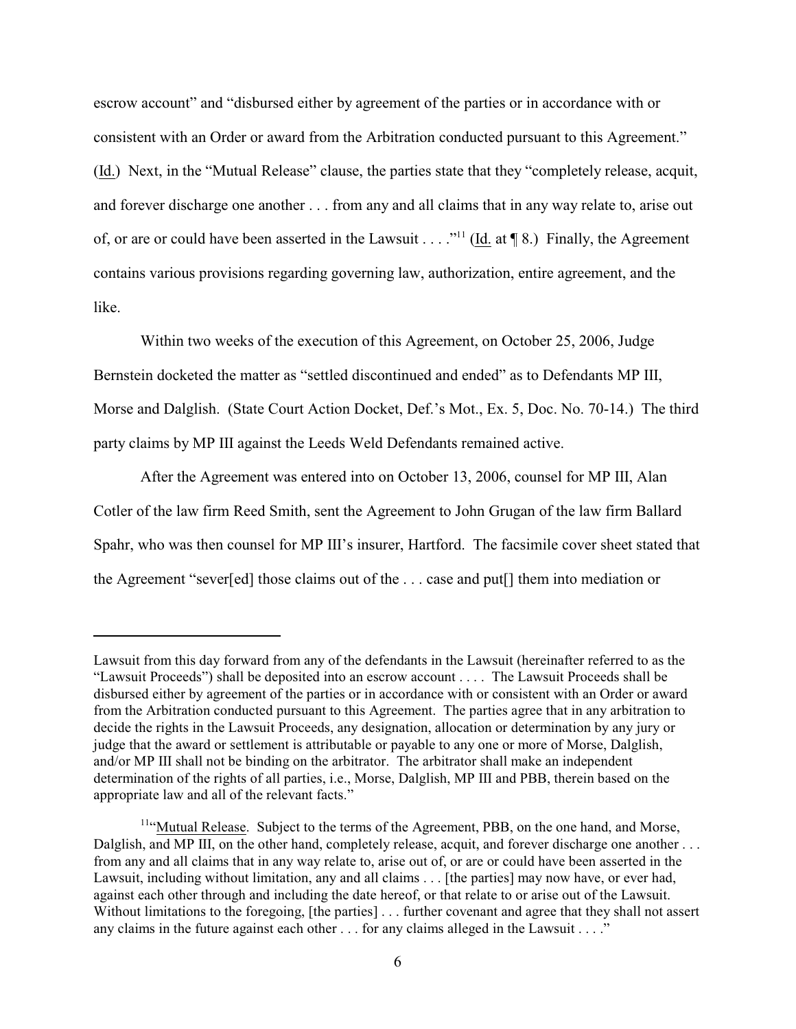escrow account" and "disbursed either by agreement of the parties or in accordance with or consistent with an Order or award from the Arbitration conducted pursuant to this Agreement." (Id.) Next, in the "Mutual Release" clause, the parties state that they "completely release, acquit, and forever discharge one another . . . from any and all claims that in any way relate to, arise out of, or are or could have been asserted in the Lawsuit . . . ."[11] (Id. at ¶ 8.) Finally, the Agreement contains various provisions regarding governing law, authorization, entire agreement, and the like.

Within two weeks of the execution of this Agreement, on October 25, 2006, Judge Bernstein docketed the matter as "settled discontinued and ended" as to Defendants MP III, Morse and Dalglish. (State Court Action Docket, Def.'s Mot., Ex. 5, Doc. No. 70-14.) The third party claims by MP III against the Leeds Weld Defendants remained active.

After the Agreement was entered into on October 13, 2006, counsel for MP III, Alan Cotler of the law firm Reed Smith, sent the Agreement to John Grugan of the law firm Ballard Spahr, who was then counsel for MP III's insurer, Hartford. The facsimile cover sheet stated that the Agreement "sever[ed] those claims out of the . . . case and put[] them into mediation or

---

Lawsuit from this day forward from any of the defendants in the Lawsuit (hereinafter referred to as the "Lawsuit Proceeds") shall be deposited into an escrow account . . . . The Lawsuit Proceeds shall be disbursed either by agreement of the parties or in accordance with or consistent with an Order or award from the Arbitration conducted pursuant to this Agreement. The parties agree that in any arbitration to decide the rights in the Lawsuit Proceeds, any designation, allocation or determination by any jury or judge that the award or settlement is attributable or payable to any one or more of Morse, Dalglish, and/or MP III shall not be binding on the arbitrator. The arbitrator shall make an independent determination of the rights of all parties, i.e., Morse, Dalglish, MP III and PBB, therein based on the appropriate law and all of the relevant facts."

[11]"Mutual Release. Subject to the terms of the Agreement, PBB, on the one hand, and Morse, Dalglish, and MP III, on the other hand, completely release, acquit, and forever discharge one another . . . from any and all claims that in any way relate to, arise out of, or are or could have been asserted in the Lawsuit, including without limitation, any and all claims . . . [the parties] may now have, or ever had, against each other through and including the date hereof, or that relate to or arise out of the Lawsuit. Without limitations to the foregoing, [the parties] . . . further covenant and agree that they shall not assert any claims in the future against each other . . . for any claims alleged in the Lawsuit . . . ."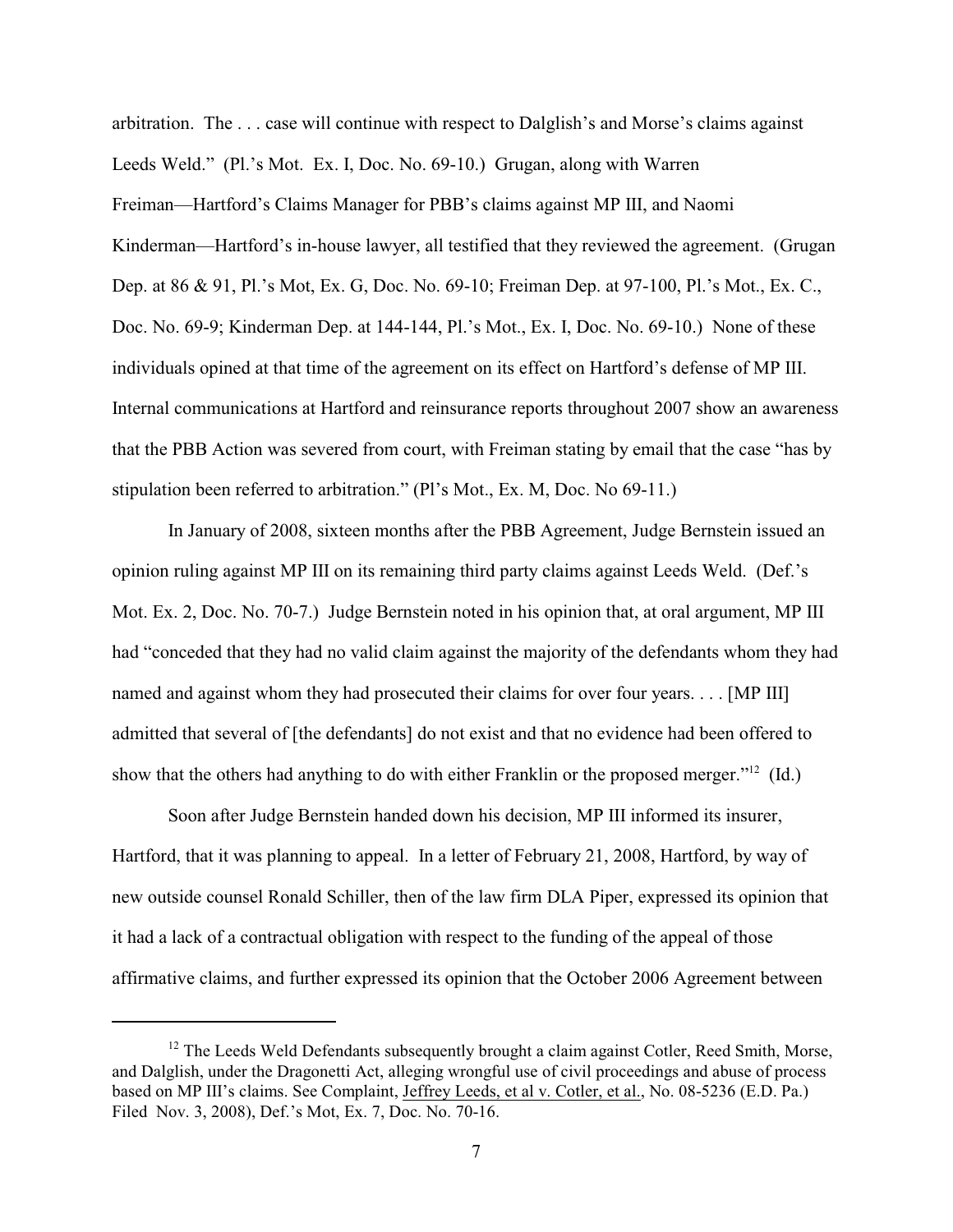arbitration. The . . . case will continue with respect to Dalglish's and Morse's claims against Leeds Weld." (Pl.'s Mot. Ex. I, Doc. No. 69-10.) Grugan, along with Warren Freiman—Hartford's Claims Manager for PBB's claims against MP III, and Naomi Kinderman—Hartford's in-house lawyer, all testified that they reviewed the agreement. (Grugan Dep. at 86 & 91, Pl.'s Mot, Ex. G, Doc. No. 69-10; Freiman Dep. at 97-100, Pl.'s Mot., Ex. C., Doc. No. 69-9; Kinderman Dep. at 144-144, Pl.'s Mot., Ex. I, Doc. No. 69-10.) None of these individuals opined at that time of the agreement on its effect on Hartford's defense of MP III. Internal communications at Hartford and reinsurance reports throughout 2007 show an awareness that the PBB Action was severed from court, with Freiman stating by email that the case "has by stipulation been referred to arbitration." (Pl's Mot., Ex. M, Doc. No 69-11.)

In January of 2008, sixteen months after the PBB Agreement, Judge Bernstein issued an opinion ruling against MP III on its remaining third party claims against Leeds Weld. (Def.'s Mot. Ex. 2, Doc. No. 70-7.) Judge Bernstein noted in his opinion that, at oral argument, MP III had "conceded that they had no valid claim against the majority of the defendants whom they had named and against whom they had prosecuted their claims for over four years. . . . [MP III] admitted that several of [the defendants] do not exist and that no evidence had been offered to show that the others had anything to do with either Franklin or the proposed merger."[12] (Id.)

Soon after Judge Bernstein handed down his decision, MP III informed its insurer, Hartford, that it was planning to appeal. In a letter of February 21, 2008, Hartford, by way of new outside counsel Ronald Schiller, then of the law firm DLA Piper, expressed its opinion that it had a lack of a contractual obligation with respect to the funding of the appeal of those affirmative claims, and further expressed its opinion that the October 2006 Agreement between

[12] The Leeds Weld Defendants subsequently brought a claim against Cotler, Reed Smith, Morse, and Dalglish, under the Dragonetti Act, alleging wrongful use of civil proceedings and abuse of process based on MP III's claims. See Complaint, Jeffrey Leeds, et al v. Cotler, et al., No. 08-5236 (E.D. Pa.) Filed Nov. 3, 2008), Def.'s Mot, Ex. 7, Doc. No. 70-16.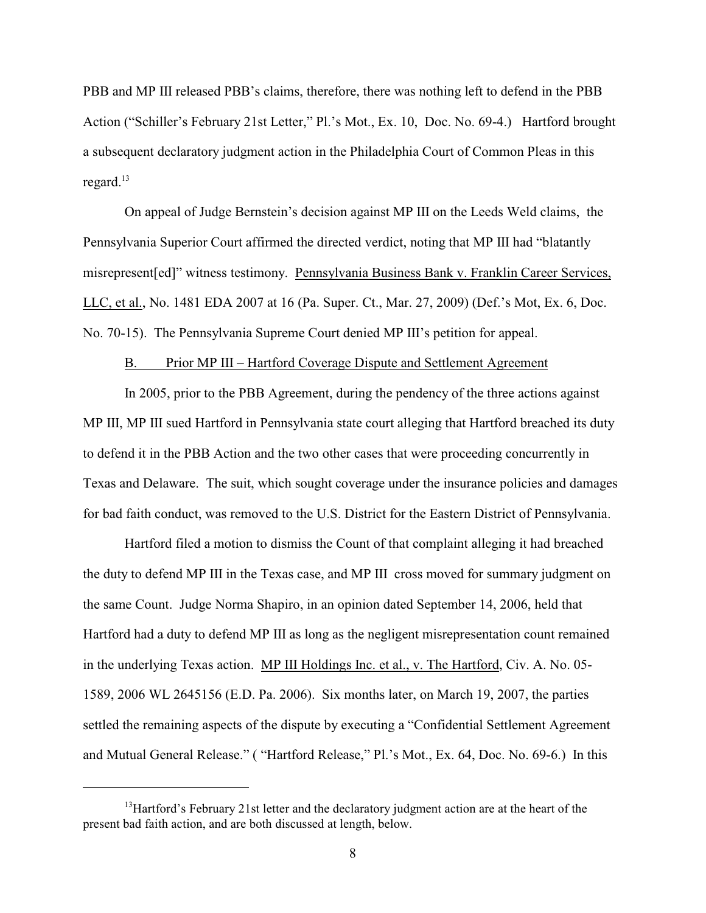PBB and MP III released PBB's claims, therefore, there was nothing left to defend in the PBB Action ("Schiller's February 21st Letter," Pl.'s Mot., Ex. 10, Doc. No. 69-4.) Hartford brought a subsequent declaratory judgment action in the Philadelphia Court of Common Pleas in this regard.[13]

On appeal of Judge Bernstein's decision against MP III on the Leeds Weld claims, the Pennsylvania Superior Court affirmed the directed verdict, noting that MP III had "blatantly misrepresent[ed]" witness testimony. Pennsylvania Business Bank v. Franklin Career Services, LLC, et al., No. 1481 EDA 2007 at 16 (Pa. Super. Ct., Mar. 27, 2009) (Def.'s Mot, Ex. 6, Doc. No. 70-15). The Pennsylvania Supreme Court denied MP III's petition for appeal.

B. Prior MP III – Hartford Coverage Dispute and Settlement Agreement

In 2005, prior to the PBB Agreement, during the pendency of the three actions against MP III, MP III sued Hartford in Pennsylvania state court alleging that Hartford breached its duty to defend it in the PBB Action and the two other cases that were proceeding concurrently in Texas and Delaware. The suit, which sought coverage under the insurance policies and damages for bad faith conduct, was removed to the U.S. District for the Eastern District of Pennsylvania.

Hartford filed a motion to dismiss the Count of that complaint alleging it had breached the duty to defend MP III in the Texas case, and MP III cross moved for summary judgment on the same Count. Judge Norma Shapiro, in an opinion dated September 14, 2006, held that Hartford had a duty to defend MP III as long as the negligent misrepresentation count remained in the underlying Texas action. MP III Holdings Inc. et al., v. The Hartford, Civ. A. No. 05-1589, 2006 WL 2645156 (E.D. Pa. 2006). Six months later, on March 19, 2007, the parties settled the remaining aspects of the dispute by executing a "Confidential Settlement Agreement and Mutual General Release." ( "Hartford Release," Pl.'s Mot., Ex. 64, Doc. No. 69-6.) In this

[13]Hartford's February 21st letter and the declaratory judgment action are at the heart of the present bad faith action, and are both discussed at length, below.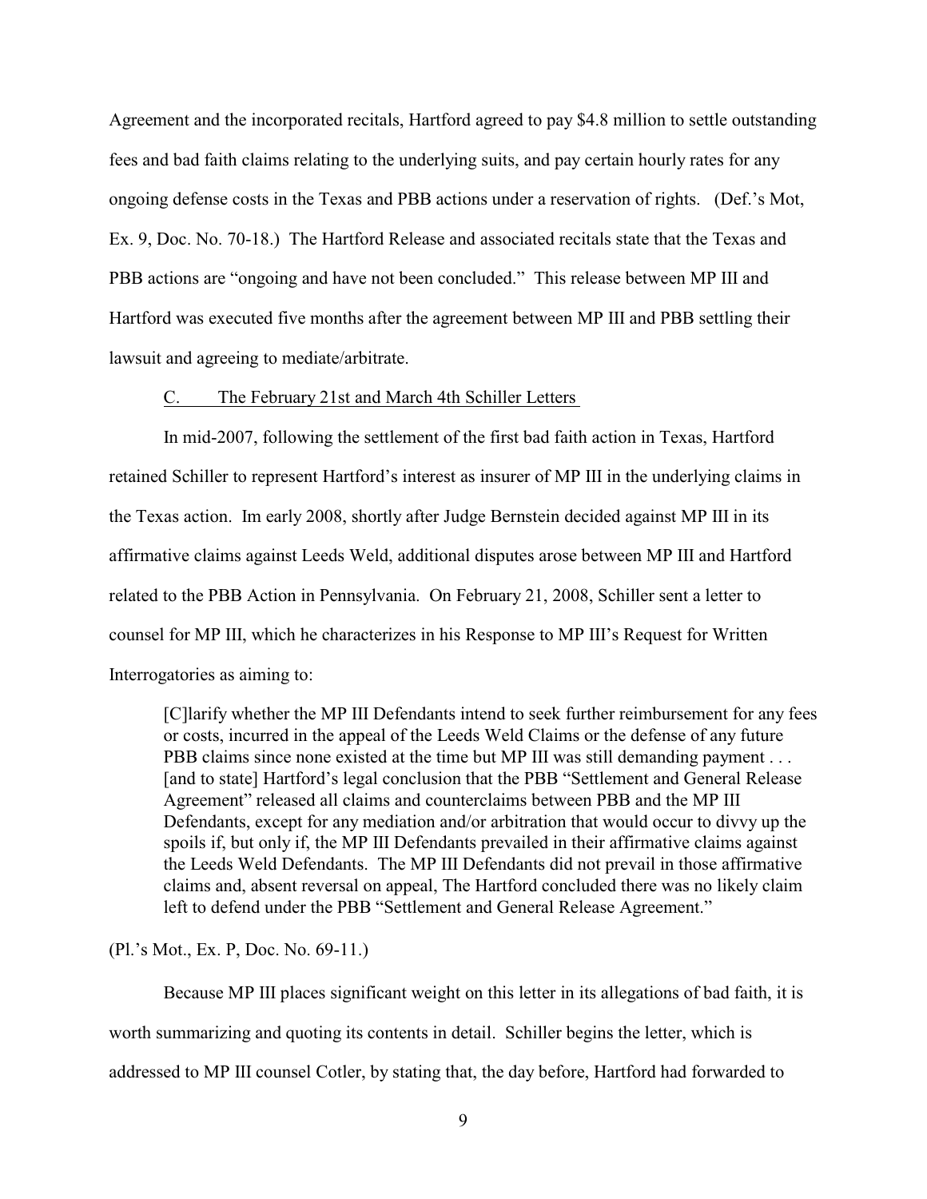Agreement and the incorporated recitals, Hartford agreed to pay $4.8 million to settle outstanding fees and bad faith claims relating to the underlying suits, and pay certain hourly rates for any ongoing defense costs in the Texas and PBB actions under a reservation of rights. (Def.'s Mot, Ex. 9, Doc. No. 70-18.) The Hartford Release and associated recitals state that the Texas and PBB actions are "ongoing and have not been concluded." This release between MP III and Hartford was executed five months after the agreement between MP III and PBB settling their lawsuit and agreeing to mediate/arbitrate.

### C. The February 21st and March 4th Schiller Letters

In mid-2007, following the settlement of the first bad faith action in Texas, Hartford retained Schiller to represent Hartford's interest as insurer of MP III in the underlying claims in the Texas action. Im early 2008, shortly after Judge Bernstein decided against MP III in its affirmative claims against Leeds Weld, additional disputes arose between MP III and Hartford related to the PBB Action in Pennsylvania. On February 21, 2008, Schiller sent a letter to counsel for MP III, which he characterizes in his Response to MP III's Request for Written Interrogatories as aiming to:

> [C]larify whether the MP III Defendants intend to seek further reimbursement for any fees or costs, incurred in the appeal of the Leeds Weld Claims or the defense of any future PBB claims since none existed at the time but MP III was still demanding payment . . . [and to state] Hartford's legal conclusion that the PBB "Settlement and General Release Agreement" released all claims and counterclaims between PBB and the MP III Defendants, except for any mediation and/or arbitration that would occur to divvy up the spoils if, but only if, the MP III Defendants prevailed in their affirmative claims against the Leeds Weld Defendants. The MP III Defendants did not prevail in those affirmative claims and, absent reversal on appeal, The Hartford concluded there was no likely claim left to defend under the PBB "Settlement and General Release Agreement."

(Pl.'s Mot., Ex. P, Doc. No. 69-11.)

Because MP III places significant weight on this letter in its allegations of bad faith, it is worth summarizing and quoting its contents in detail. Schiller begins the letter, which is addressed to MP III counsel Cotler, by stating that, the day before, Hartford had forwarded to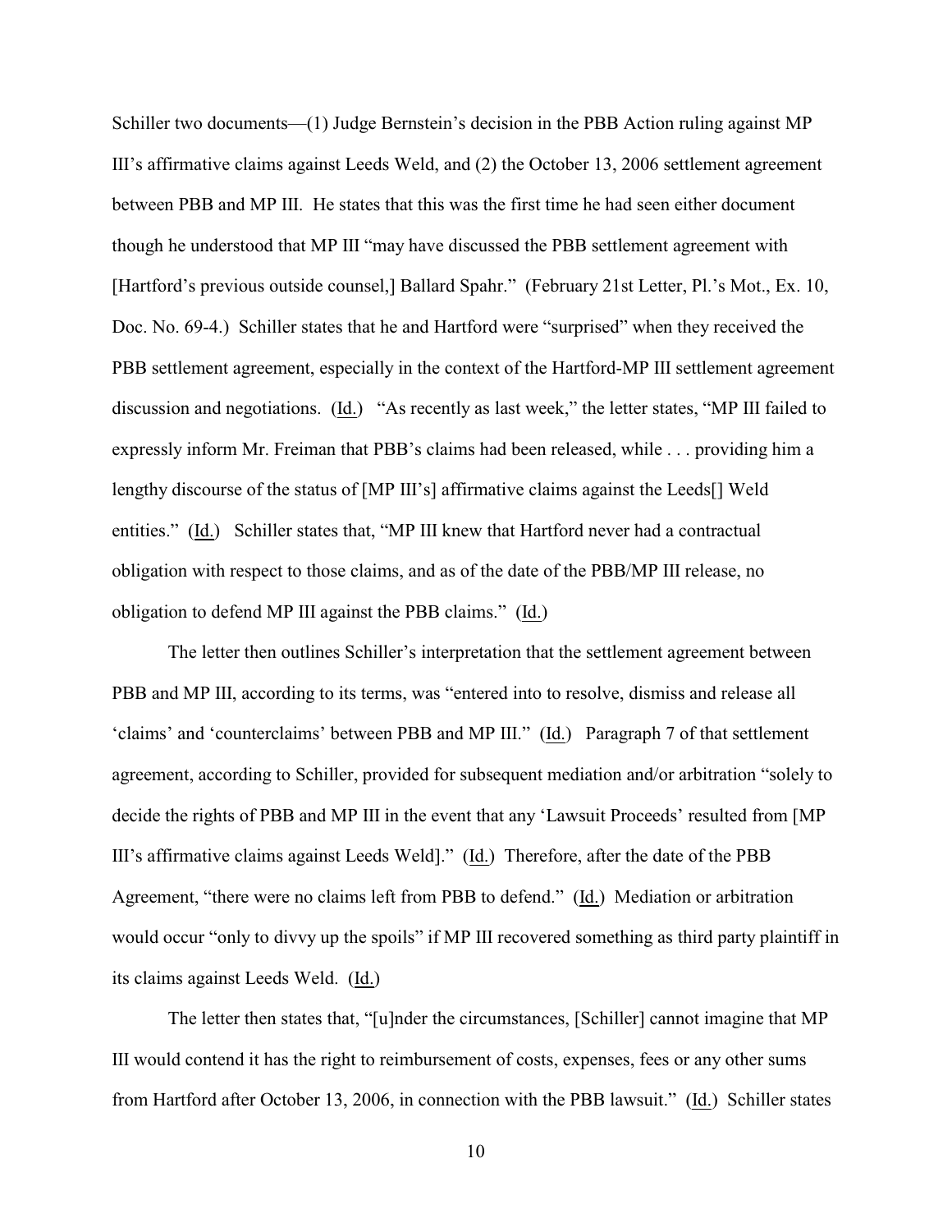Schiller two documents—(1) Judge Bernstein's decision in the PBB Action ruling against MP III's affirmative claims against Leeds Weld, and (2) the October 13, 2006 settlement agreement between PBB and MP III. He states that this was the first time he had seen either document though he understood that MP III "may have discussed the PBB settlement agreement with [Hartford's previous outside counsel,] Ballard Spahr." (February 21st Letter, Pl.'s Mot., Ex. 10, Doc. No. 69-4.) Schiller states that he and Hartford were "surprised" when they received the PBB settlement agreement, especially in the context of the Hartford-MP III settlement agreement discussion and negotiations. (Id.) "As recently as last week," the letter states, "MP III failed to expressly inform Mr. Freiman that PBB's claims had been released, while . . . providing him a lengthy discourse of the status of [MP III's] affirmative claims against the Leeds[] Weld entities." (Id.) Schiller states that, "MP III knew that Hartford never had a contractual obligation with respect to those claims, and as of the date of the PBB/MP III release, no obligation to defend MP III against the PBB claims." (Id.)

The letter then outlines Schiller's interpretation that the settlement agreement between PBB and MP III, according to its terms, was "entered into to resolve, dismiss and release all 'claims' and 'counterclaims' between PBB and MP III." (Id.) Paragraph 7 of that settlement agreement, according to Schiller, provided for subsequent mediation and/or arbitration "solely to decide the rights of PBB and MP III in the event that any 'Lawsuit Proceeds' resulted from [MP III's affirmative claims against Leeds Weld]." (Id.) Therefore, after the date of the PBB Agreement, "there were no claims left from PBB to defend." (Id.) Mediation or arbitration would occur "only to divvy up the spoils" if MP III recovered something as third party plaintiff in its claims against Leeds Weld. (Id.)

The letter then states that, "[u]nder the circumstances, [Schiller] cannot imagine that MP III would contend it has the right to reimbursement of costs, expenses, fees or any other sums from Hartford after October 13, 2006, in connection with the PBB lawsuit." (Id.) Schiller states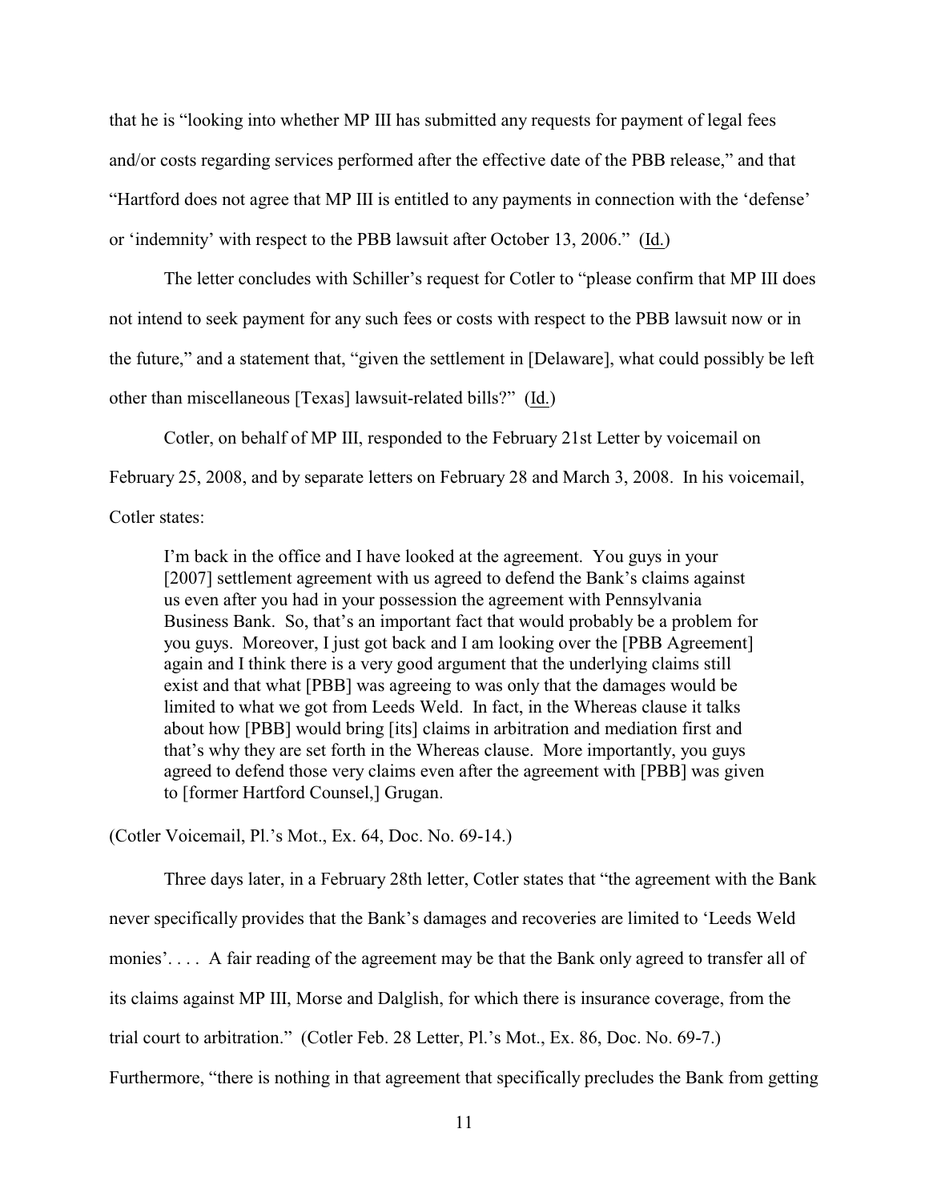that he is "looking into whether MP III has submitted any requests for payment of legal fees and/or costs regarding services performed after the effective date of the PBB release," and that "Hartford does not agree that MP III is entitled to any payments in connection with the 'defense' or 'indemnity' with respect to the PBB lawsuit after October 13, 2006." (Id.)

The letter concludes with Schiller's request for Cotler to "please confirm that MP III does not intend to seek payment for any such fees or costs with respect to the PBB lawsuit now or in the future," and a statement that, "given the settlement in [Delaware], what could possibly be left other than miscellaneous [Texas] lawsuit-related bills?" (Id.)

Cotler, on behalf of MP III, responded to the February 21st Letter by voicemail on February 25, 2008, and by separate letters on February 28 and March 3, 2008. In his voicemail, Cotler states:

> I'm back in the office and I have looked at the agreement. You guys in your [2007] settlement agreement with us agreed to defend the Bank's claims against us even after you had in your possession the agreement with Pennsylvania Business Bank. So, that's an important fact that would probably be a problem for you guys. Moreover, I just got back and I am looking over the [PBB Agreement] again and I think there is a very good argument that the underlying claims still exist and that what [PBB] was agreeing to was only that the damages would be limited to what we got from Leeds Weld. In fact, in the Whereas clause it talks about how [PBB] would bring [its] claims in arbitration and mediation first and that's why they are set forth in the Whereas clause. More importantly, you guys agreed to defend those very claims even after the agreement with [PBB] was given to [former Hartford Counsel,] Grugan.

(Cotler Voicemail, Pl.'s Mot., Ex. 64, Doc. No. 69-14.)

Three days later, in a February 28th letter, Cotler states that "the agreement with the Bank never specifically provides that the Bank's damages and recoveries are limited to 'Leeds Weld monies'. . . . A fair reading of the agreement may be that the Bank only agreed to transfer all of its claims against MP III, Morse and Dalglish, for which there is insurance coverage, from the trial court to arbitration." (Cotler Feb. 28 Letter, Pl.'s Mot., Ex. 86, Doc. No. 69-7.) Furthermore, "there is nothing in that agreement that specifically precludes the Bank from getting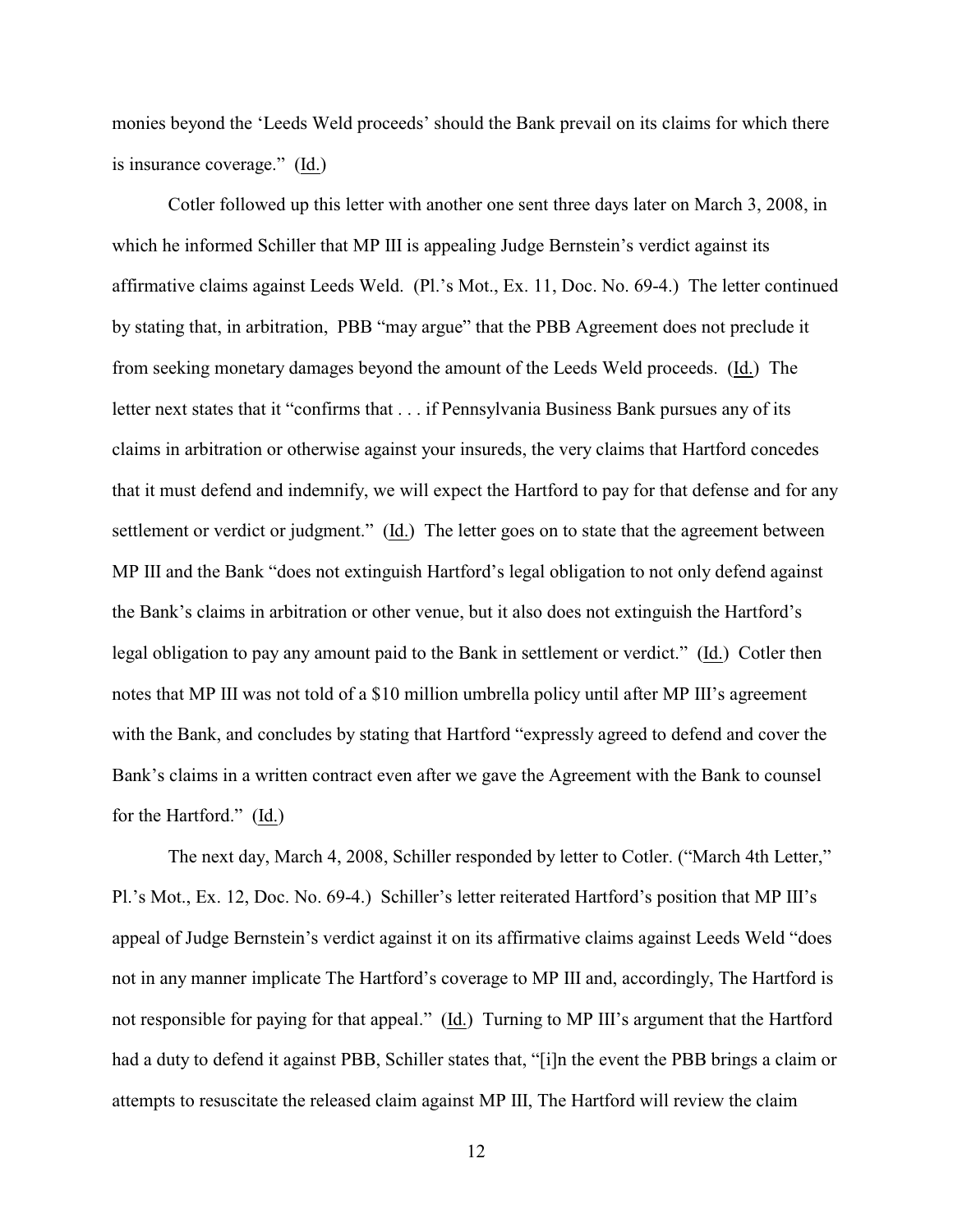monies beyond the 'Leeds Weld proceeds' should the Bank prevail on its claims for which there is insurance coverage." (Id.)

Cotler followed up this letter with another one sent three days later on March 3, 2008, in which he informed Schiller that MP III is appealing Judge Bernstein's verdict against its affirmative claims against Leeds Weld. (Pl.'s Mot., Ex. 11, Doc. No. 69-4.) The letter continued by stating that, in arbitration, PBB "may argue" that the PBB Agreement does not preclude it from seeking monetary damages beyond the amount of the Leeds Weld proceeds. (Id.) The letter next states that it "confirms that . . . if Pennsylvania Business Bank pursues any of its claims in arbitration or otherwise against your insureds, the very claims that Hartford concedes that it must defend and indemnify, we will expect the Hartford to pay for that defense and for any settlement or verdict or judgment." (Id.) The letter goes on to state that the agreement between MP III and the Bank "does not extinguish Hartford's legal obligation to not only defend against the Bank's claims in arbitration or other venue, but it also does not extinguish the Hartford's legal obligation to pay any amount paid to the Bank in settlement or verdict." (Id.) Cotler then notes that MP III was not told of a $10 million umbrella policy until after MP III's agreement with the Bank, and concludes by stating that Hartford "expressly agreed to defend and cover the Bank's claims in a written contract even after we gave the Agreement with the Bank to counsel for the Hartford." (Id.)

The next day, March 4, 2008, Schiller responded by letter to Cotler. ("March 4th Letter," Pl.'s Mot., Ex. 12, Doc. No. 69-4.) Schiller's letter reiterated Hartford's position that MP III's appeal of Judge Bernstein's verdict against it on its affirmative claims against Leeds Weld "does not in any manner implicate The Hartford's coverage to MP III and, accordingly, The Hartford is not responsible for paying for that appeal." (Id.) Turning to MP III's argument that the Hartford had a duty to defend it against PBB, Schiller states that, "[i]n the event the PBB brings a claim or attempts to resuscitate the released claim against MP III, The Hartford will review the claim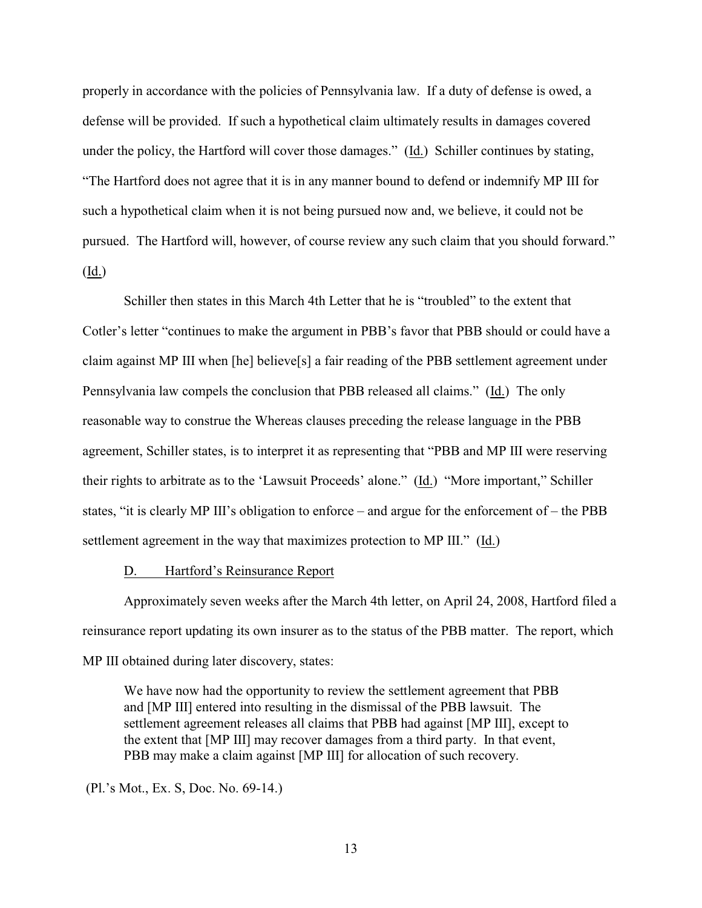properly in accordance with the policies of Pennsylvania law. If a duty of defense is owed, a defense will be provided. If such a hypothetical claim ultimately results in damages covered under the policy, the Hartford will cover those damages." (Id.) Schiller continues by stating, "The Hartford does not agree that it is in any manner bound to defend or indemnify MP III for such a hypothetical claim when it is not being pursued now and, we believe, it could not be pursued. The Hartford will, however, of course review any such claim that you should forward." (Id.)

Schiller then states in this March 4th Letter that he is "troubled" to the extent that Cotler's letter "continues to make the argument in PBB's favor that PBB should or could have a claim against MP III when [he] believe[s] a fair reading of the PBB settlement agreement under Pennsylvania law compels the conclusion that PBB released all claims." (Id.) The only reasonable way to construe the Whereas clauses preceding the release language in the PBB agreement, Schiller states, is to interpret it as representing that "PBB and MP III were reserving their rights to arbitrate as to the 'Lawsuit Proceeds' alone." (Id.) "More important," Schiller states, "it is clearly MP III's obligation to enforce – and argue for the enforcement of – the PBB settlement agreement in the way that maximizes protection to MP III." (Id.)

D. Hartford's Reinsurance Report

Approximately seven weeks after the March 4th letter, on April 24, 2008, Hartford filed a reinsurance report updating its own insurer as to the status of the PBB matter. The report, which MP III obtained during later discovery, states:

> We have now had the opportunity to review the settlement agreement that PBB and [MP III] entered into resulting in the dismissal of the PBB lawsuit. The settlement agreement releases all claims that PBB had against [MP III], except to the extent that [MP III] may recover damages from a third party. In that event, PBB may make a claim against [MP III] for allocation of such recovery.

(Pl.'s Mot., Ex. S, Doc. No. 69-14.)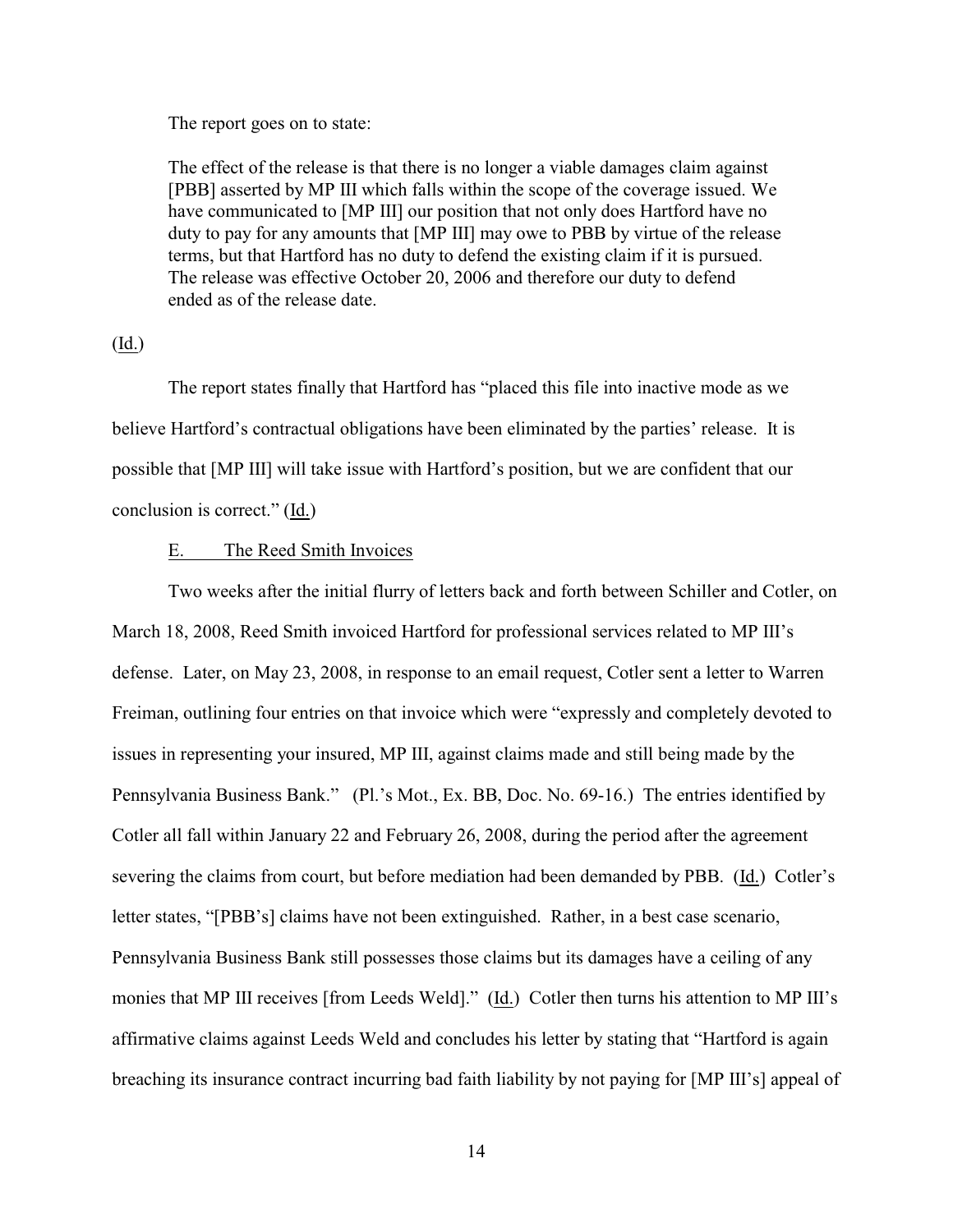The report goes on to state:

> The effect of the release is that there is no longer a viable damages claim against [PBB] asserted by MP III which falls within the scope of the coverage issued. We have communicated to [MP III] our position that not only does Hartford have no duty to pay for any amounts that [MP III] may owe to PBB by virtue of the release terms, but that Hartford has no duty to defend the existing claim if it is pursued. The release was effective October 20, 2006 and therefore our duty to defend ended as of the release date.

(Id.)

The report states finally that Hartford has "placed this file into inactive mode as we believe Hartford's contractual obligations have been eliminated by the parties' release. It is possible that [MP III] will take issue with Hartford's position, but we are confident that our conclusion is correct." (Id.)

### E. The Reed Smith Invoices

Two weeks after the initial flurry of letters back and forth between Schiller and Cotler, on March 18, 2008, Reed Smith invoiced Hartford for professional services related to MP III's defense. Later, on May 23, 2008, in response to an email request, Cotler sent a letter to Warren Freiman, outlining four entries on that invoice which were "expressly and completely devoted to issues in representing your insured, MP III, against claims made and still being made by the Pennsylvania Business Bank." (Pl.'s Mot., Ex. BB, Doc. No. 69-16.) The entries identified by Cotler all fall within January 22 and February 26, 2008, during the period after the agreement severing the claims from court, but before mediation had been demanded by PBB. (Id.) Cotler's letter states, "[PBB's] claims have not been extinguished. Rather, in a best case scenario, Pennsylvania Business Bank still possesses those claims but its damages have a ceiling of any monies that MP III receives [from Leeds Weld]." (Id.) Cotler then turns his attention to MP III's affirmative claims against Leeds Weld and concludes his letter by stating that "Hartford is again breaching its insurance contract incurring bad faith liability by not paying for [MP III's] appeal of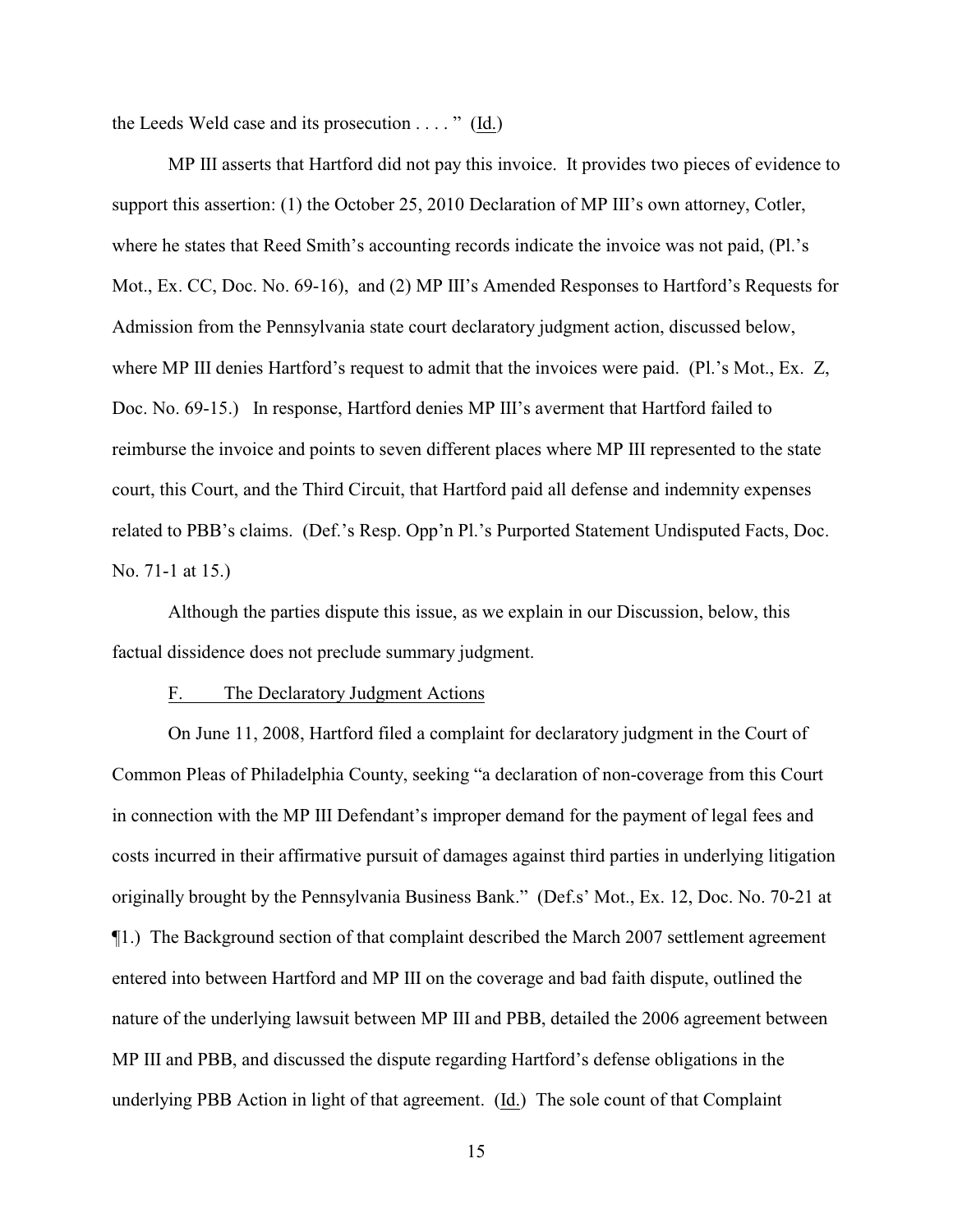the Leeds Weld case and its prosecution . . . . " (Id.)

MP III asserts that Hartford did not pay this invoice. It provides two pieces of evidence to support this assertion: (1) the October 25, 2010 Declaration of MP III's own attorney, Cotler, where he states that Reed Smith's accounting records indicate the invoice was not paid, (Pl.'s Mot., Ex. CC, Doc. No. 69-16), and (2) MP III's Amended Responses to Hartford's Requests for Admission from the Pennsylvania state court declaratory judgment action, discussed below, where MP III denies Hartford's request to admit that the invoices were paid. (Pl.'s Mot., Ex. Z, Doc. No. 69-15.) In response, Hartford denies MP III's averment that Hartford failed to reimburse the invoice and points to seven different places where MP III represented to the state court, this Court, and the Third Circuit, that Hartford paid all defense and indemnity expenses related to PBB's claims. (Def.'s Resp. Opp'n Pl.'s Purported Statement Undisputed Facts, Doc. No. 71-1 at 15.)

Although the parties dispute this issue, as we explain in our Discussion, below, this factual dissidence does not preclude summary judgment.

### F. The Declaratory Judgment Actions

On June 11, 2008, Hartford filed a complaint for declaratory judgment in the Court of Common Pleas of Philadelphia County, seeking "a declaration of non-coverage from this Court in connection with the MP III Defendant's improper demand for the payment of legal fees and costs incurred in their affirmative pursuit of damages against third parties in underlying litigation originally brought by the Pennsylvania Business Bank." (Def.s' Mot., Ex. 12, Doc. No. 70-21 at ¶1.) The Background section of that complaint described the March 2007 settlement agreement entered into between Hartford and MP III on the coverage and bad faith dispute, outlined the nature of the underlying lawsuit between MP III and PBB, detailed the 2006 agreement between MP III and PBB, and discussed the dispute regarding Hartford's defense obligations in the underlying PBB Action in light of that agreement. (Id.) The sole count of that Complaint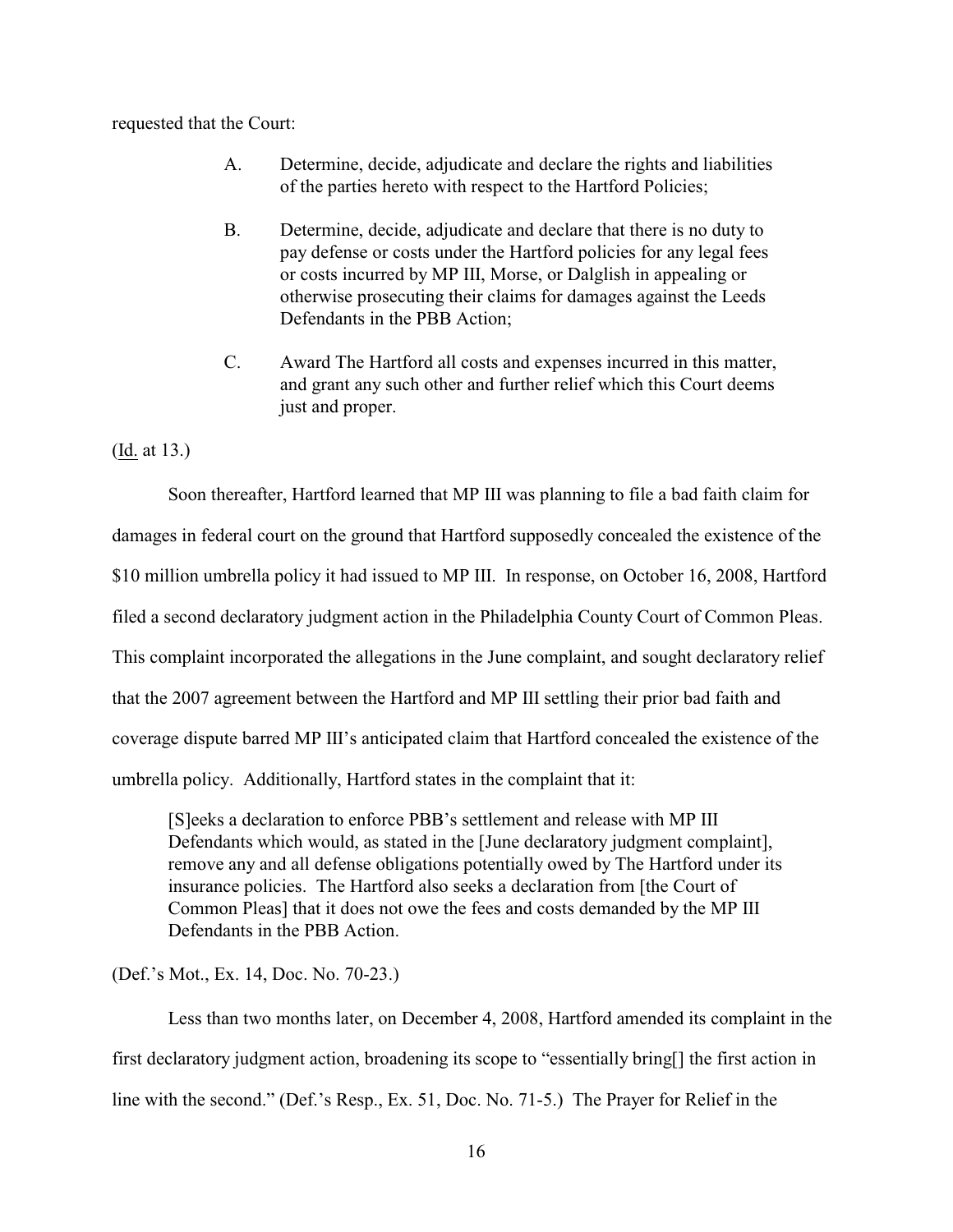requested that the Court:

> A. Determine, decide, adjudicate and declare the rights and liabilities of the parties hereto with respect to the Hartford Policies;
>
> B. Determine, decide, adjudicate and declare that there is no duty to pay defense or costs under the Hartford policies for any legal fees or costs incurred by MP III, Morse, or Dalglish in appealing or otherwise prosecuting their claims for damages against the Leeds Defendants in the PBB Action;
>
> C. Award The Hartford all costs and expenses incurred in this matter, and grant any such other and further relief which this Court deems just and proper.

(Id. at 13.)

Soon thereafter, Hartford learned that MP III was planning to file a bad faith claim for damages in federal court on the ground that Hartford supposedly concealed the existence of the $10 million umbrella policy it had issued to MP III. In response, on October 16, 2008, Hartford filed a second declaratory judgment action in the Philadelphia County Court of Common Pleas. This complaint incorporated the allegations in the June complaint, and sought declaratory relief that the 2007 agreement between the Hartford and MP III settling their prior bad faith and coverage dispute barred MP III's anticipated claim that Hartford concealed the existence of the umbrella policy. Additionally, Hartford states in the complaint that it:

> [S]eeks a declaration to enforce PBB's settlement and release with MP III Defendants which would, as stated in the [June declaratory judgment complaint], remove any and all defense obligations potentially owed by The Hartford under its insurance policies. The Hartford also seeks a declaration from [the Court of Common Pleas] that it does not owe the fees and costs demanded by the MP III Defendants in the PBB Action.

(Def.'s Mot., Ex. 14, Doc. No. 70-23.)

Less than two months later, on December 4, 2008, Hartford amended its complaint in the first declaratory judgment action, broadening its scope to "essentially bring[] the first action in line with the second." (Def.'s Resp., Ex. 51, Doc. No. 71-5.) The Prayer for Relief in the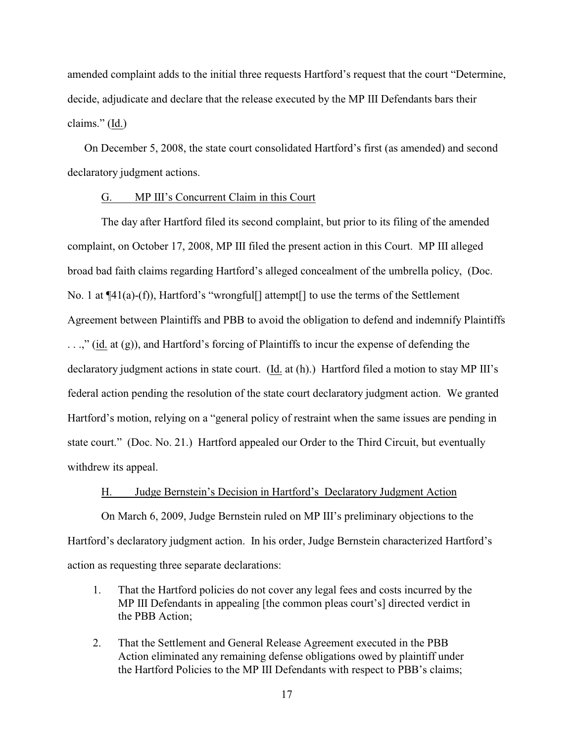amended complaint adds to the initial three requests Hartford's request that the court "Determine, decide, adjudicate and declare that the release executed by the MP III Defendants bars their claims." (Id.)

On December 5, 2008, the state court consolidated Hartford's first (as amended) and second declaratory judgment actions.

### G. MP III's Concurrent Claim in this Court

The day after Hartford filed its second complaint, but prior to its filing of the amended complaint, on October 17, 2008, MP III filed the present action in this Court. MP III alleged broad bad faith claims regarding Hartford's alleged concealment of the umbrella policy, (Doc. No. 1 at ¶41(a)-(f)), Hartford's "wrongful[] attempt[] to use the terms of the Settlement Agreement between Plaintiffs and PBB to avoid the obligation to defend and indemnify Plaintiffs . . .," (id. at (g)), and Hartford's forcing of Plaintiffs to incur the expense of defending the declaratory judgment actions in state court. (Id. at (h).) Hartford filed a motion to stay MP III's federal action pending the resolution of the state court declaratory judgment action. We granted Hartford's motion, relying on a "general policy of restraint when the same issues are pending in state court." (Doc. No. 21.) Hartford appealed our Order to the Third Circuit, but eventually withdrew its appeal.

### H. Judge Bernstein's Decision in Hartford's Declaratory Judgment Action

On March 6, 2009, Judge Bernstein ruled on MP III's preliminary objections to the Hartford's declaratory judgment action. In his order, Judge Bernstein characterized Hartford's action as requesting three separate declarations:

1. That the Hartford policies do not cover any legal fees and costs incurred by the MP III Defendants in appealing [the common pleas court's] directed verdict in the PBB Action;
2. That the Settlement and General Release Agreement executed in the PBB Action eliminated any remaining defense obligations owed by plaintiff under the Hartford Policies to the MP III Defendants with respect to PBB's claims;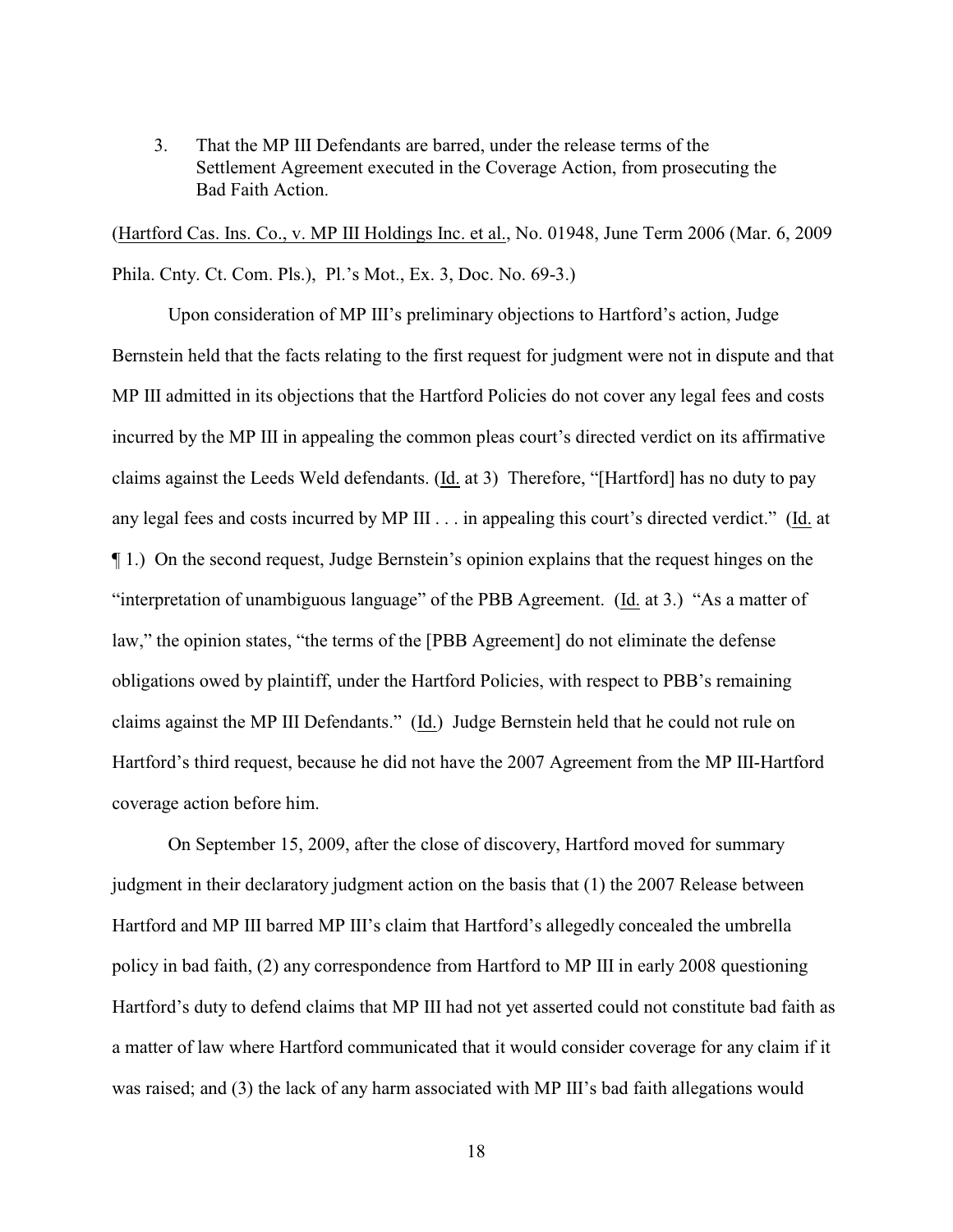3. That the MP III Defendants are barred, under the release terms of the Settlement Agreement executed in the Coverage Action, from prosecuting the Bad Faith Action.

(Hartford Cas. Ins. Co., v. MP III Holdings Inc. et al., No. 01948, June Term 2006 (Mar. 6, 2009 Phila. Cnty. Ct. Com. Pls.), Pl.'s Mot., Ex. 3, Doc. No. 69-3.)

Upon consideration of MP III's preliminary objections to Hartford's action, Judge Bernstein held that the facts relating to the first request for judgment were not in dispute and that MP III admitted in its objections that the Hartford Policies do not cover any legal fees and costs incurred by the MP III in appealing the common pleas court's directed verdict on its affirmative claims against the Leeds Weld defendants. (Id. at 3) Therefore, "[Hartford] has no duty to pay any legal fees and costs incurred by MP III . . . in appealing this court's directed verdict." (Id. at ¶ 1.) On the second request, Judge Bernstein's opinion explains that the request hinges on the "interpretation of unambiguous language" of the PBB Agreement. (Id. at 3.) "As a matter of law," the opinion states, "the terms of the [PBB Agreement] do not eliminate the defense obligations owed by plaintiff, under the Hartford Policies, with respect to PBB's remaining claims against the MP III Defendants." (Id.) Judge Bernstein held that he could not rule on Hartford's third request, because he did not have the 2007 Agreement from the MP III-Hartford coverage action before him.

On September 15, 2009, after the close of discovery, Hartford moved for summary judgment in their declaratory judgment action on the basis that (1) the 2007 Release between Hartford and MP III barred MP III's claim that Hartford's allegedly concealed the umbrella policy in bad faith, (2) any correspondence from Hartford to MP III in early 2008 questioning Hartford's duty to defend claims that MP III had not yet asserted could not constitute bad faith as a matter of law where Hartford communicated that it would consider coverage for any claim if it was raised; and (3) the lack of any harm associated with MP III's bad faith allegations would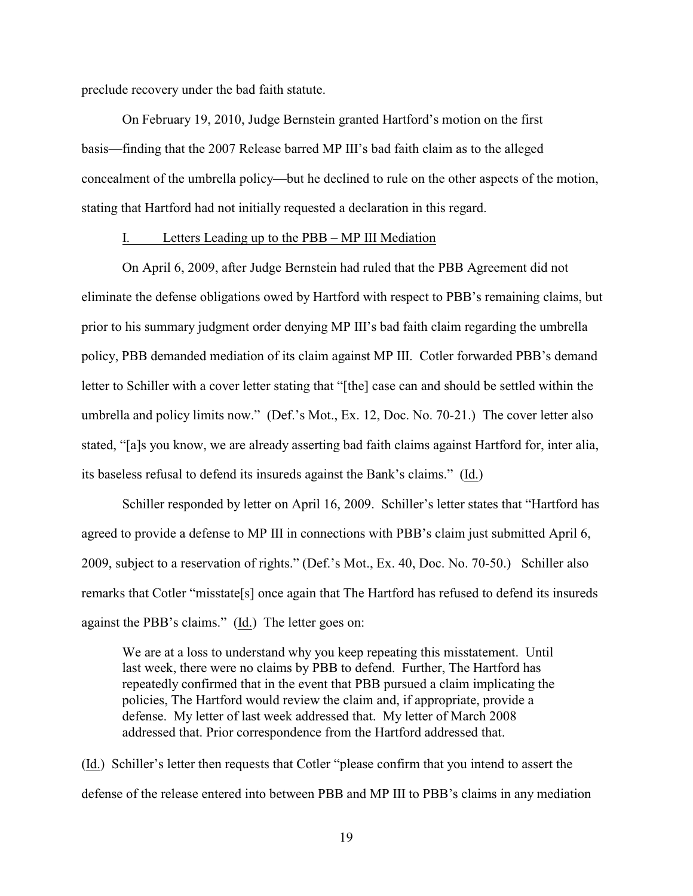preclude recovery under the bad faith statute.

On February 19, 2010, Judge Bernstein granted Hartford's motion on the first basis—finding that the 2007 Release barred MP III's bad faith claim as to the alleged concealment of the umbrella policy—but he declined to rule on the other aspects of the motion, stating that Hartford had not initially requested a declaration in this regard.

### I. Letters Leading up to the PBB – MP III Mediation

On April 6, 2009, after Judge Bernstein had ruled that the PBB Agreement did not eliminate the defense obligations owed by Hartford with respect to PBB's remaining claims, but prior to his summary judgment order denying MP III's bad faith claim regarding the umbrella policy, PBB demanded mediation of its claim against MP III. Cotler forwarded PBB's demand letter to Schiller with a cover letter stating that "[the] case can and should be settled within the umbrella and policy limits now." (Def.'s Mot., Ex. 12, Doc. No. 70-21.) The cover letter also stated, "[a]s you know, we are already asserting bad faith claims against Hartford for, inter alia, its baseless refusal to defend its insureds against the Bank's claims." (Id.)

Schiller responded by letter on April 16, 2009. Schiller's letter states that "Hartford has agreed to provide a defense to MP III in connections with PBB's claim just submitted April 6, 2009, subject to a reservation of rights." (Def.'s Mot., Ex. 40, Doc. No. 70-50.) Schiller also remarks that Cotler "misstate[s] once again that The Hartford has refused to defend its insureds against the PBB's claims." (Id.) The letter goes on:

> We are at a loss to understand why you keep repeating this misstatement. Until last week, there were no claims by PBB to defend. Further, The Hartford has repeatedly confirmed that in the event that PBB pursued a claim implicating the policies, The Hartford would review the claim and, if appropriate, provide a defense. My letter of last week addressed that. My letter of March 2008 addressed that. Prior correspondence from the Hartford addressed that.

(Id.) Schiller's letter then requests that Cotler "please confirm that you intend to assert the defense of the release entered into between PBB and MP III to PBB's claims in any mediation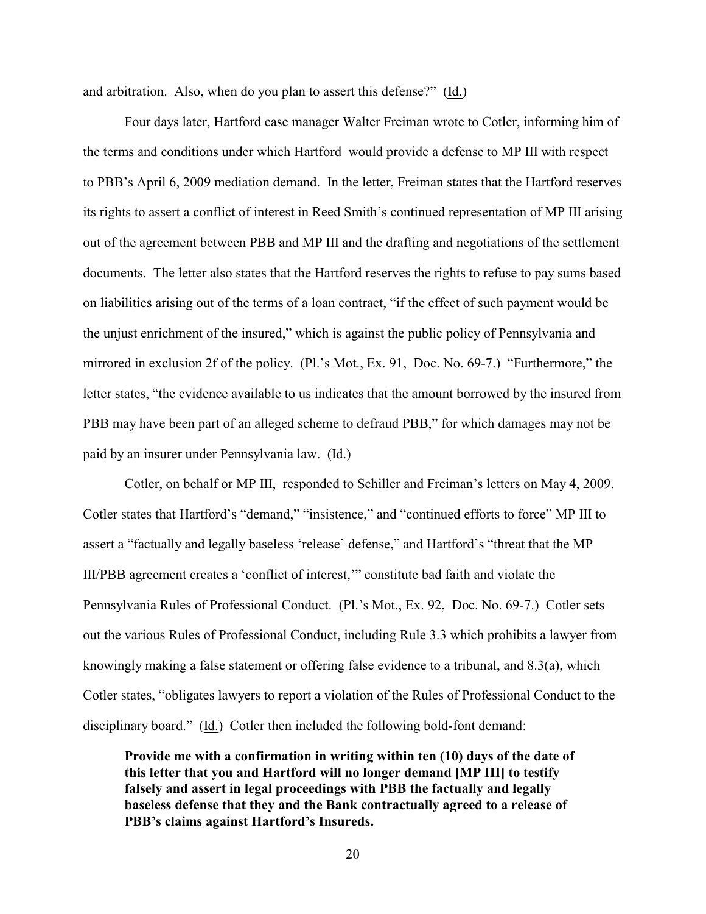and arbitration. Also, when do you plan to assert this defense?" (Id.)

Four days later, Hartford case manager Walter Freiman wrote to Cotler, informing him of the terms and conditions under which Hartford would provide a defense to MP III with respect to PBB's April 6, 2009 mediation demand. In the letter, Freiman states that the Hartford reserves its rights to assert a conflict of interest in Reed Smith's continued representation of MP III arising out of the agreement between PBB and MP III and the drafting and negotiations of the settlement documents. The letter also states that the Hartford reserves the rights to refuse to pay sums based on liabilities arising out of the terms of a loan contract, "if the effect of such payment would be the unjust enrichment of the insured," which is against the public policy of Pennsylvania and mirrored in exclusion 2f of the policy. (Pl.'s Mot., Ex. 91, Doc. No. 69-7.) "Furthermore," the letter states, "the evidence available to us indicates that the amount borrowed by the insured from PBB may have been part of an alleged scheme to defraud PBB," for which damages may not be paid by an insurer under Pennsylvania law. (Id.)

Cotler, on behalf or MP III, responded to Schiller and Freiman's letters on May 4, 2009. Cotler states that Hartford's "demand," "insistence," and "continued efforts to force" MP III to assert a "factually and legally baseless 'release' defense," and Hartford's "threat that the MP III/PBB agreement creates a 'conflict of interest,'" constitute bad faith and violate the Pennsylvania Rules of Professional Conduct. (Pl.'s Mot., Ex. 92, Doc. No. 69-7.) Cotler sets out the various Rules of Professional Conduct, including Rule 3.3 which prohibits a lawyer from knowingly making a false statement or offering false evidence to a tribunal, and 8.3(a), which Cotler states, "obligates lawyers to report a violation of the Rules of Professional Conduct to the disciplinary board." (Id.) Cotler then included the following bold-font demand:

> **Provide me with a confirmation in writing within ten (10) days of the date of this letter that you and Hartford will no longer demand [MP III] to testify falsely and assert in legal proceedings with PBB the factually and legally baseless defense that they and the Bank contractually agreed to a release of PBB's claims against Hartford's Insureds.**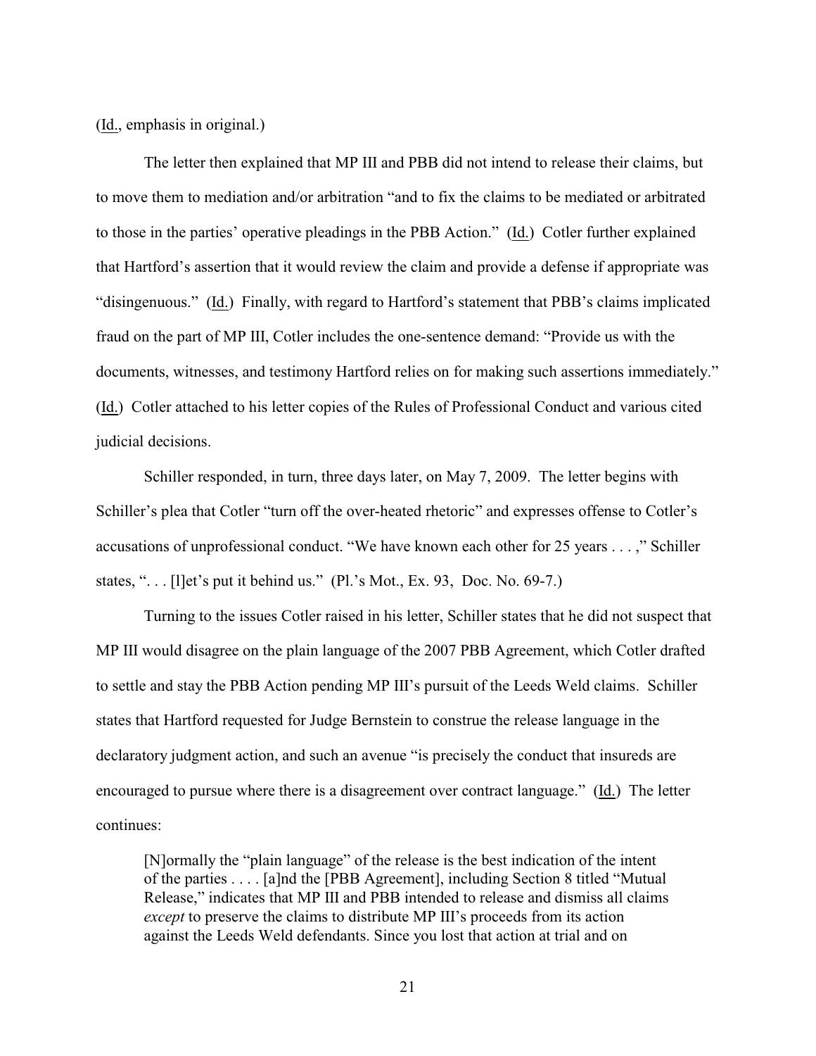(Id., emphasis in original.)

The letter then explained that MP III and PBB did not intend to release their claims, but to move them to mediation and/or arbitration "and to fix the claims to be mediated or arbitrated to those in the parties' operative pleadings in the PBB Action." (Id.) Cotler further explained that Hartford's assertion that it would review the claim and provide a defense if appropriate was "disingenuous." (Id.) Finally, with regard to Hartford's statement that PBB's claims implicated fraud on the part of MP III, Cotler includes the one-sentence demand: "Provide us with the documents, witnesses, and testimony Hartford relies on for making such assertions immediately." (Id.) Cotler attached to his letter copies of the Rules of Professional Conduct and various cited judicial decisions.

Schiller responded, in turn, three days later, on May 7, 2009. The letter begins with Schiller's plea that Cotler "turn off the over-heated rhetoric" and expresses offense to Cotler's accusations of unprofessional conduct. "We have known each other for 25 years . . . ," Schiller states, ". . . [l]et's put it behind us." (Pl.'s Mot., Ex. 93, Doc. No. 69-7.)

Turning to the issues Cotler raised in his letter, Schiller states that he did not suspect that MP III would disagree on the plain language of the 2007 PBB Agreement, which Cotler drafted to settle and stay the PBB Action pending MP III's pursuit of the Leeds Weld claims. Schiller states that Hartford requested for Judge Bernstein to construe the release language in the declaratory judgment action, and such an avenue "is precisely the conduct that insureds are encouraged to pursue where there is a disagreement over contract language." (Id.) The letter continues:

> [N]ormally the "plain language" of the release is the best indication of the intent of the parties . . . . [a]nd the [PBB Agreement], including Section 8 titled "Mutual Release," indicates that MP III and PBB intended to release and dismiss all claims *except* to preserve the claims to distribute MP III's proceeds from its action against the Leeds Weld defendants. Since you lost that action at trial and on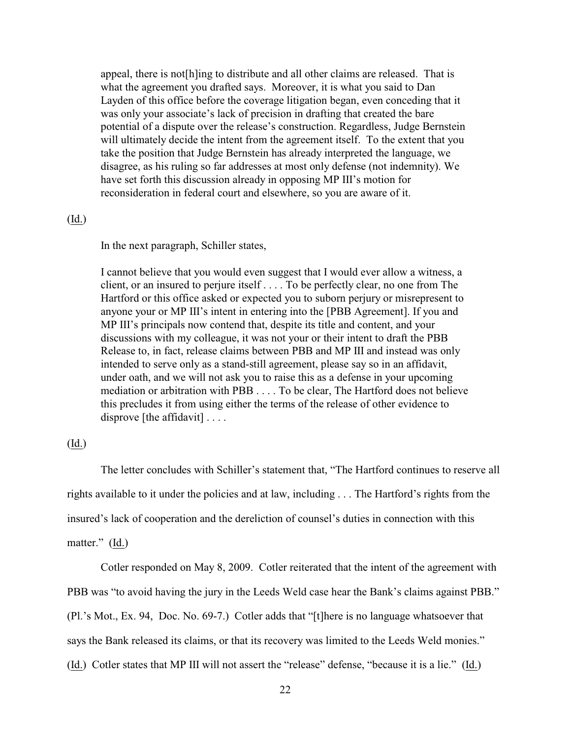appeal, there is not[h]ing to distribute and all other claims are released. That is what the agreement you drafted says. Moreover, it is what you said to Dan Layden of this office before the coverage litigation began, even conceding that it was only your associate's lack of precision in drafting that created the bare potential of a dispute over the release's construction. Regardless, Judge Bernstein will ultimately decide the intent from the agreement itself. To the extent that you take the position that Judge Bernstein has already interpreted the language, we disagree, as his ruling so far addresses at most only defense (not indemnity). We have set forth this discussion already in opposing MP III's motion for reconsideration in federal court and elsewhere, so you are aware of it.

(Id.)

In the next paragraph, Schiller states,

> I cannot believe that you would even suggest that I would ever allow a witness, a client, or an insured to perjure itself . . . . To be perfectly clear, no one from The Hartford or this office asked or expected you to suborn perjury or misrepresent to anyone your or MP III's intent in entering into the [PBB Agreement]. If you and MP III's principals now contend that, despite its title and content, and your discussions with my colleague, it was not your or their intent to draft the PBB Release to, in fact, release claims between PBB and MP III and instead was only intended to serve only as a stand-still agreement, please say so in an affidavit, under oath, and we will not ask you to raise this as a defense in your upcoming mediation or arbitration with PBB . . . . To be clear, The Hartford does not believe this precludes it from using either the terms of the release of other evidence to disprove [the affidavit] . . . .

(Id.)

The letter concludes with Schiller's statement that, "The Hartford continues to reserve all rights available to it under the policies and at law, including . . . The Hartford's rights from the insured's lack of cooperation and the dereliction of counsel's duties in connection with this matter." (Id.)

Cotler responded on May 8, 2009. Cotler reiterated that the intent of the agreement with PBB was "to avoid having the jury in the Leeds Weld case hear the Bank's claims against PBB." (Pl.'s Mot., Ex. 94, Doc. No. 69-7.) Cotler adds that "[t]here is no language whatsoever that says the Bank released its claims, or that its recovery was limited to the Leeds Weld monies." (Id.) Cotler states that MP III will not assert the "release" defense, "because it is a lie." (Id.)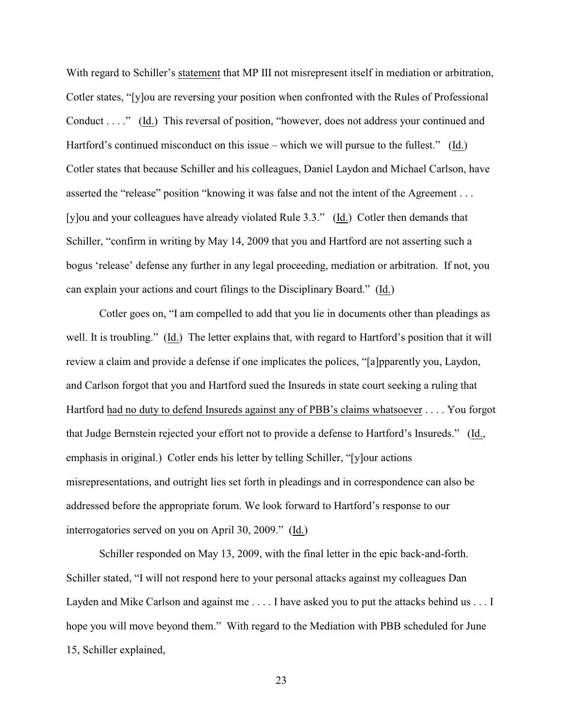With regard to Schiller's <u>statement</u> that MP III not misrepresent itself in mediation or arbitration, Cotler states, "[y]ou are reversing your position when confronted with the Rules of Professional Conduct . . . ." (<u>Id.</u>) This reversal of position, "however, does not address your continued and Hartford's continued misconduct on this issue – which we will pursue to the fullest." (<u>Id.</u>) Cotler states that because Schiller and his colleagues, Daniel Laydon and Michael Carlson, have asserted the "release" position "knowing it was false and not the intent of the Agreement . . . [y]ou and your colleagues have already violated Rule 3.3." (<u>Id.</u>) Cotler then demands that Schiller, "confirm in writing by May 14, 2009 that you and Hartford are not asserting such a bogus 'release' defense any further in any legal proceeding, mediation or arbitration. If not, you can explain your actions and court filings to the Disciplinary Board." (<u>Id.</u>)

Cotler goes on, "I am compelled to add that you lie in documents other than pleadings as well. It is troubling." (<u>Id.</u>) The letter explains that, with regard to Hartford's position that it will review a claim and provide a defense if one implicates the polices, "[a]pparently you, Laydon, and Carlson forgot that you and Hartford sued the Insureds in state court seeking a ruling that Hartford <u>had no duty to defend Insureds against any of PBB's claims whatsoever</u> . . . . You forgot that Judge Bernstein rejected your effort not to provide a defense to Hartford's Insureds." (<u>Id.</u>, emphasis in original.) Cotler ends his letter by telling Schiller, "[y]our actions misrepresentations, and outright lies set forth in pleadings and in correspondence can also be addressed before the appropriate forum. We look forward to Hartford's response to our interrogatories served on you on April 30, 2009." (<u>Id.</u>)

Schiller responded on May 13, 2009, with the final letter in the epic back-and-forth. Schiller stated, "I will not respond here to your personal attacks against my colleagues Dan Layden and Mike Carlson and against me . . . . I have asked you to put the attacks behind us . . . I hope you will move beyond them." With regard to the Mediation with PBB scheduled for June 15, Schiller explained,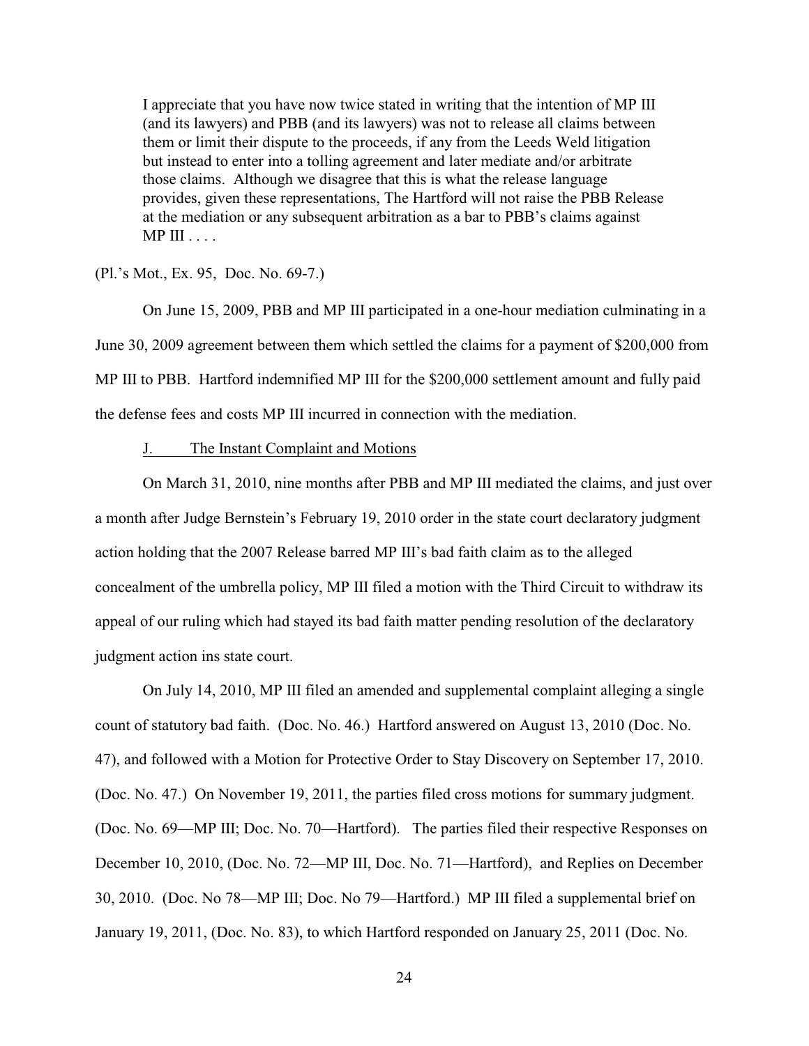> I appreciate that you have now twice stated in writing that the intention of MP III (and its lawyers) and PBB (and its lawyers) was not to release all claims between them or limit their dispute to the proceeds, if any from the Leeds Weld litigation but instead to enter into a tolling agreement and later mediate and/or arbitrate those claims. Although we disagree that this is what the release language provides, given these representations, The Hartford will not raise the PBB Release at the mediation or any subsequent arbitration as a bar to PBB's claims against MP III . . . .

(Pl.'s Mot., Ex. 95, Doc. No. 69-7.)

On June 15, 2009, PBB and MP III participated in a one-hour mediation culminating in a June 30, 2009 agreement between them which settled the claims for a payment of $200,000 from MP III to PBB. Hartford indemnified MP III for the $200,000 settlement amount and fully paid the defense fees and costs MP III incurred in connection with the mediation.

### J. The Instant Complaint and Motions

On March 31, 2010, nine months after PBB and MP III mediated the claims, and just over a month after Judge Bernstein's February 19, 2010 order in the state court declaratory judgment action holding that the 2007 Release barred MP III's bad faith claim as to the alleged concealment of the umbrella policy, MP III filed a motion with the Third Circuit to withdraw its appeal of our ruling which had stayed its bad faith matter pending resolution of the declaratory judgment action ins state court.

On July 14, 2010, MP III filed an amended and supplemental complaint alleging a single count of statutory bad faith. (Doc. No. 46.) Hartford answered on August 13, 2010 (Doc. No. 47), and followed with a Motion for Protective Order to Stay Discovery on September 17, 2010. (Doc. No. 47.) On November 19, 2011, the parties filed cross motions for summary judgment. (Doc. No. 69—MP III; Doc. No. 70—Hartford). The parties filed their respective Responses on December 10, 2010, (Doc. No. 72—MP III, Doc. No. 71—Hartford), and Replies on December 30, 2010. (Doc. No 78—MP III; Doc. No 79—Hartford.) MP III filed a supplemental brief on January 19, 2011, (Doc. No. 83), to which Hartford responded on January 25, 2011 (Doc. No.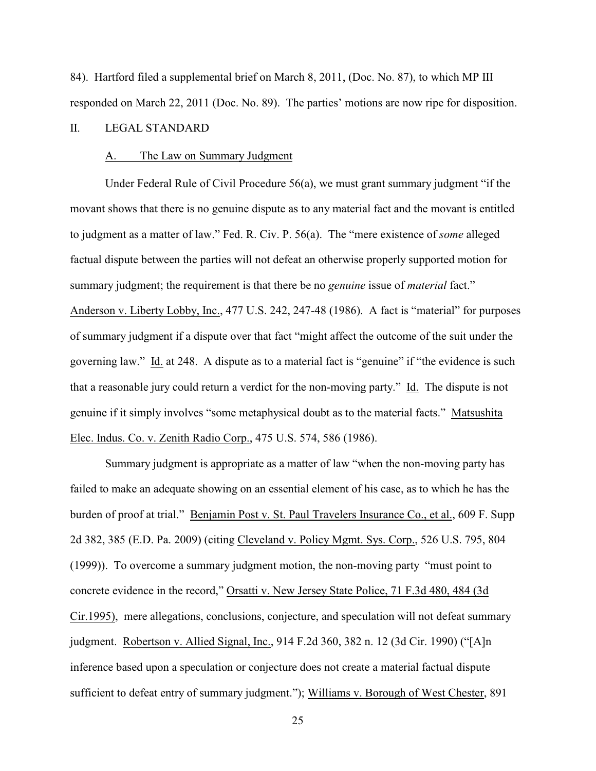84). Hartford filed a supplemental brief on March 8, 2011, (Doc. No. 87), to which MP III responded on March 22, 2011 (Doc. No. 89). The parties' motions are now ripe for disposition.

## II. LEGAL STANDARD

### A. The Law on Summary Judgment

Under Federal Rule of Civil Procedure 56(a), we must grant summary judgment "if the movant shows that there is no genuine dispute as to any material fact and the movant is entitled to judgment as a matter of law." Fed. R. Civ. P. 56(a). The "mere existence of *some* alleged factual dispute between the parties will not defeat an otherwise properly supported motion for summary judgment; the requirement is that there be no *genuine* issue of *material* fact." Anderson v. Liberty Lobby, Inc., 477 U.S. 242, 247-48 (1986). A fact is "material" for purposes of summary judgment if a dispute over that fact "might affect the outcome of the suit under the governing law." Id. at 248. A dispute as to a material fact is "genuine" if "the evidence is such that a reasonable jury could return a verdict for the non-moving party." Id. The dispute is not genuine if it simply involves "some metaphysical doubt as to the material facts." Matsushita Elec. Indus. Co. v. Zenith Radio Corp., 475 U.S. 574, 586 (1986).

Summary judgment is appropriate as a matter of law "when the non-moving party has failed to make an adequate showing on an essential element of his case, as to which he has the burden of proof at trial." Benjamin Post v. St. Paul Travelers Insurance Co., et al., 609 F. Supp 2d 382, 385 (E.D. Pa. 2009) (citing Cleveland v. Policy Mgmt. Sys. Corp., 526 U.S. 795, 804 (1999)). To overcome a summary judgment motion, the non-moving party "must point to concrete evidence in the record," Orsatti v. New Jersey State Police, 71 F.3d 480, 484 (3d Cir.1995), mere allegations, conclusions, conjecture, and speculation will not defeat summary judgment. Robertson v. Allied Signal, Inc., 914 F.2d 360, 382 n. 12 (3d Cir. 1990) ("[A]n inference based upon a speculation or conjecture does not create a material factual dispute sufficient to defeat entry of summary judgment."); Williams v. Borough of West Chester, 891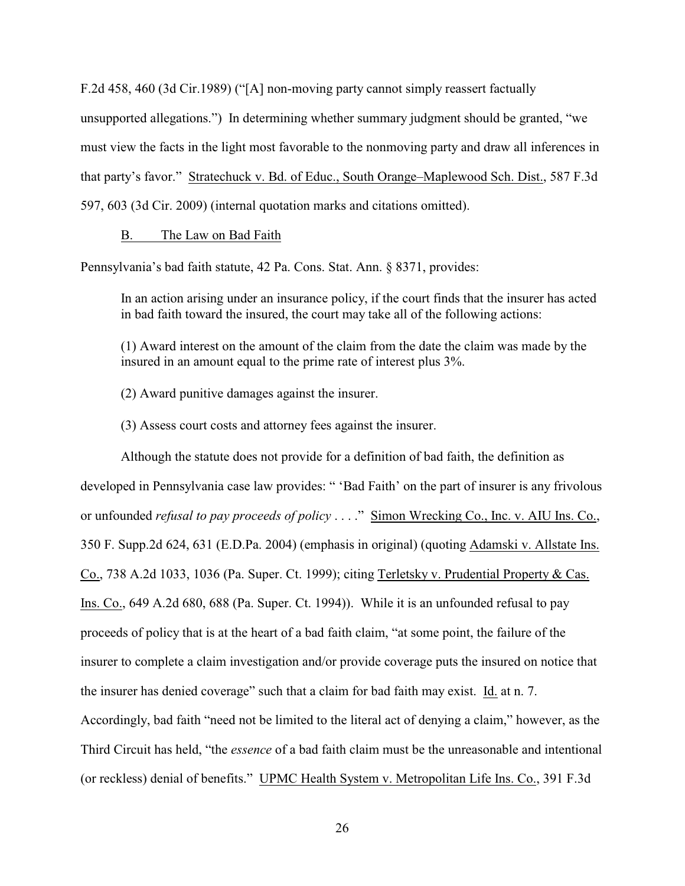F.2d 458, 460 (3d Cir.1989) ("[A] non-moving party cannot simply reassert factually unsupported allegations.") In determining whether summary judgment should be granted, "we must view the facts in the light most favorable to the nonmoving party and draw all inferences in that party's favor." Stratechuck v. Bd. of Educ., South Orange–Maplewood Sch. Dist., 587 F.3d 597, 603 (3d Cir. 2009) (internal quotation marks and citations omitted).

### B. The Law on Bad Faith

Pennsylvania's bad faith statute, 42 Pa. Cons. Stat. Ann. § 8371, provides:

> In an action arising under an insurance policy, if the court finds that the insurer has acted in bad faith toward the insured, the court may take all of the following actions:
>
> (1) Award interest on the amount of the claim from the date the claim was made by the insured in an amount equal to the prime rate of interest plus 3%.
>
> (2) Award punitive damages against the insurer.
>
> (3) Assess court costs and attorney fees against the insurer.

Although the statute does not provide for a definition of bad faith, the definition as developed in Pennsylvania case law provides: " 'Bad Faith' on the part of insurer is any frivolous or unfounded *refusal to pay proceeds of policy* . . . ." Simon Wrecking Co., Inc. v. AIU Ins. Co., 350 F. Supp.2d 624, 631 (E.D.Pa. 2004) (emphasis in original) (quoting Adamski v. Allstate Ins. Co., 738 A.2d 1033, 1036 (Pa. Super. Ct. 1999); citing Terletsky v. Prudential Property & Cas. Ins. Co., 649 A.2d 680, 688 (Pa. Super. Ct. 1994)). While it is an unfounded refusal to pay proceeds of policy that is at the heart of a bad faith claim, "at some point, the failure of the insurer to complete a claim investigation and/or provide coverage puts the insured on notice that the insurer has denied coverage" such that a claim for bad faith may exist. Id. at n. 7. Accordingly, bad faith "need not be limited to the literal act of denying a claim," however, as the Third Circuit has held, "the *essence* of a bad faith claim must be the unreasonable and intentional (or reckless) denial of benefits." UPMC Health System v. Metropolitan Life Ins. Co., 391 F.3d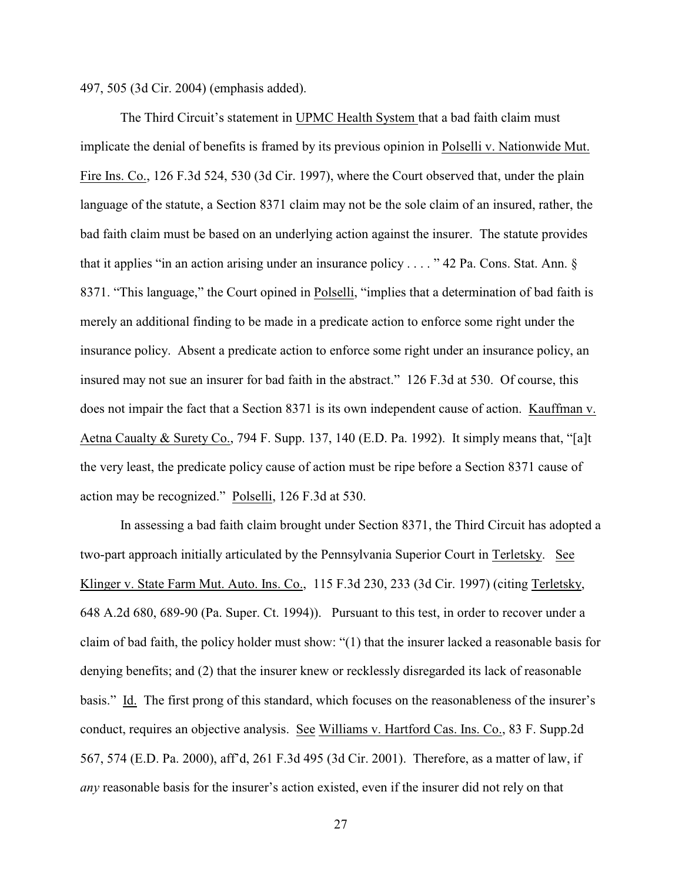497, 505 (3d Cir. 2004) (emphasis added).

The Third Circuit's statement in UPMC Health System that a bad faith claim must implicate the denial of benefits is framed by its previous opinion in Polselli v. Nationwide Mut. Fire Ins. Co., 126 F.3d 524, 530 (3d Cir. 1997), where the Court observed that, under the plain language of the statute, a Section 8371 claim may not be the sole claim of an insured, rather, the bad faith claim must be based on an underlying action against the insurer. The statute provides that it applies "in an action arising under an insurance policy . . . . " 42 Pa. Cons. Stat. Ann. § 8371. "This language," the Court opined in Polselli, "implies that a determination of bad faith is merely an additional finding to be made in a predicate action to enforce some right under the insurance policy. Absent a predicate action to enforce some right under an insurance policy, an insured may not sue an insurer for bad faith in the abstract." 126 F.3d at 530. Of course, this does not impair the fact that a Section 8371 is its own independent cause of action. Kauffman v. Aetna Caualty & Surety Co., 794 F. Supp. 137, 140 (E.D. Pa. 1992). It simply means that, "[a]t the very least, the predicate policy cause of action must be ripe before a Section 8371 cause of action may be recognized." Polselli, 126 F.3d at 530.

In assessing a bad faith claim brought under Section 8371, the Third Circuit has adopted a two-part approach initially articulated by the Pennsylvania Superior Court in Terletsky. See Klinger v. State Farm Mut. Auto. Ins. Co., 115 F.3d 230, 233 (3d Cir. 1997) (citing Terletsky, 648 A.2d 680, 689-90 (Pa. Super. Ct. 1994)). Pursuant to this test, in order to recover under a claim of bad faith, the policy holder must show: "(1) that the insurer lacked a reasonable basis for denying benefits; and (2) that the insurer knew or recklessly disregarded its lack of reasonable basis." Id. The first prong of this standard, which focuses on the reasonableness of the insurer's conduct, requires an objective analysis. See Williams v. Hartford Cas. Ins. Co., 83 F. Supp.2d 567, 574 (E.D. Pa. 2000), aff'd, 261 F.3d 495 (3d Cir. 2001). Therefore, as a matter of law, if *any* reasonable basis for the insurer's action existed, even if the insurer did not rely on that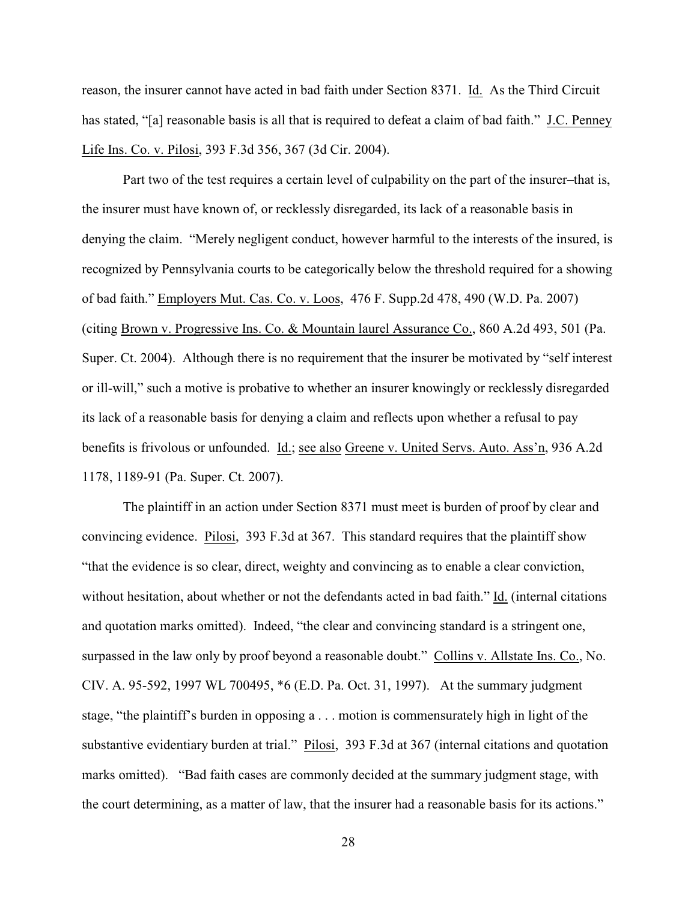reason, the insurer cannot have acted in bad faith under Section 8371. Id. As the Third Circuit has stated, "[a] reasonable basis is all that is required to defeat a claim of bad faith." J.C. Penney Life Ins. Co. v. Pilosi, 393 F.3d 356, 367 (3d Cir. 2004).

Part two of the test requires a certain level of culpability on the part of the insurer–that is, the insurer must have known of, or recklessly disregarded, its lack of a reasonable basis in denying the claim. "Merely negligent conduct, however harmful to the interests of the insured, is recognized by Pennsylvania courts to be categorically below the threshold required for a showing of bad faith." Employers Mut. Cas. Co. v. Loos, 476 F. Supp.2d 478, 490 (W.D. Pa. 2007) (citing Brown v. Progressive Ins. Co. & Mountain laurel Assurance Co., 860 A.2d 493, 501 (Pa. Super. Ct. 2004). Although there is no requirement that the insurer be motivated by "self interest or ill-will," such a motive is probative to whether an insurer knowingly or recklessly disregarded its lack of a reasonable basis for denying a claim and reflects upon whether a refusal to pay benefits is frivolous or unfounded. Id.; see also Greene v. United Servs. Auto. Ass'n, 936 A.2d 1178, 1189-91 (Pa. Super. Ct. 2007).

The plaintiff in an action under Section 8371 must meet is burden of proof by clear and convincing evidence. Pilosi, 393 F.3d at 367. This standard requires that the plaintiff show "that the evidence is so clear, direct, weighty and convincing as to enable a clear conviction, without hesitation, about whether or not the defendants acted in bad faith." Id. (internal citations and quotation marks omitted). Indeed, "the clear and convincing standard is a stringent one, surpassed in the law only by proof beyond a reasonable doubt." Collins v. Allstate Ins. Co., No. CIV. A. 95-592, 1997 WL 700495, *6 (E.D. Pa. Oct. 31, 1997). At the summary judgment stage, "the plaintiff's burden in opposing a . . . motion is commensurately high in light of the substantive evidentiary burden at trial." Pilosi, 393 F.3d at 367 (internal citations and quotation marks omitted). "Bad faith cases are commonly decided at the summary judgment stage, with the court determining, as a matter of law, that the insurer had a reasonable basis for its actions."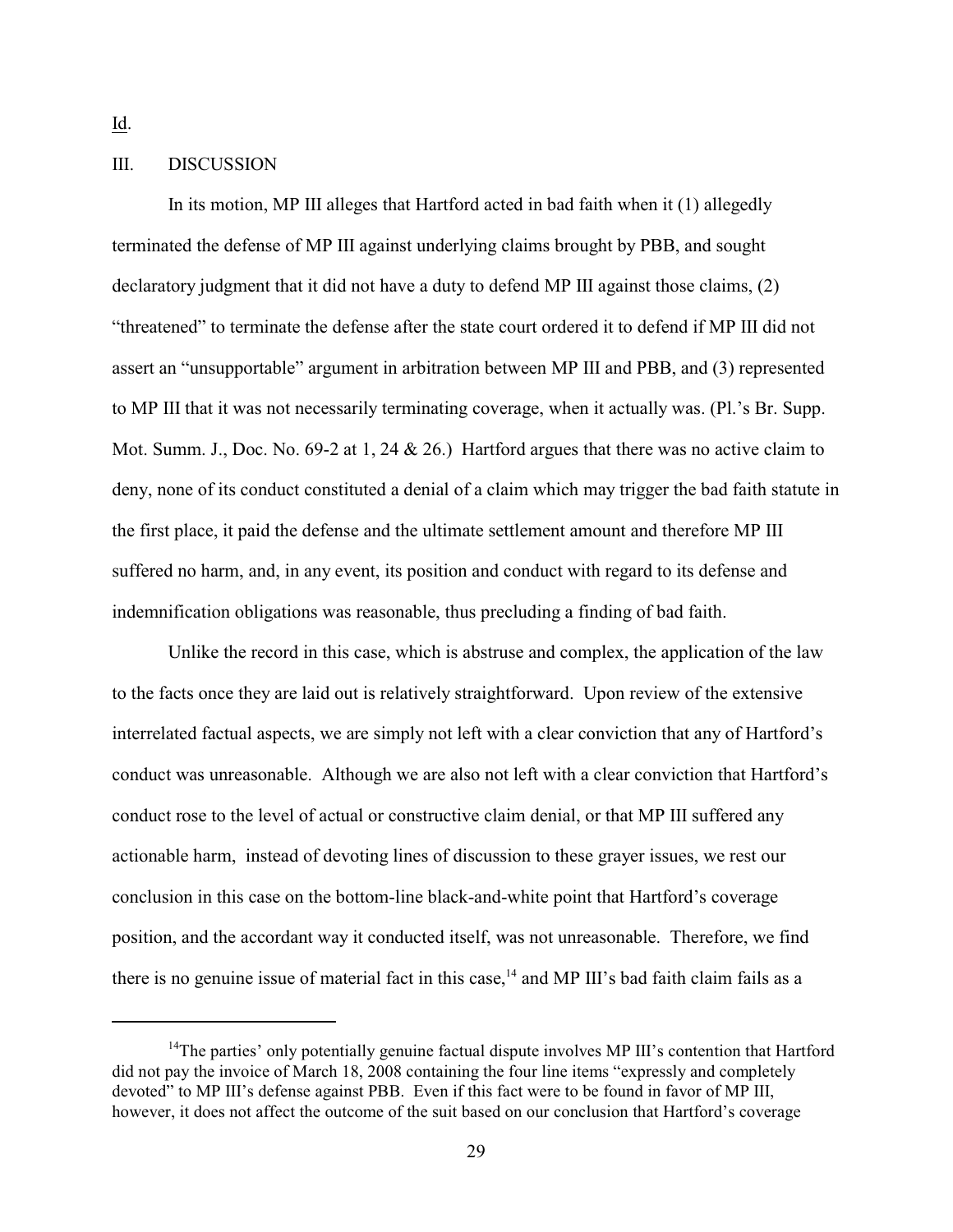Id.

## III. DISCUSSION

In its motion, MP III alleges that Hartford acted in bad faith when it (1) allegedly terminated the defense of MP III against underlying claims brought by PBB, and sought declaratory judgment that it did not have a duty to defend MP III against those claims, (2) "threatened" to terminate the defense after the state court ordered it to defend if MP III did not assert an "unsupportable" argument in arbitration between MP III and PBB, and (3) represented to MP III that it was not necessarily terminating coverage, when it actually was. (Pl.'s Br. Supp. Mot. Summ. J., Doc. No. 69-2 at 1, 24 & 26.) Hartford argues that there was no active claim to deny, none of its conduct constituted a denial of a claim which may trigger the bad faith statute in the first place, it paid the defense and the ultimate settlement amount and therefore MP III suffered no harm, and, in any event, its position and conduct with regard to its defense and indemnification obligations was reasonable, thus precluding a finding of bad faith.

Unlike the record in this case, which is abstruse and complex, the application of the law to the facts once they are laid out is relatively straightforward. Upon review of the extensive interrelated factual aspects, we are simply not left with a clear conviction that any of Hartford's conduct was unreasonable. Although we are also not left with a clear conviction that Hartford's conduct rose to the level of actual or constructive claim denial, or that MP III suffered any actionable harm, instead of devoting lines of discussion to these grayer issues, we rest our conclusion in this case on the bottom-line black-and-white point that Hartford's coverage position, and the accordant way it conducted itself, was not unreasonable. Therefore, we find there is no genuine issue of material fact in this case,[14] and MP III's bad faith claim fails as a

---

[14] The parties' only potentially genuine factual dispute involves MP III's contention that Hartford did not pay the invoice of March 18, 2008 containing the four line items "expressly and completely devoted" to MP III's defense against PBB. Even if this fact were to be found in favor of MP III, however, it does not affect the outcome of the suit based on our conclusion that Hartford's coverage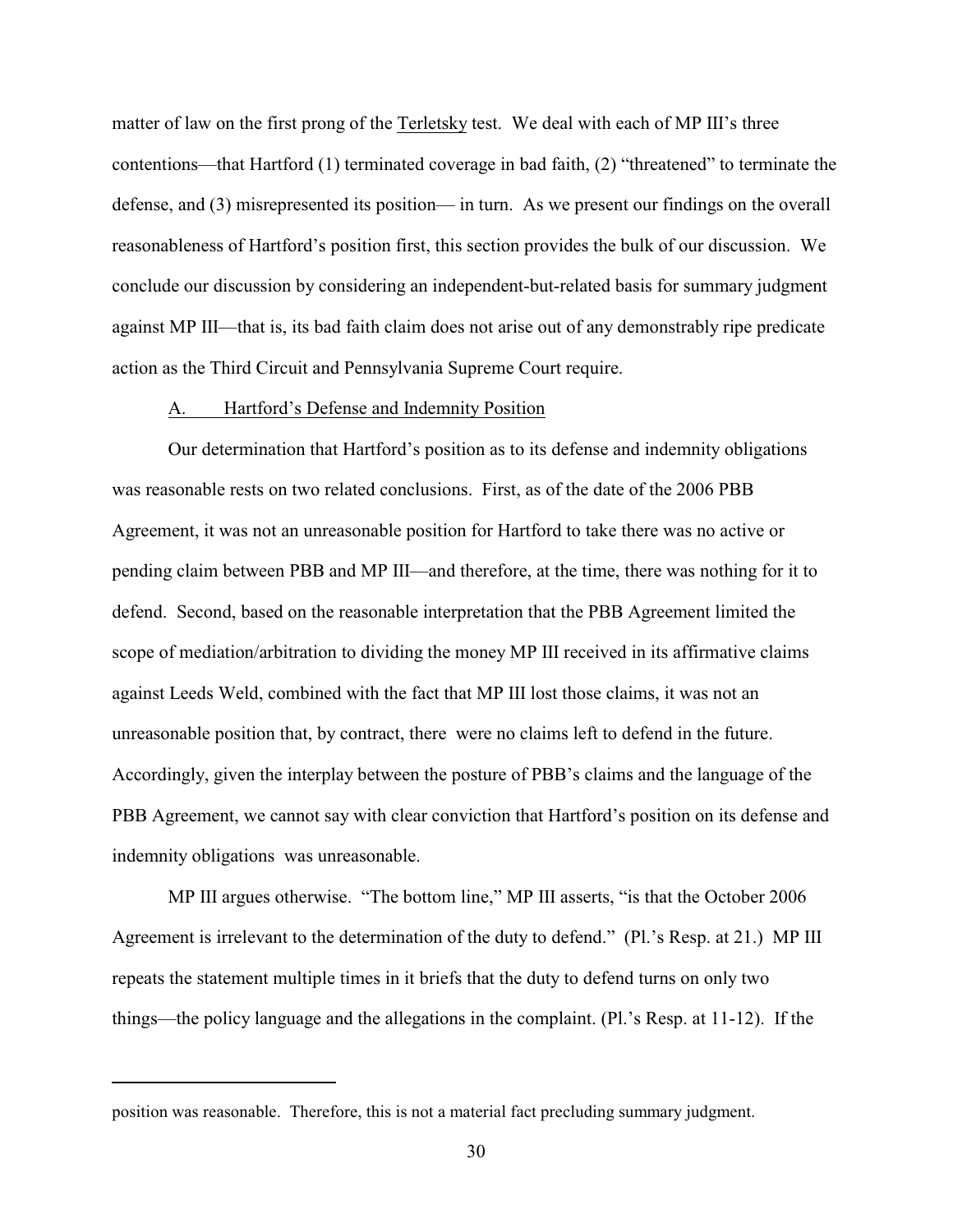matter of law on the first prong of the Terletsky test. We deal with each of MP III's three contentions—that Hartford (1) terminated coverage in bad faith, (2) "threatened" to terminate the defense, and (3) misrepresented its position— in turn. As we present our findings on the overall reasonableness of Hartford's position first, this section provides the bulk of our discussion. We conclude our discussion by considering an independent-but-related basis for summary judgment against MP III—that is, its bad faith claim does not arise out of any demonstrably ripe predicate action as the Third Circuit and Pennsylvania Supreme Court require.

A. Hartford's Defense and Indemnity Position

Our determination that Hartford's position as to its defense and indemnity obligations was reasonable rests on two related conclusions. First, as of the date of the 2006 PBB Agreement, it was not an unreasonable position for Hartford to take there was no active or pending claim between PBB and MP III—and therefore, at the time, there was nothing for it to defend. Second, based on the reasonable interpretation that the PBB Agreement limited the scope of mediation/arbitration to dividing the money MP III received in its affirmative claims against Leeds Weld, combined with the fact that MP III lost those claims, it was not an unreasonable position that, by contract, there were no claims left to defend in the future. Accordingly, given the interplay between the posture of PBB's claims and the language of the PBB Agreement, we cannot say with clear conviction that Hartford's position on its defense and indemnity obligations was unreasonable.

MP III argues otherwise. "The bottom line," MP III asserts, "is that the October 2006 Agreement is irrelevant to the determination of the duty to defend." (Pl.'s Resp. at 21.) MP III repeats the statement multiple times in it briefs that the duty to defend turns on only two things—the policy language and the allegations in the complaint. (Pl.'s Resp. at 11-12). If the

---

position was reasonable. Therefore, this is not a material fact precluding summary judgment.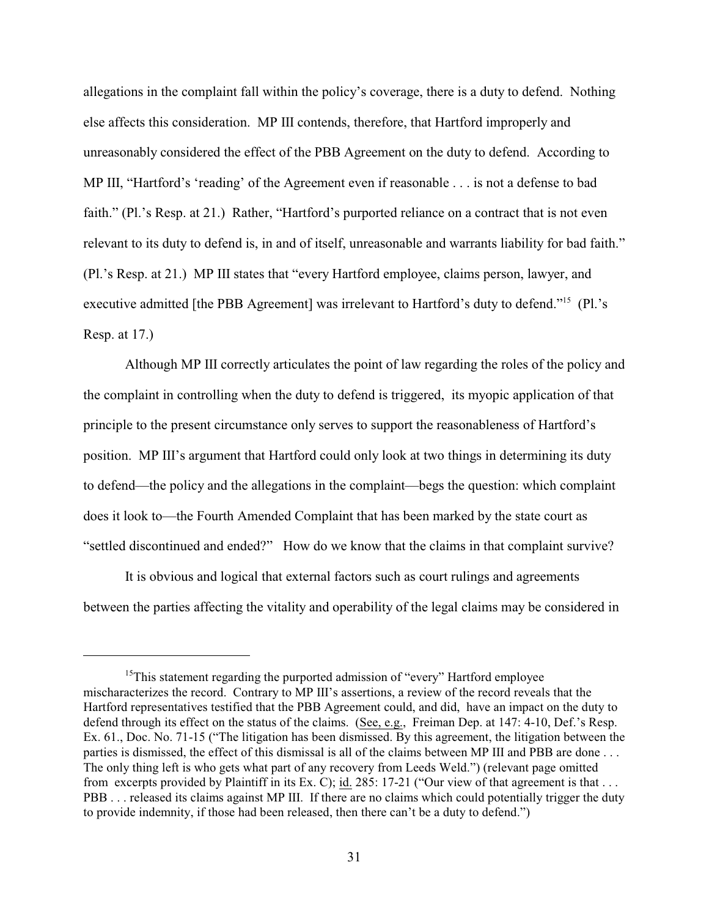allegations in the complaint fall within the policy's coverage, there is a duty to defend. Nothing else affects this consideration. MP III contends, therefore, that Hartford improperly and unreasonably considered the effect of the PBB Agreement on the duty to defend. According to MP III, "Hartford's 'reading' of the Agreement even if reasonable . . . is not a defense to bad faith." (Pl.'s Resp. at 21.) Rather, "Hartford's purported reliance on a contract that is not even relevant to its duty to defend is, in and of itself, unreasonable and warrants liability for bad faith." (Pl.'s Resp. at 21.) MP III states that "every Hartford employee, claims person, lawyer, and executive admitted [the PBB Agreement] was irrelevant to Hartford's duty to defend."[15] (Pl.'s Resp. at 17.)

Although MP III correctly articulates the point of law regarding the roles of the policy and the complaint in controlling when the duty to defend is triggered, its myopic application of that principle to the present circumstance only serves to support the reasonableness of Hartford's position. MP III's argument that Hartford could only look at two things in determining its duty to defend—the policy and the allegations in the complaint—begs the question: which complaint does it look to—the Fourth Amended Complaint that has been marked by the state court as "settled discontinued and ended?" How do we know that the claims in that complaint survive?

It is obvious and logical that external factors such as court rulings and agreements between the parties affecting the vitality and operability of the legal claims may be considered in

---

[15] This statement regarding the purported admission of "every" Hartford employee mischaracterizes the record. Contrary to MP III's assertions, a review of the record reveals that the Hartford representatives testified that the PBB Agreement could, and did, have an impact on the duty to defend through its effect on the status of the claims. (See, e.g., Freiman Dep. at 147: 4-10, Def.'s Resp. Ex. 61., Doc. No. 71-15 ("The litigation has been dismissed. By this agreement, the litigation between the parties is dismissed, the effect of this dismissal is all of the claims between MP III and PBB are done . . . The only thing left is who gets what part of any recovery from Leeds Weld.") (relevant page omitted from excerpts provided by Plaintiff in its Ex. C); id. 285: 17-21 ("Our view of that agreement is that . . . PBB . . . released its claims against MP III. If there are no claims which could potentially trigger the duty to provide indemnity, if those had been released, then there can't be a duty to defend.")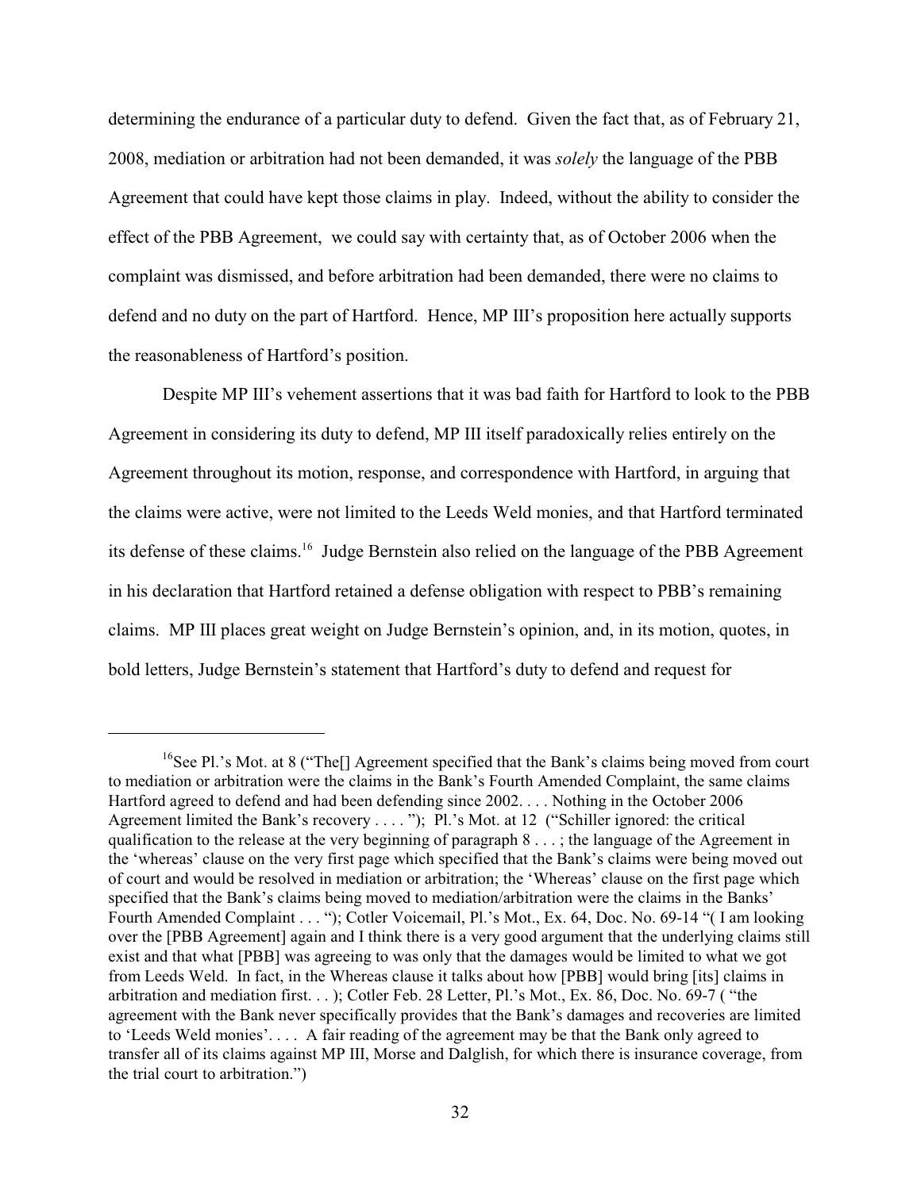determining the endurance of a particular duty to defend. Given the fact that, as of February 21, 2008, mediation or arbitration had not been demanded, it was *solely* the language of the PBB Agreement that could have kept those claims in play. Indeed, without the ability to consider the effect of the PBB Agreement, we could say with certainty that, as of October 2006 when the complaint was dismissed, and before arbitration had been demanded, there were no claims to defend and no duty on the part of Hartford. Hence, MP III's proposition here actually supports the reasonableness of Hartford's position.

Despite MP III's vehement assertions that it was bad faith for Hartford to look to the PBB Agreement in considering its duty to defend, MP III itself paradoxically relies entirely on the Agreement throughout its motion, response, and correspondence with Hartford, in arguing that the claims were active, were not limited to the Leeds Weld monies, and that Hartford terminated its defense of these claims.[16] Judge Bernstein also relied on the language of the PBB Agreement in his declaration that Hartford retained a defense obligation with respect to PBB's remaining claims. MP III places great weight on Judge Bernstein's opinion, and, in its motion, quotes, in bold letters, Judge Bernstein's statement that Hartford's duty to defend and request for

---

[16]See Pl.'s Mot. at 8 ("The[] Agreement specified that the Bank's claims being moved from court to mediation or arbitration were the claims in the Bank's Fourth Amended Complaint, the same claims Hartford agreed to defend and had been defending since 2002. . . . Nothing in the October 2006 Agreement limited the Bank's recovery . . . . "); Pl.'s Mot. at 12 ("Schiller ignored: the critical qualification to the release at the very beginning of paragraph 8 . . . ; the language of the Agreement in the 'whereas' clause on the very first page which specified that the Bank's claims were being moved out of court and would be resolved in mediation or arbitration; the 'Whereas' clause on the first page which specified that the Bank's claims being moved to mediation/arbitration were the claims in the Banks' Fourth Amended Complaint . . . "); Cotler Voicemail, Pl.'s Mot., Ex. 64, Doc. No. 69-14 "( I am looking over the [PBB Agreement] again and I think there is a very good argument that the underlying claims still exist and that what [PBB] was agreeing to was only that the damages would be limited to what we got from Leeds Weld. In fact, in the Whereas clause it talks about how [PBB] would bring [its] claims in arbitration and mediation first. . . ); Cotler Feb. 28 Letter, Pl.'s Mot., Ex. 86, Doc. No. 69-7 ( "the agreement with the Bank never specifically provides that the Bank's damages and recoveries are limited to 'Leeds Weld monies'. . . . A fair reading of the agreement may be that the Bank only agreed to transfer all of its claims against MP III, Morse and Dalglish, for which there is insurance coverage, from the trial court to arbitration.")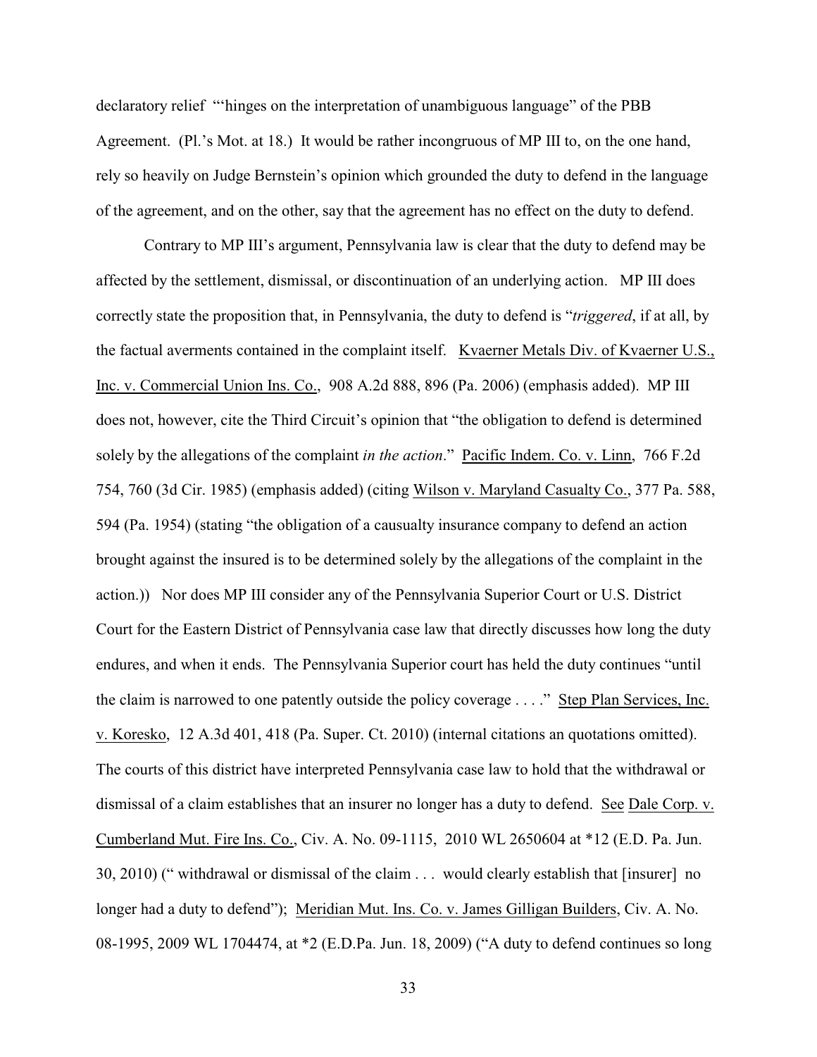declaratory relief "'hinges on the interpretation of unambiguous language" of the PBB Agreement. (Pl.'s Mot. at 18.) It would be rather incongruous of MP III to, on the one hand, rely so heavily on Judge Bernstein's opinion which grounded the duty to defend in the language of the agreement, and on the other, say that the agreement has no effect on the duty to defend.

Contrary to MP III's argument, Pennsylvania law is clear that the duty to defend may be affected by the settlement, dismissal, or discontinuation of an underlying action. MP III does correctly state the proposition that, in Pennsylvania, the duty to defend is "*triggered*, if at all, by the factual averments contained in the complaint itself. Kvaerner Metals Div. of Kvaerner U.S., Inc. v. Commercial Union Ins. Co., 908 A.2d 888, 896 (Pa. 2006) (emphasis added). MP III does not, however, cite the Third Circuit's opinion that "the obligation to defend is determined solely by the allegations of the complaint *in the action*." Pacific Indem. Co. v. Linn, 766 F.2d 754, 760 (3d Cir. 1985) (emphasis added) (citing Wilson v. Maryland Casualty Co., 377 Pa. 588, 594 (Pa. 1954) (stating "the obligation of a causualty insurance company to defend an action brought against the insured is to be determined solely by the allegations of the complaint in the action.)) Nor does MP III consider any of the Pennsylvania Superior Court or U.S. District Court for the Eastern District of Pennsylvania case law that directly discusses how long the duty endures, and when it ends. The Pennsylvania Superior court has held the duty continues "until the claim is narrowed to one patently outside the policy coverage . . . ." Step Plan Services, Inc. v. Koresko, 12 A.3d 401, 418 (Pa. Super. Ct. 2010) (internal citations an quotations omitted). The courts of this district have interpreted Pennsylvania case law to hold that the withdrawal or dismissal of a claim establishes that an insurer no longer has a duty to defend. See Dale Corp. v. Cumberland Mut. Fire Ins. Co., Civ. A. No. 09-1115, 2010 WL 2650604 at *12 (E.D. Pa. Jun. 30, 2010) (" withdrawal or dismissal of the claim . . . would clearly establish that [insurer] no longer had a duty to defend"); Meridian Mut. Ins. Co. v. James Gilligan Builders, Civ. A. No. 08-1995, 2009 WL 1704474, at *2 (E.D.Pa. Jun. 18, 2009) ("A duty to defend continues so long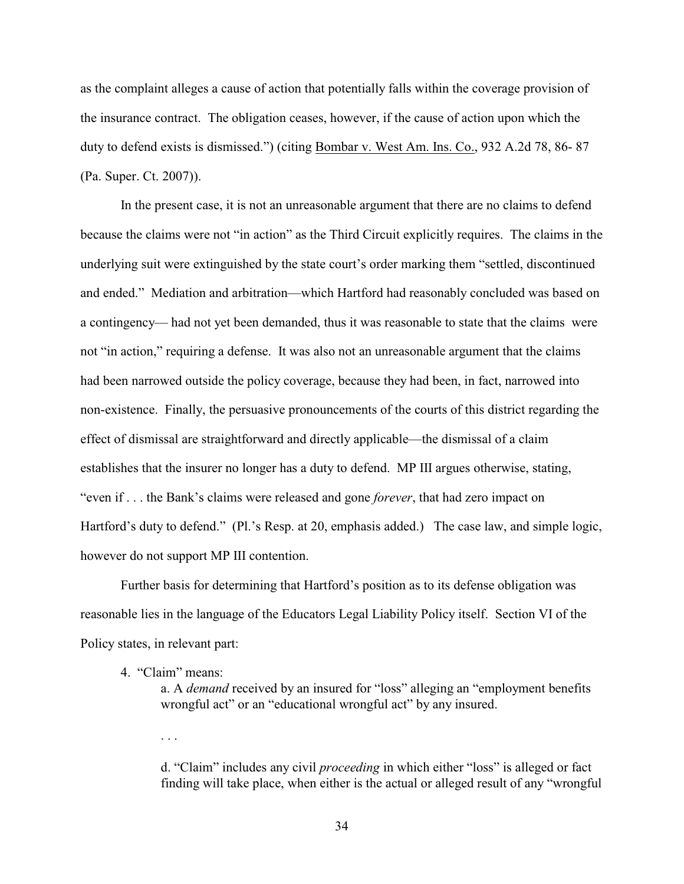as the complaint alleges a cause of action that potentially falls within the coverage provision of the insurance contract. The obligation ceases, however, if the cause of action upon which the duty to defend exists is dismissed.") (citing Bombar v. West Am. Ins. Co., 932 A.2d 78, 86- 87 (Pa. Super. Ct. 2007)).

In the present case, it is not an unreasonable argument that there are no claims to defend because the claims were not "in action" as the Third Circuit explicitly requires. The claims in the underlying suit were extinguished by the state court's order marking them "settled, discontinued and ended." Mediation and arbitration—which Hartford had reasonably concluded was based on a contingency— had not yet been demanded, thus it was reasonable to state that the claims were not "in action," requiring a defense. It was also not an unreasonable argument that the claims had been narrowed outside the policy coverage, because they had been, in fact, narrowed into non-existence. Finally, the persuasive pronouncements of the courts of this district regarding the effect of dismissal are straightforward and directly applicable—the dismissal of a claim establishes that the insurer no longer has a duty to defend. MP III argues otherwise, stating, "even if . . . the Bank's claims were released and gone *forever*, that had zero impact on Hartford's duty to defend." (Pl.'s Resp. at 20, emphasis added.) The case law, and simple logic, however do not support MP III contention.

Further basis for determining that Hartford's position as to its defense obligation was reasonable lies in the language of the Educators Legal Liability Policy itself. Section VI of the Policy states, in relevant part:

> 4. "Claim" means:
>
> a. A *demand* received by an insured for "loss" alleging an "employment benefits wrongful act" or an "educational wrongful act" by any insured.
>
> . . .
>
> d. "Claim" includes any civil *proceeding* in which either "loss" is alleged or fact finding will take place, when either is the actual or alleged result of any "wrongful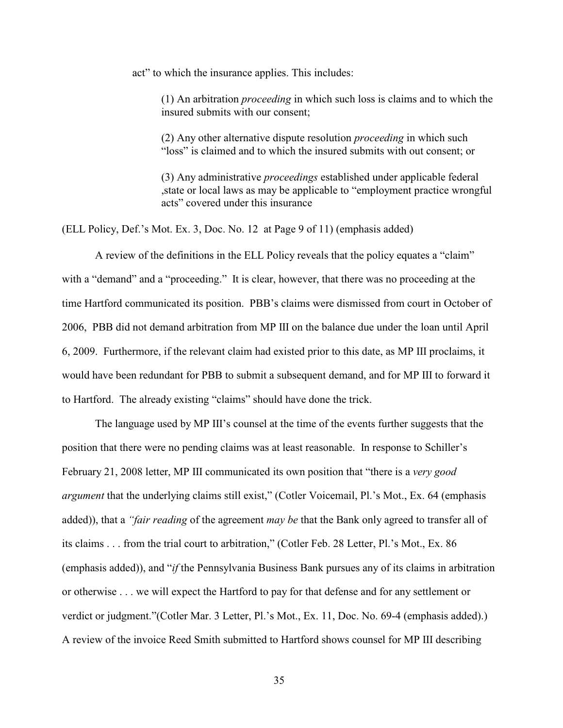act" to which the insurance applies. This includes:

> (1) An arbitration *proceeding* in which such loss is claims and to which the insured submits with our consent;
>
> (2) Any other alternative dispute resolution *proceeding* in which such "loss" is claimed and to which the insured submits with out consent; or
>
> (3) Any administrative *proceedings* established under applicable federal ,state or local laws as may be applicable to "employment practice wrongful acts" covered under this insurance

(ELL Policy, Def.'s Mot. Ex. 3, Doc. No. 12 at Page 9 of 11) (emphasis added)

A review of the definitions in the ELL Policy reveals that the policy equates a "claim" with a "demand" and a "proceeding." It is clear, however, that there was no proceeding at the time Hartford communicated its position. PBB's claims were dismissed from court in October of 2006, PBB did not demand arbitration from MP III on the balance due under the loan until April 6, 2009. Furthermore, if the relevant claim had existed prior to this date, as MP III proclaims, it would have been redundant for PBB to submit a subsequent demand, and for MP III to forward it to Hartford. The already existing "claims" should have done the trick.

The language used by MP III's counsel at the time of the events further suggests that the position that there were no pending claims was at least reasonable. In response to Schiller's February 21, 2008 letter, MP III communicated its own position that "there is a *very good argument* that the underlying claims still exist," (Cotler Voicemail, Pl.'s Mot., Ex. 64 (emphasis added)), that a *"fair reading* of the agreement *may be* that the Bank only agreed to transfer all of its claims . . . from the trial court to arbitration," (Cotler Feb. 28 Letter, Pl.'s Mot., Ex. 86 (emphasis added)), and "*if* the Pennsylvania Business Bank pursues any of its claims in arbitration or otherwise . . . we will expect the Hartford to pay for that defense and for any settlement or verdict or judgment."(Cotler Mar. 3 Letter, Pl.'s Mot., Ex. 11, Doc. No. 69-4 (emphasis added).) A review of the invoice Reed Smith submitted to Hartford shows counsel for MP III describing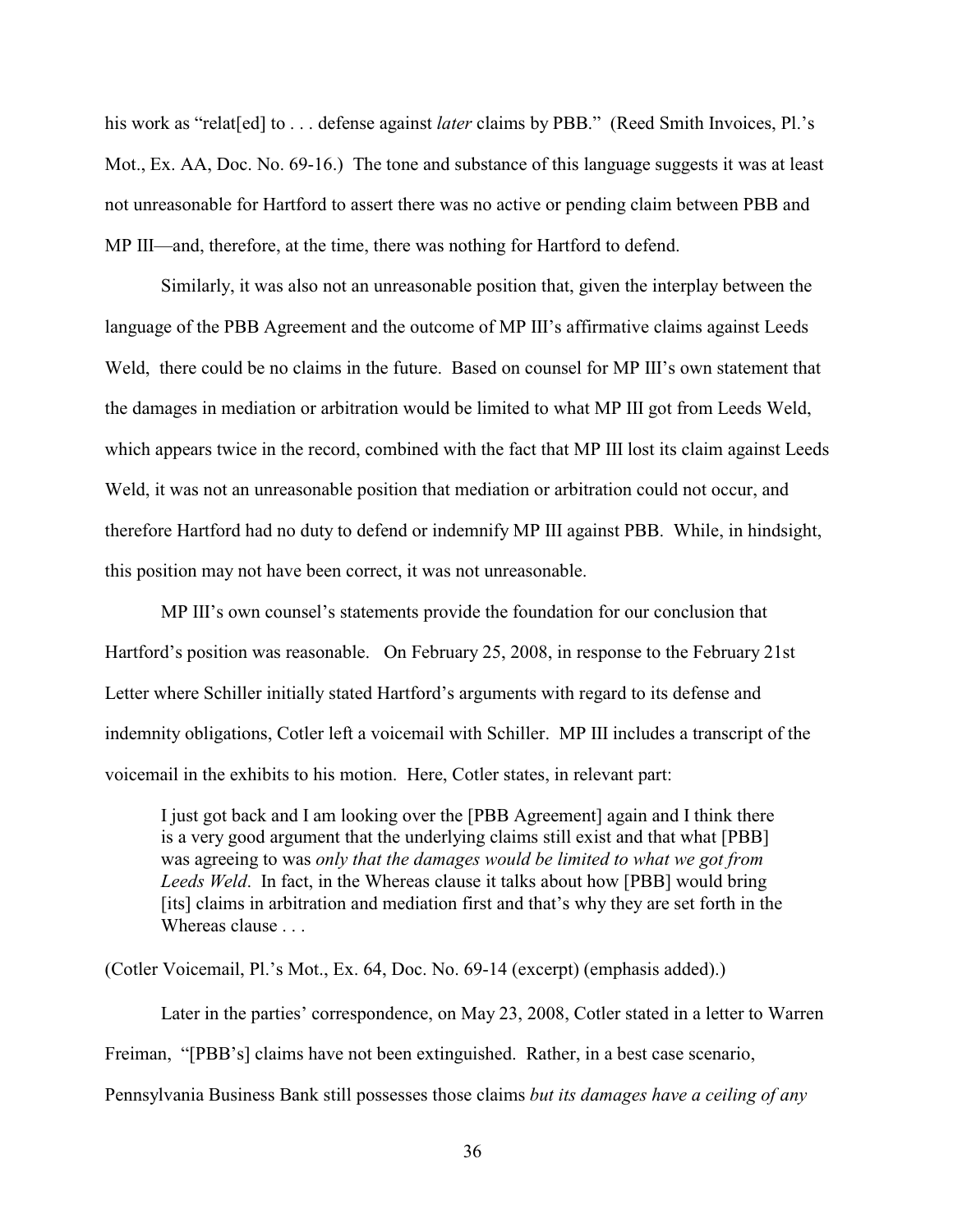his work as "relat[ed] to . . . defense against *later* claims by PBB." (Reed Smith Invoices, Pl.'s Mot., Ex. AA, Doc. No. 69-16.) The tone and substance of this language suggests it was at least not unreasonable for Hartford to assert there was no active or pending claim between PBB and MP III—and, therefore, at the time, there was nothing for Hartford to defend.

Similarly, it was also not an unreasonable position that, given the interplay between the language of the PBB Agreement and the outcome of MP III's affirmative claims against Leeds Weld, there could be no claims in the future. Based on counsel for MP III's own statement that the damages in mediation or arbitration would be limited to what MP III got from Leeds Weld, which appears twice in the record, combined with the fact that MP III lost its claim against Leeds Weld, it was not an unreasonable position that mediation or arbitration could not occur, and therefore Hartford had no duty to defend or indemnify MP III against PBB. While, in hindsight, this position may not have been correct, it was not unreasonable.

MP III's own counsel's statements provide the foundation for our conclusion that Hartford's position was reasonable. On February 25, 2008, in response to the February 21st Letter where Schiller initially stated Hartford's arguments with regard to its defense and indemnity obligations, Cotler left a voicemail with Schiller. MP III includes a transcript of the voicemail in the exhibits to his motion. Here, Cotler states, in relevant part:

> I just got back and I am looking over the [PBB Agreement] again and I think there is a very good argument that the underlying claims still exist and that what [PBB] was agreeing to was *only that the damages would be limited to what we got from Leeds Weld*. In fact, in the Whereas clause it talks about how [PBB] would bring [its] claims in arbitration and mediation first and that's why they are set forth in the Whereas clause . . .

(Cotler Voicemail, Pl.'s Mot., Ex. 64, Doc. No. 69-14 (excerpt) (emphasis added).)

Later in the parties' correspondence, on May 23, 2008, Cotler stated in a letter to Warren Freiman, "[PBB's] claims have not been extinguished. Rather, in a best case scenario, Pennsylvania Business Bank still possesses those claims *but its damages have a ceiling of any*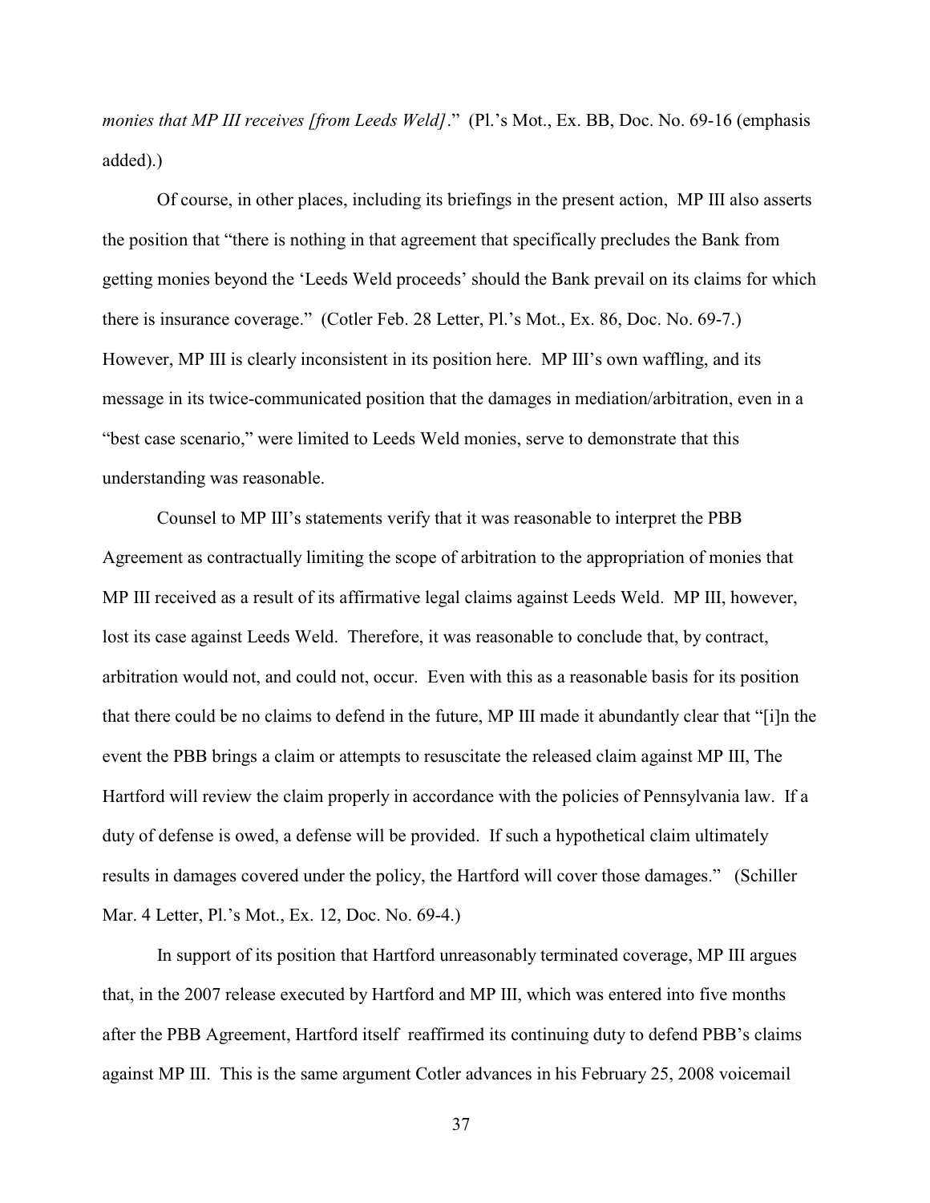*monies that MP III receives [from Leeds Weld]*." (Pl.'s Mot., Ex. BB, Doc. No. 69-16 (emphasis added).)

Of course, in other places, including its briefings in the present action, MP III also asserts the position that "there is nothing in that agreement that specifically precludes the Bank from getting monies beyond the 'Leeds Weld proceeds' should the Bank prevail on its claims for which there is insurance coverage." (Cotler Feb. 28 Letter, Pl.'s Mot., Ex. 86, Doc. No. 69-7.) However, MP III is clearly inconsistent in its position here. MP III's own waffling, and its message in its twice-communicated position that the damages in mediation/arbitration, even in a "best case scenario," were limited to Leeds Weld monies, serve to demonstrate that this understanding was reasonable.

Counsel to MP III's statements verify that it was reasonable to interpret the PBB Agreement as contractually limiting the scope of arbitration to the appropriation of monies that MP III received as a result of its affirmative legal claims against Leeds Weld. MP III, however, lost its case against Leeds Weld. Therefore, it was reasonable to conclude that, by contract, arbitration would not, and could not, occur. Even with this as a reasonable basis for its position that there could be no claims to defend in the future, MP III made it abundantly clear that "[i]n the event the PBB brings a claim or attempts to resuscitate the released claim against MP III, The Hartford will review the claim properly in accordance with the policies of Pennsylvania law. If a duty of defense is owed, a defense will be provided. If such a hypothetical claim ultimately results in damages covered under the policy, the Hartford will cover those damages." (Schiller Mar. 4 Letter, Pl.'s Mot., Ex. 12, Doc. No. 69-4.)

In support of its position that Hartford unreasonably terminated coverage, MP III argues that, in the 2007 release executed by Hartford and MP III, which was entered into five months after the PBB Agreement, Hartford itself reaffirmed its continuing duty to defend PBB's claims against MP III. This is the same argument Cotler advances in his February 25, 2008 voicemail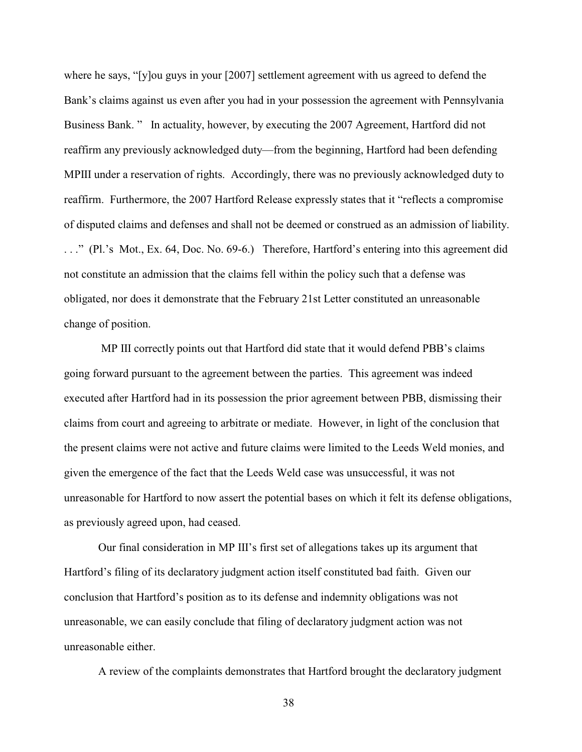where he says, "[y]ou guys in your [2007] settlement agreement with us agreed to defend the Bank's claims against us even after you had in your possession the agreement with Pennsylvania Business Bank. " In actuality, however, by executing the 2007 Agreement, Hartford did not reaffirm any previously acknowledged duty—from the beginning, Hartford had been defending MPIII under a reservation of rights. Accordingly, there was no previously acknowledged duty to reaffirm. Furthermore, the 2007 Hartford Release expressly states that it "reflects a compromise of disputed claims and defenses and shall not be deemed or construed as an admission of liability. . . ." (Pl.'s Mot., Ex. 64, Doc. No. 69-6.) Therefore, Hartford's entering into this agreement did not constitute an admission that the claims fell within the policy such that a defense was obligated, nor does it demonstrate that the February 21st Letter constituted an unreasonable change of position.

MP III correctly points out that Hartford did state that it would defend PBB's claims going forward pursuant to the agreement between the parties. This agreement was indeed executed after Hartford had in its possession the prior agreement between PBB, dismissing their claims from court and agreeing to arbitrate or mediate. However, in light of the conclusion that the present claims were not active and future claims were limited to the Leeds Weld monies, and given the emergence of the fact that the Leeds Weld case was unsuccessful, it was not unreasonable for Hartford to now assert the potential bases on which it felt its defense obligations, as previously agreed upon, had ceased.

Our final consideration in MP III's first set of allegations takes up its argument that Hartford's filing of its declaratory judgment action itself constituted bad faith. Given our conclusion that Hartford's position as to its defense and indemnity obligations was not unreasonable, we can easily conclude that filing of declaratory judgment action was not unreasonable either.

A review of the complaints demonstrates that Hartford brought the declaratory judgment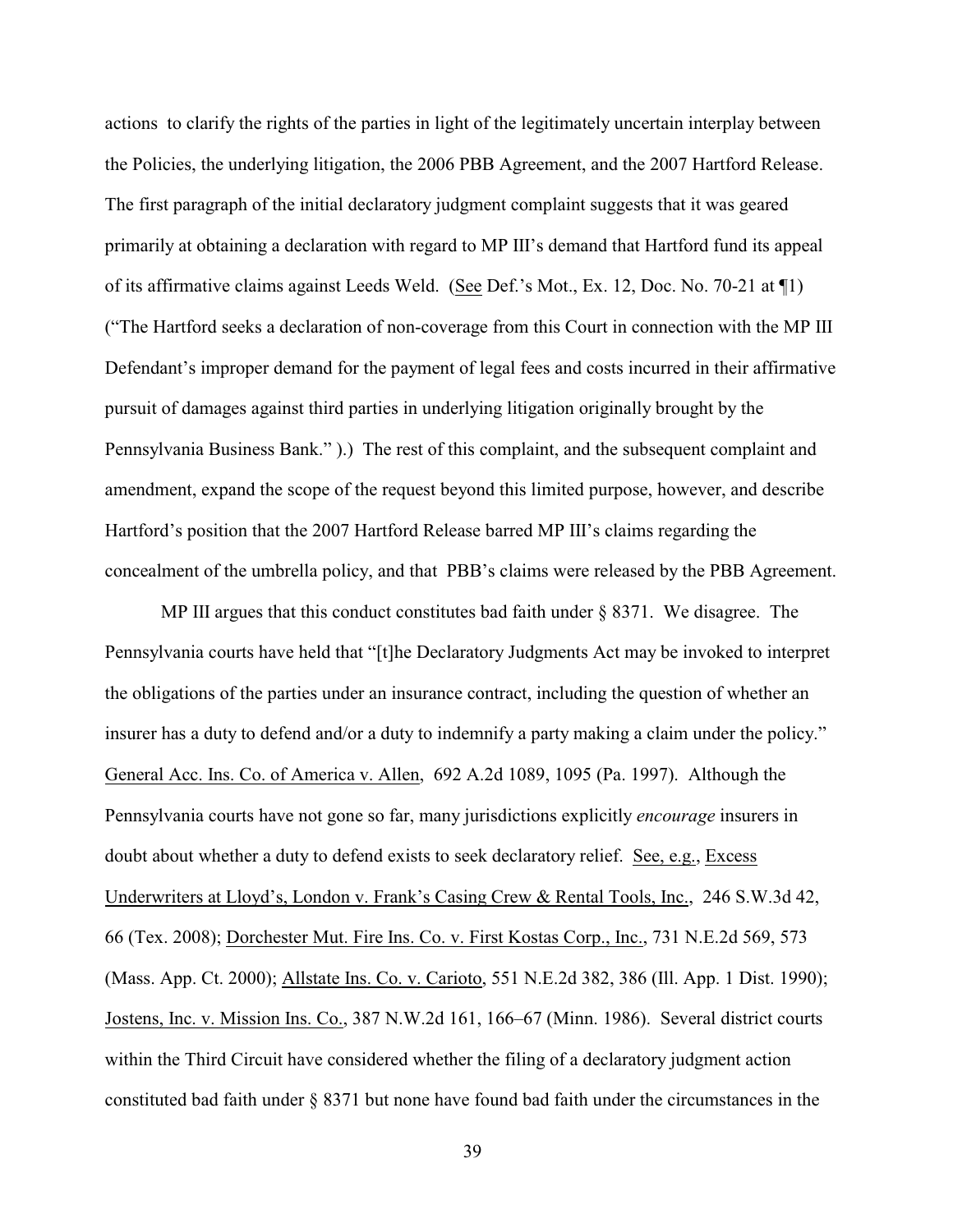actions to clarify the rights of the parties in light of the legitimately uncertain interplay between the Policies, the underlying litigation, the 2006 PBB Agreement, and the 2007 Hartford Release. The first paragraph of the initial declaratory judgment complaint suggests that it was geared primarily at obtaining a declaration with regard to MP III's demand that Hartford fund its appeal of its affirmative claims against Leeds Weld. (See Def.'s Mot., Ex. 12, Doc. No. 70-21 at ¶1) ("The Hartford seeks a declaration of non-coverage from this Court in connection with the MP III Defendant's improper demand for the payment of legal fees and costs incurred in their affirmative pursuit of damages against third parties in underlying litigation originally brought by the Pennsylvania Business Bank." ).) The rest of this complaint, and the subsequent complaint and amendment, expand the scope of the request beyond this limited purpose, however, and describe Hartford's position that the 2007 Hartford Release barred MP III's claims regarding the concealment of the umbrella policy, and that PBB's claims were released by the PBB Agreement.

MP III argues that this conduct constitutes bad faith under § 8371. We disagree. The Pennsylvania courts have held that "[t]he Declaratory Judgments Act may be invoked to interpret the obligations of the parties under an insurance contract, including the question of whether an insurer has a duty to defend and/or a duty to indemnify a party making a claim under the policy." General Acc. Ins. Co. of America v. Allen, 692 A.2d 1089, 1095 (Pa. 1997). Although the Pennsylvania courts have not gone so far, many jurisdictions explicitly *encourage* insurers in doubt about whether a duty to defend exists to seek declaratory relief. See, e.g., Excess Underwriters at Lloyd's, London v. Frank's Casing Crew & Rental Tools, Inc., 246 S.W.3d 42, 66 (Tex. 2008); Dorchester Mut. Fire Ins. Co. v. First Kostas Corp., Inc., 731 N.E.2d 569, 573 (Mass. App. Ct. 2000); Allstate Ins. Co. v. Carioto, 551 N.E.2d 382, 386 (Ill. App. 1 Dist. 1990); Jostens, Inc. v. Mission Ins. Co., 387 N.W.2d 161, 166–67 (Minn. 1986). Several district courts within the Third Circuit have considered whether the filing of a declaratory judgment action constituted bad faith under § 8371 but none have found bad faith under the circumstances in the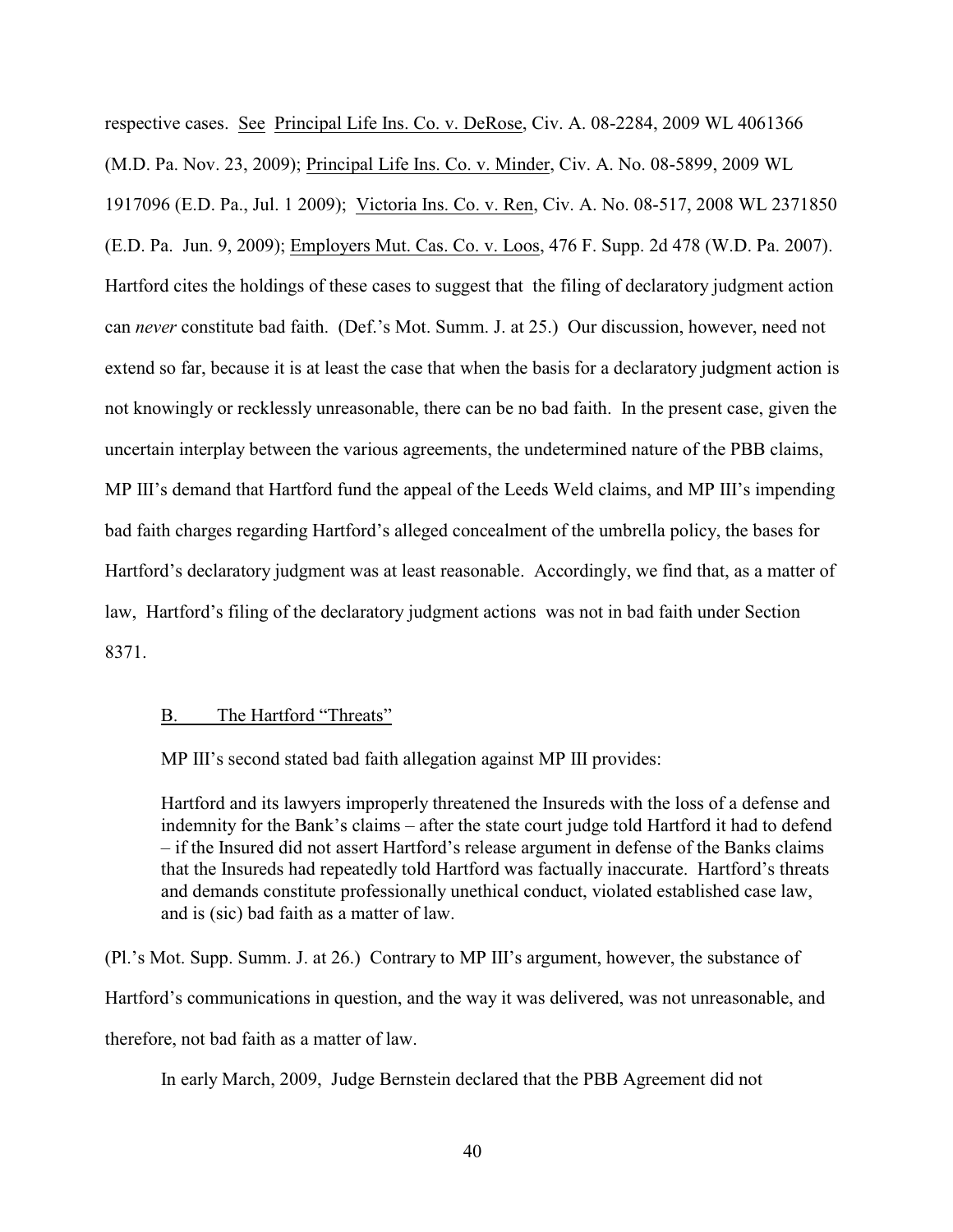respective cases. See Principal Life Ins. Co. v. DeRose, Civ. A. 08-2284, 2009 WL 4061366 (M.D. Pa. Nov. 23, 2009); Principal Life Ins. Co. v. Minder, Civ. A. No. 08-5899, 2009 WL 1917096 (E.D. Pa., Jul. 1 2009); Victoria Ins. Co. v. Ren, Civ. A. No. 08-517, 2008 WL 2371850 (E.D. Pa. Jun. 9, 2009); Employers Mut. Cas. Co. v. Loos, 476 F. Supp. 2d 478 (W.D. Pa. 2007). Hartford cites the holdings of these cases to suggest that the filing of declaratory judgment action can *never* constitute bad faith. (Def.'s Mot. Summ. J. at 25.) Our discussion, however, need not extend so far, because it is at least the case that when the basis for a declaratory judgment action is not knowingly or recklessly unreasonable, there can be no bad faith. In the present case, given the uncertain interplay between the various agreements, the undetermined nature of the PBB claims, MP III's demand that Hartford fund the appeal of the Leeds Weld claims, and MP III's impending bad faith charges regarding Hartford's alleged concealment of the umbrella policy, the bases for Hartford's declaratory judgment was at least reasonable. Accordingly, we find that, as a matter of law, Hartford's filing of the declaratory judgment actions was not in bad faith under Section 8371.

### B. The Hartford "Threats"

MP III's second stated bad faith allegation against MP III provides:

> Hartford and its lawyers improperly threatened the Insureds with the loss of a defense and indemnity for the Bank's claims – after the state court judge told Hartford it had to defend – if the Insured did not assert Hartford's release argument in defense of the Banks claims that the Insureds had repeatedly told Hartford was factually inaccurate. Hartford's threats and demands constitute professionally unethical conduct, violated established case law, and is (sic) bad faith as a matter of law.

(Pl.'s Mot. Supp. Summ. J. at 26.) Contrary to MP III's argument, however, the substance of Hartford's communications in question, and the way it was delivered, was not unreasonable, and therefore, not bad faith as a matter of law.

In early March, 2009, Judge Bernstein declared that the PBB Agreement did not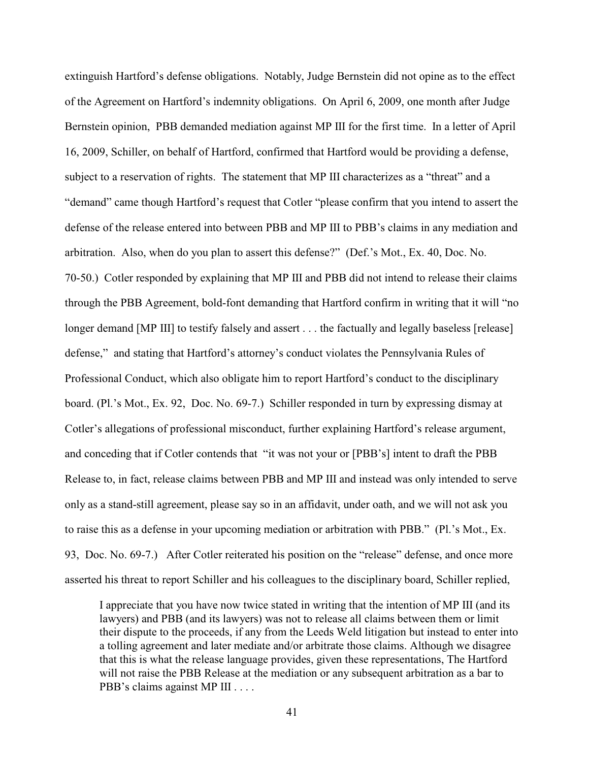extinguish Hartford's defense obligations. Notably, Judge Bernstein did not opine as to the effect of the Agreement on Hartford's indemnity obligations. On April 6, 2009, one month after Judge Bernstein opinion, PBB demanded mediation against MP III for the first time. In a letter of April 16, 2009, Schiller, on behalf of Hartford, confirmed that Hartford would be providing a defense, subject to a reservation of rights. The statement that MP III characterizes as a "threat" and a "demand" came though Hartford's request that Cotler "please confirm that you intend to assert the defense of the release entered into between PBB and MP III to PBB's claims in any mediation and arbitration. Also, when do you plan to assert this defense?" (Def.'s Mot., Ex. 40, Doc. No. 70-50.) Cotler responded by explaining that MP III and PBB did not intend to release their claims through the PBB Agreement, bold-font demanding that Hartford confirm in writing that it will "no longer demand [MP III] to testify falsely and assert . . . the factually and legally baseless [release] defense," and stating that Hartford's attorney's conduct violates the Pennsylvania Rules of Professional Conduct, which also obligate him to report Hartford's conduct to the disciplinary board. (Pl.'s Mot., Ex. 92, Doc. No. 69-7.) Schiller responded in turn by expressing dismay at Cotler's allegations of professional misconduct, further explaining Hartford's release argument, and conceding that if Cotler contends that "it was not your or [PBB's] intent to draft the PBB Release to, in fact, release claims between PBB and MP III and instead was only intended to serve only as a stand-still agreement, please say so in an affidavit, under oath, and we will not ask you to raise this as a defense in your upcoming mediation or arbitration with PBB." (Pl.'s Mot., Ex. 93, Doc. No. 69-7.) After Cotler reiterated his position on the "release" defense, and once more asserted his threat to report Schiller and his colleagues to the disciplinary board, Schiller replied,

> I appreciate that you have now twice stated in writing that the intention of MP III (and its lawyers) and PBB (and its lawyers) was not to release all claims between them or limit their dispute to the proceeds, if any from the Leeds Weld litigation but instead to enter into a tolling agreement and later mediate and/or arbitrate those claims. Although we disagree that this is what the release language provides, given these representations, The Hartford will not raise the PBB Release at the mediation or any subsequent arbitration as a bar to PBB's claims against MP III . . . .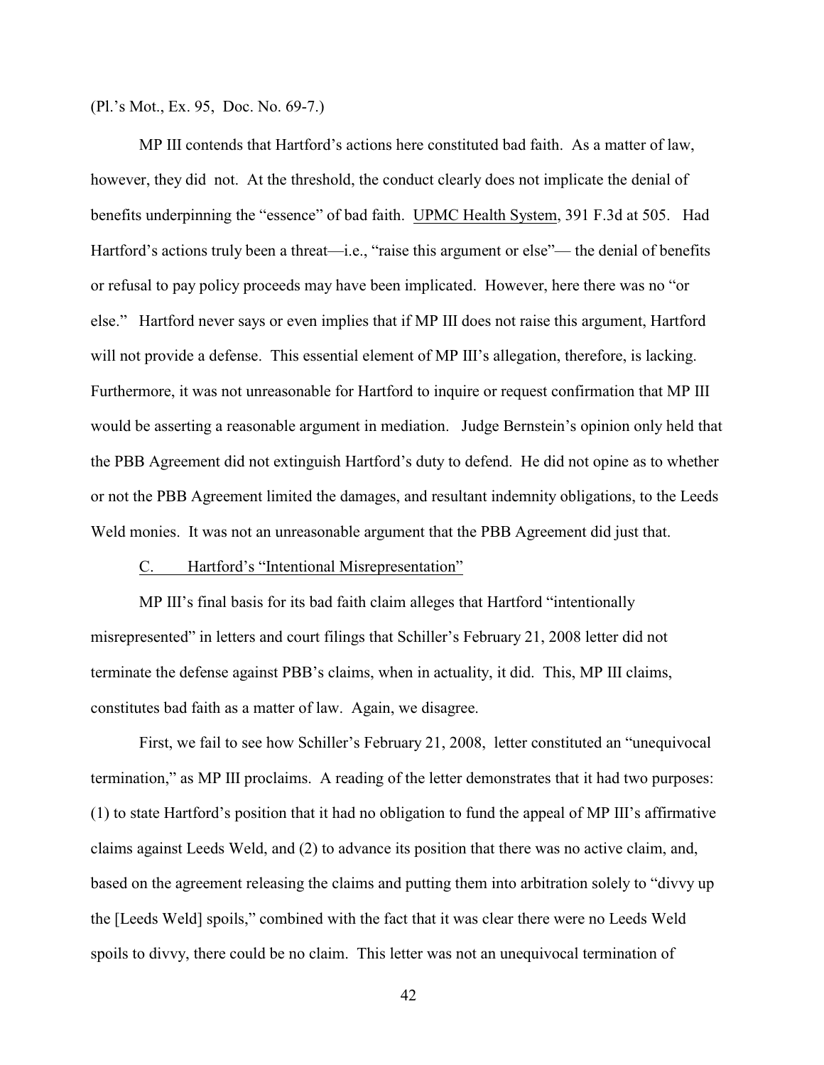(Pl.'s Mot., Ex. 95, Doc. No. 69-7.)

MP III contends that Hartford's actions here constituted bad faith. As a matter of law, however, they did not. At the threshold, the conduct clearly does not implicate the denial of benefits underpinning the "essence" of bad faith. UPMC Health System, 391 F.3d at 505. Had Hartford's actions truly been a threat—i.e., "raise this argument or else"— the denial of benefits or refusal to pay policy proceeds may have been implicated. However, here there was no "or else." Hartford never says or even implies that if MP III does not raise this argument, Hartford will not provide a defense. This essential element of MP III's allegation, therefore, is lacking. Furthermore, it was not unreasonable for Hartford to inquire or request confirmation that MP III would be asserting a reasonable argument in mediation. Judge Bernstein's opinion only held that the PBB Agreement did not extinguish Hartford's duty to defend. He did not opine as to whether or not the PBB Agreement limited the damages, and resultant indemnity obligations, to the Leeds Weld monies. It was not an unreasonable argument that the PBB Agreement did just that.

C. Hartford's "Intentional Misrepresentation"

MP III's final basis for its bad faith claim alleges that Hartford "intentionally misrepresented" in letters and court filings that Schiller's February 21, 2008 letter did not terminate the defense against PBB's claims, when in actuality, it did. This, MP III claims, constitutes bad faith as a matter of law. Again, we disagree.

First, we fail to see how Schiller's February 21, 2008, letter constituted an "unequivocal termination," as MP III proclaims. A reading of the letter demonstrates that it had two purposes: (1) to state Hartford's position that it had no obligation to fund the appeal of MP III's affirmative claims against Leeds Weld, and (2) to advance its position that there was no active claim, and, based on the agreement releasing the claims and putting them into arbitration solely to "divvy up the [Leeds Weld] spoils," combined with the fact that it was clear there were no Leeds Weld spoils to divvy, there could be no claim. This letter was not an unequivocal termination of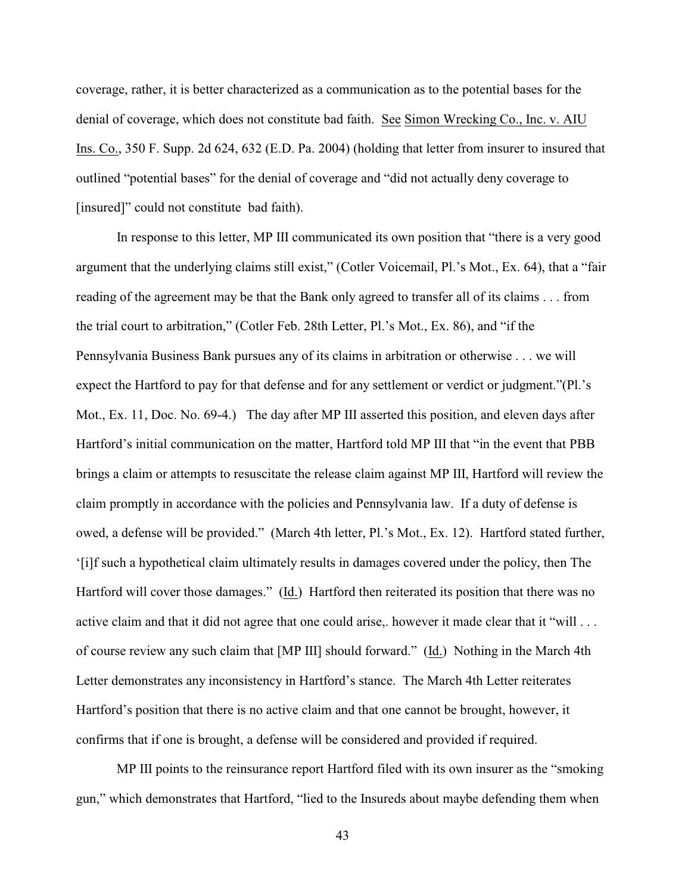coverage, rather, it is better characterized as a communication as to the potential bases for the denial of coverage, which does not constitute bad faith. See Simon Wrecking Co., Inc. v. AIU Ins. Co., 350 F. Supp. 2d 624, 632 (E.D. Pa. 2004) (holding that letter from insurer to insured that outlined "potential bases" for the denial of coverage and "did not actually deny coverage to [insured]" could not constitute bad faith).

In response to this letter, MP III communicated its own position that "there is a very good argument that the underlying claims still exist," (Cotler Voicemail, Pl.'s Mot., Ex. 64), that a "fair reading of the agreement may be that the Bank only agreed to transfer all of its claims . . . from the trial court to arbitration," (Cotler Feb. 28th Letter, Pl.'s Mot., Ex. 86), and "if the Pennsylvania Business Bank pursues any of its claims in arbitration or otherwise . . . we will expect the Hartford to pay for that defense and for any settlement or verdict or judgment."(Pl.'s Mot., Ex. 11, Doc. No. 69-4.) The day after MP III asserted this position, and eleven days after Hartford's initial communication on the matter, Hartford told MP III that "in the event that PBB brings a claim or attempts to resuscitate the release claim against MP III, Hartford will review the claim promptly in accordance with the policies and Pennsylvania law. If a duty of defense is owed, a defense will be provided." (March 4th letter, Pl.'s Mot., Ex. 12). Hartford stated further, '[i]f such a hypothetical claim ultimately results in damages covered under the policy, then The Hartford will cover those damages." (Id.) Hartford then reiterated its position that there was no active claim and that it did not agree that one could arise,. however it made clear that it "will . . . of course review any such claim that [MP III] should forward." (Id.) Nothing in the March 4th Letter demonstrates any inconsistency in Hartford's stance. The March 4th Letter reiterates Hartford's position that there is no active claim and that one cannot be brought, however, it confirms that if one is brought, a defense will be considered and provided if required.

MP III points to the reinsurance report Hartford filed with its own insurer as the "smoking gun," which demonstrates that Hartford, "lied to the Insureds about maybe defending them when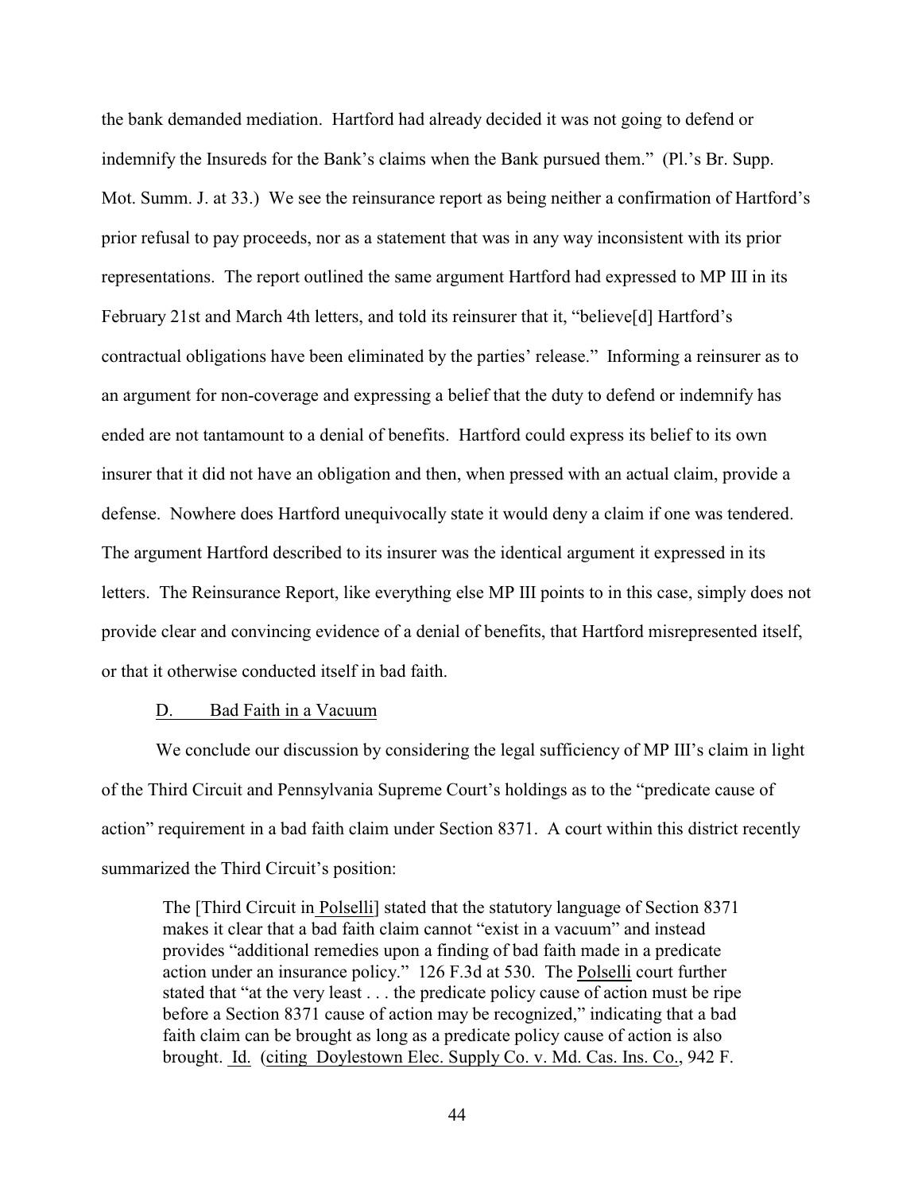the bank demanded mediation. Hartford had already decided it was not going to defend or indemnify the Insureds for the Bank's claims when the Bank pursued them." (Pl.'s Br. Supp. Mot. Summ. J. at 33.) We see the reinsurance report as being neither a confirmation of Hartford's prior refusal to pay proceeds, nor as a statement that was in any way inconsistent with its prior representations. The report outlined the same argument Hartford had expressed to MP III in its February 21st and March 4th letters, and told its reinsurer that it, "believe[d] Hartford's contractual obligations have been eliminated by the parties' release." Informing a reinsurer as to an argument for non-coverage and expressing a belief that the duty to defend or indemnify has ended are not tantamount to a denial of benefits. Hartford could express its belief to its own insurer that it did not have an obligation and then, when pressed with an actual claim, provide a defense. Nowhere does Hartford unequivocally state it would deny a claim if one was tendered. The argument Hartford described to its insurer was the identical argument it expressed in its letters. The Reinsurance Report, like everything else MP III points to in this case, simply does not provide clear and convincing evidence of a denial of benefits, that Hartford misrepresented itself, or that it otherwise conducted itself in bad faith.

D. Bad Faith in a Vacuum

We conclude our discussion by considering the legal sufficiency of MP III's claim in light of the Third Circuit and Pennsylvania Supreme Court's holdings as to the "predicate cause of action" requirement in a bad faith claim under Section 8371. A court within this district recently summarized the Third Circuit's position:

> The [Third Circuit in Polselli] stated that the statutory language of Section 8371 makes it clear that a bad faith claim cannot "exist in a vacuum" and instead provides "additional remedies upon a finding of bad faith made in a predicate action under an insurance policy." 126 F.3d at 530. The Polselli court further stated that "at the very least . . . the predicate policy cause of action must be ripe before a Section 8371 cause of action may be recognized," indicating that a bad faith claim can be brought as long as a predicate policy cause of action is also brought. Id. (citing Doylestown Elec. Supply Co. v. Md. Cas. Ins. Co., 942 F.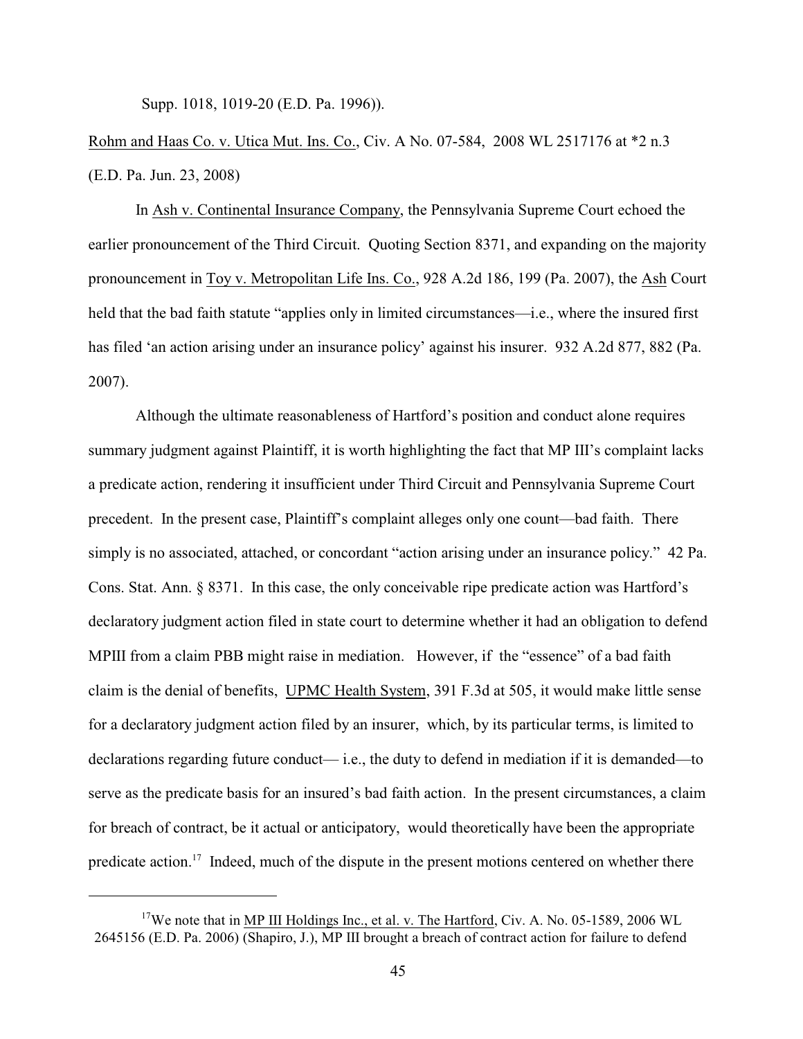Supp. 1018, 1019-20 (E.D. Pa. 1996)).

Rohm and Haas Co. v. Utica Mut. Ins. Co., Civ. A No. 07-584, 2008 WL 2517176 at *2 n.3 (E.D. Pa. Jun. 23, 2008)

In Ash v. Continental Insurance Company, the Pennsylvania Supreme Court echoed the earlier pronouncement of the Third Circuit. Quoting Section 8371, and expanding on the majority pronouncement in Toy v. Metropolitan Life Ins. Co., 928 A.2d 186, 199 (Pa. 2007), the Ash Court held that the bad faith statute "applies only in limited circumstances—i.e., where the insured first has filed 'an action arising under an insurance policy' against his insurer. 932 A.2d 877, 882 (Pa. 2007).

Although the ultimate reasonableness of Hartford's position and conduct alone requires summary judgment against Plaintiff, it is worth highlighting the fact that MP III's complaint lacks a predicate action, rendering it insufficient under Third Circuit and Pennsylvania Supreme Court precedent. In the present case, Plaintiff's complaint alleges only one count—bad faith. There simply is no associated, attached, or concordant "action arising under an insurance policy." 42 Pa. Cons. Stat. Ann. § 8371. In this case, the only conceivable ripe predicate action was Hartford's declaratory judgment action filed in state court to determine whether it had an obligation to defend MPIII from a claim PBB might raise in mediation. However, if the "essence" of a bad faith claim is the denial of benefits, UPMC Health System, 391 F.3d at 505, it would make little sense for a declaratory judgment action filed by an insurer, which, by its particular terms, is limited to declarations regarding future conduct— i.e., the duty to defend in mediation if it is demanded—to serve as the predicate basis for an insured's bad faith action. In the present circumstances, a claim for breach of contract, be it actual or anticipatory, would theoretically have been the appropriate predicate action.[17] Indeed, much of the dispute in the present motions centered on whether there

[17] We note that in MP III Holdings Inc., et al. v. The Hartford, Civ. A. No. 05-1589, 2006 WL 2645156 (E.D. Pa. 2006) (Shapiro, J.), MP III brought a breach of contract action for failure to defend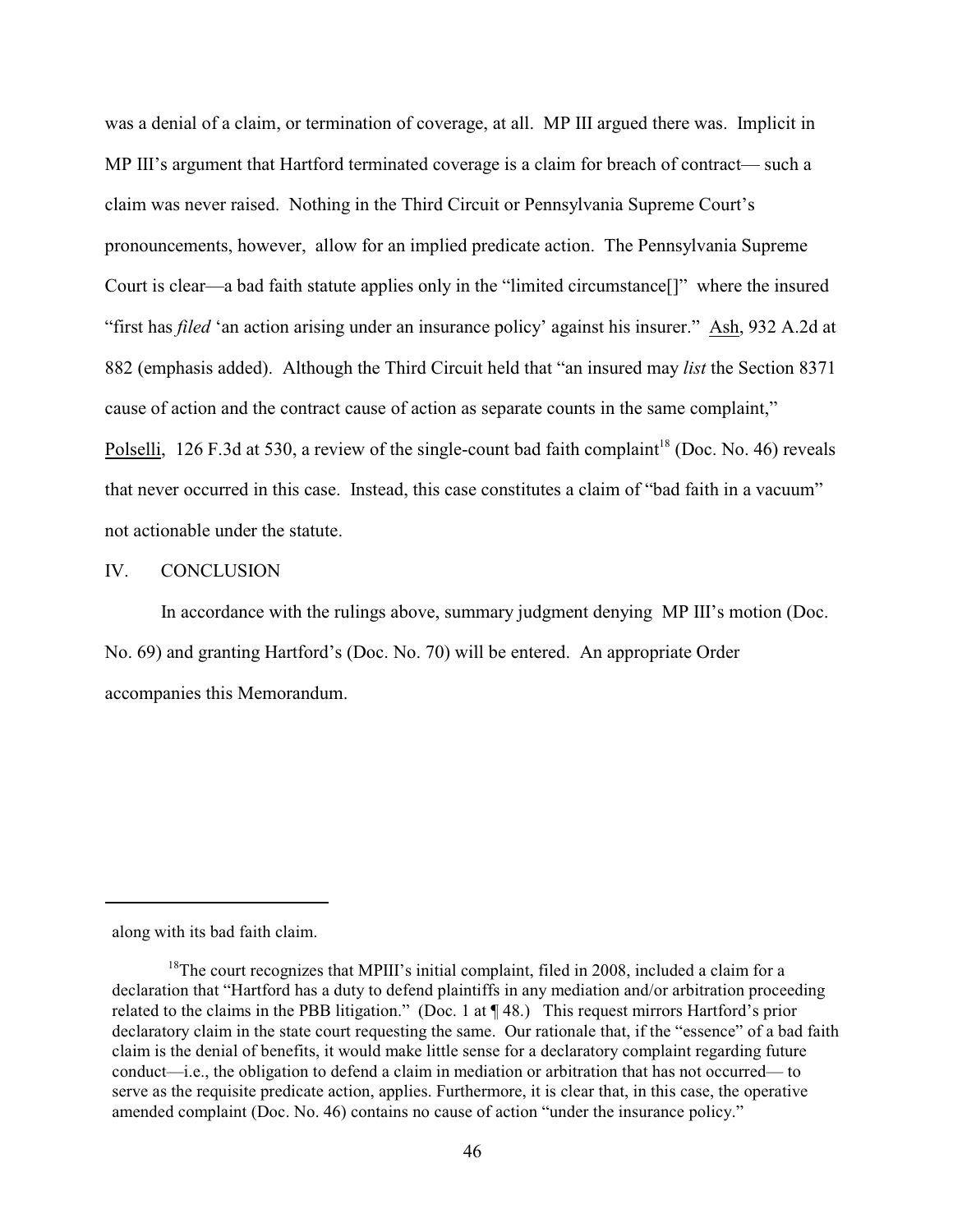was a denial of a claim, or termination of coverage, at all. MP III argued there was. Implicit in MP III's argument that Hartford terminated coverage is a claim for breach of contract— such a claim was never raised. Nothing in the Third Circuit or Pennsylvania Supreme Court's pronouncements, however, allow for an implied predicate action. The Pennsylvania Supreme Court is clear—a bad faith statute applies only in the "limited circumstance[]" where the insured "first has *filed* 'an action arising under an insurance policy' against his insurer." Ash, 932 A.2d at 882 (emphasis added). Although the Third Circuit held that "an insured may *list* the Section 8371 cause of action and the contract cause of action as separate counts in the same complaint," Polselli, 126 F.3d at 530, a review of the single-count bad faith complaint[18] (Doc. No. 46) reveals that never occurred in this case. Instead, this case constitutes a claim of "bad faith in a vacuum" not actionable under the statute.

## IV. CONCLUSION

In accordance with the rulings above, summary judgment denying MP III's motion (Doc. No. 69) and granting Hartford's (Doc. No. 70) will be entered. An appropriate Order accompanies this Memorandum.

---

along with its bad faith claim.

[18]The court recognizes that MPIII's initial complaint, filed in 2008, included a claim for a declaration that "Hartford has a duty to defend plaintiffs in any mediation and/or arbitration proceeding related to the claims in the PBB litigation." (Doc. 1 at ¶ 48.) This request mirrors Hartford's prior declaratory claim in the state court requesting the same. Our rationale that, if the "essence" of a bad faith claim is the denial of benefits, it would make little sense for a declaratory complaint regarding future conduct—i.e., the obligation to defend a claim in mediation or arbitration that has not occurred— to serve as the requisite predicate action, applies. Furthermore, it is clear that, in this case, the operative amended complaint (Doc. No. 46) contains no cause of action "under the insurance policy."